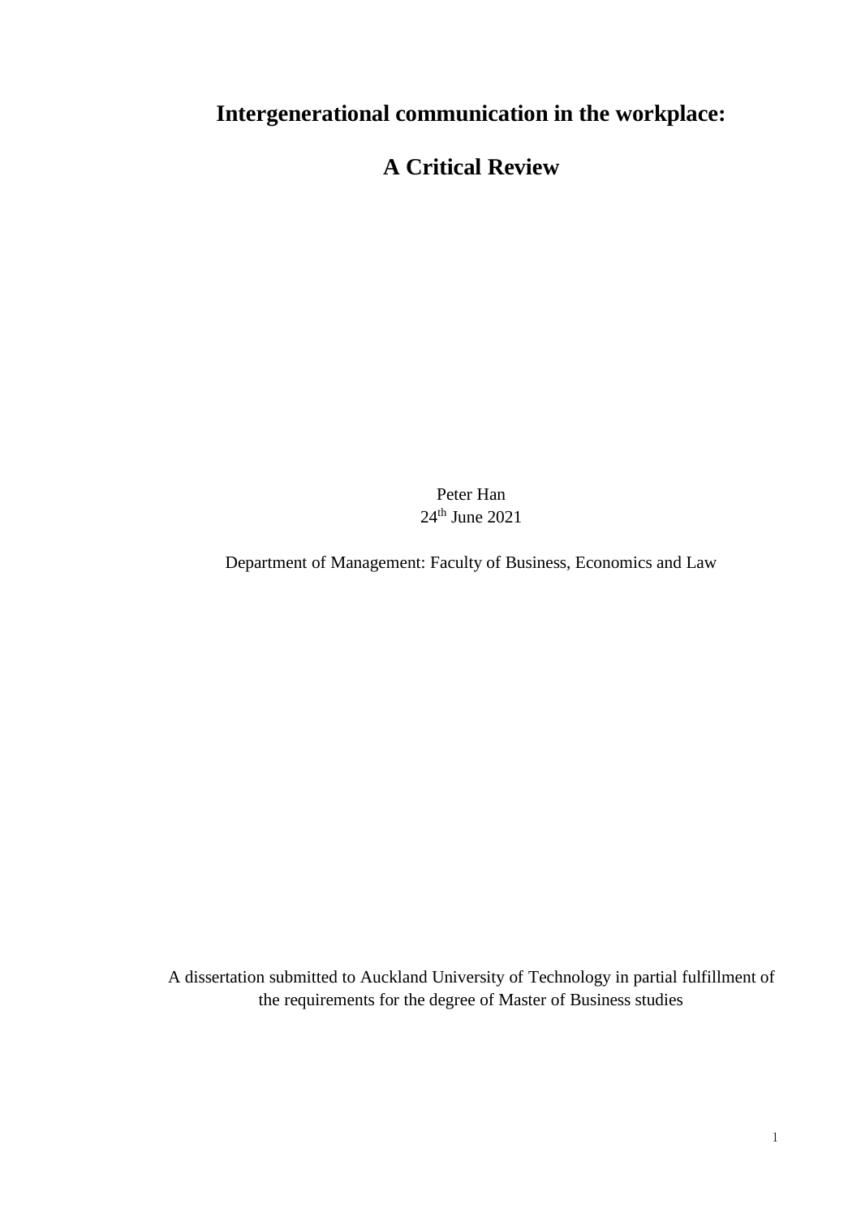# Intergenerational communication in the workplace:

# A Critical Review

Peter Han
24th June 2021

Department of Management: Faculty of Business, Economics and Law

A dissertation submitted to Auckland University of Technology in partial fulfillment of the requirements for the degree of Master of Business studies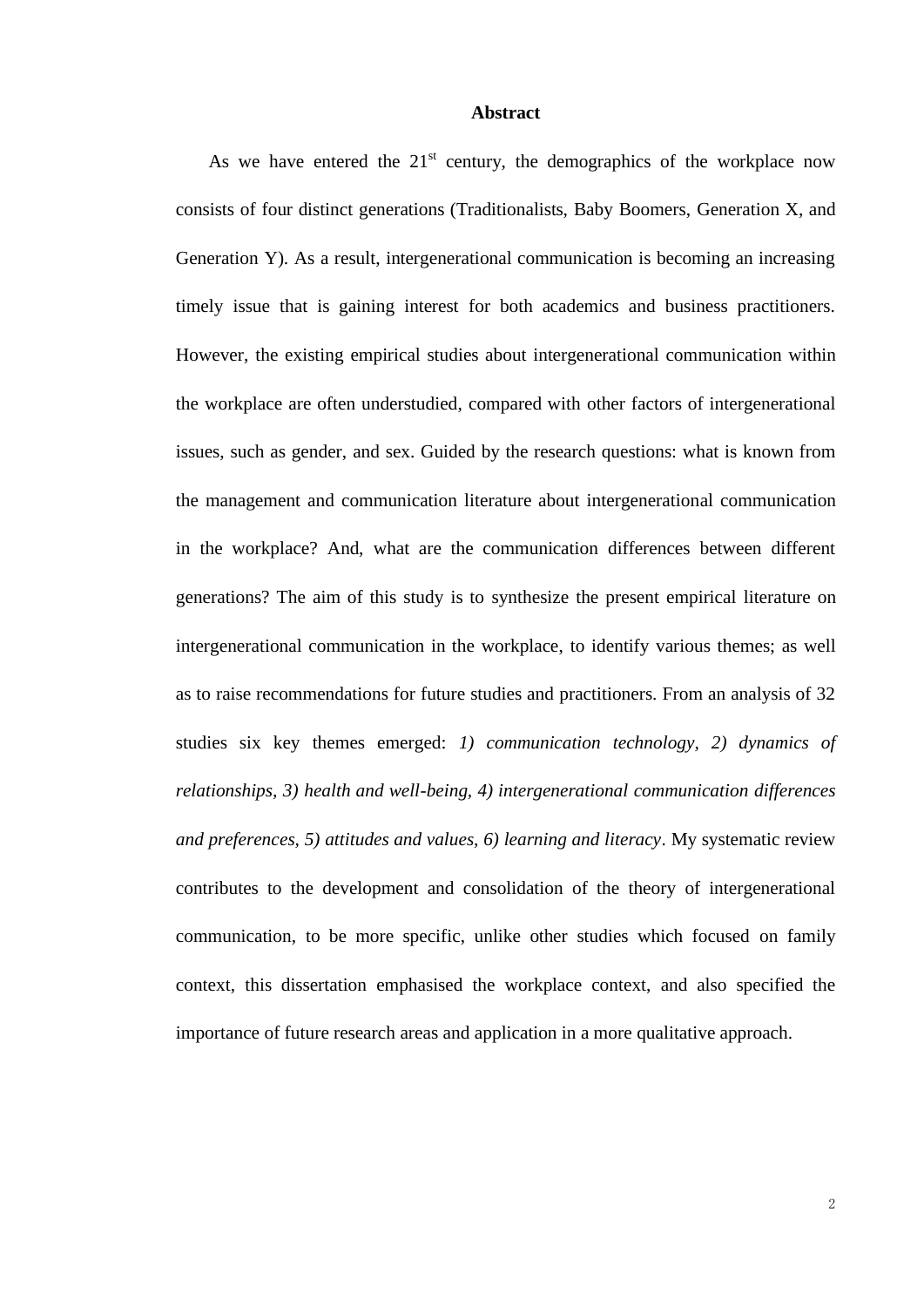## Abstract

As we have entered the 21st century, the demographics of the workplace now consists of four distinct generations (Traditionalists, Baby Boomers, Generation X, and Generation Y). As a result, intergenerational communication is becoming an increasing timely issue that is gaining interest for both academics and business practitioners. However, the existing empirical studies about intergenerational communication within the workplace are often understudied, compared with other factors of intergenerational issues, such as gender, and sex. Guided by the research questions: what is known from the management and communication literature about intergenerational communication in the workplace? And, what are the communication differences between different generations? The aim of this study is to synthesize the present empirical literature on intergenerational communication in the workplace, to identify various themes; as well as to raise recommendations for future studies and practitioners. From an analysis of 32 studies six key themes emerged: *1) communication technology, 2) dynamics of relationships, 3) health and well-being, 4) intergenerational communication differences and preferences, 5) attitudes and values, 6) learning and literacy*. My systematic review contributes to the development and consolidation of the theory of intergenerational communication, to be more specific, unlike other studies which focused on family context, this dissertation emphasised the workplace context, and also specified the importance of future research areas and application in a more qualitative approach.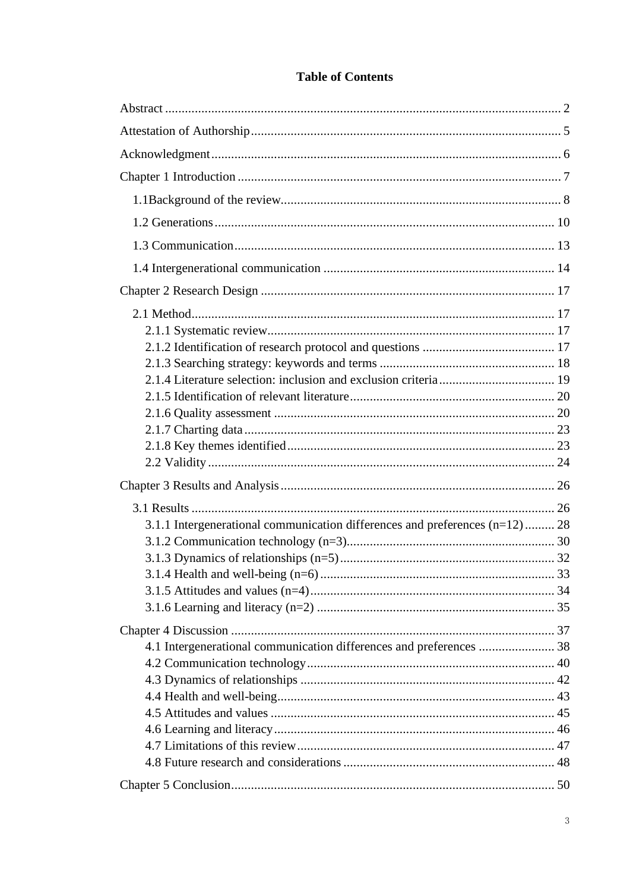# Table of Contents

Abstract ........................................................................................................................ 2

Attestation of Authorship ............................................................................................. 5

Acknowledgment ......................................................................................................... 6

Chapter 1 Introduction ................................................................................................. 7

- 1.1Background of the review ..................................................................................... 8
- 1.2 Generations ....................................................................................................... 10
- 1.3 Communication ................................................................................................. 13
- 1.4 Intergenerational communication ...................................................................... 14

Chapter 2 Research Design ......................................................................................... 17

- 2.1 Method .............................................................................................................. 17
  - 2.1.1 Systematic review ....................................................................................... 17
  - 2.1.2 Identification of research protocol and questions ........................................ 17
  - 2.1.3 Searching strategy: keywords and terms ..................................................... 18
  - 2.1.4 Literature selection: inclusion and exclusion criteria ................................... 19
  - 2.1.5 Identification of relevant literature .............................................................. 20
  - 2.1.6 Quality assessment ..................................................................................... 20
  - 2.1.7 Charting data .............................................................................................. 23
  - 2.1.8 Key themes identified ................................................................................. 23
  - 2.2 Validity ......................................................................................................... 24

Chapter 3 Results and Analysis ................................................................................... 26

- 3.1 Results .............................................................................................................. 26
  - 3.1.1 Intergenerational communication differences and preferences (n=12) ......... 28
  - 3.1.2 Communication technology (n=3) ............................................................... 30
  - 3.1.3 Dynamics of relationships (n=5) ................................................................. 32
  - 3.1.4 Health and well-being (n=6) ....................................................................... 33
  - 3.1.5 Attitudes and values (n=4) .......................................................................... 34
  - 3.1.6 Learning and literacy (n=2) ........................................................................ 35

Chapter 4 Discussion .................................................................................................. 37

- 4.1 Intergenerational communication differences and preferences ....................... 38
- 4.2 Communication technology ........................................................................... 40
- 4.3 Dynamics of relationships ............................................................................. 42
- 4.4 Health and well-being .................................................................................... 43
- 4.5 Attitudes and values ...................................................................................... 45
- 4.6 Learning and literacy ..................................................................................... 46
- 4.7 Limitations of this review .............................................................................. 47
- 4.8 Future research and considerations ................................................................ 48

Chapter 5 Conclusion .................................................................................................. 50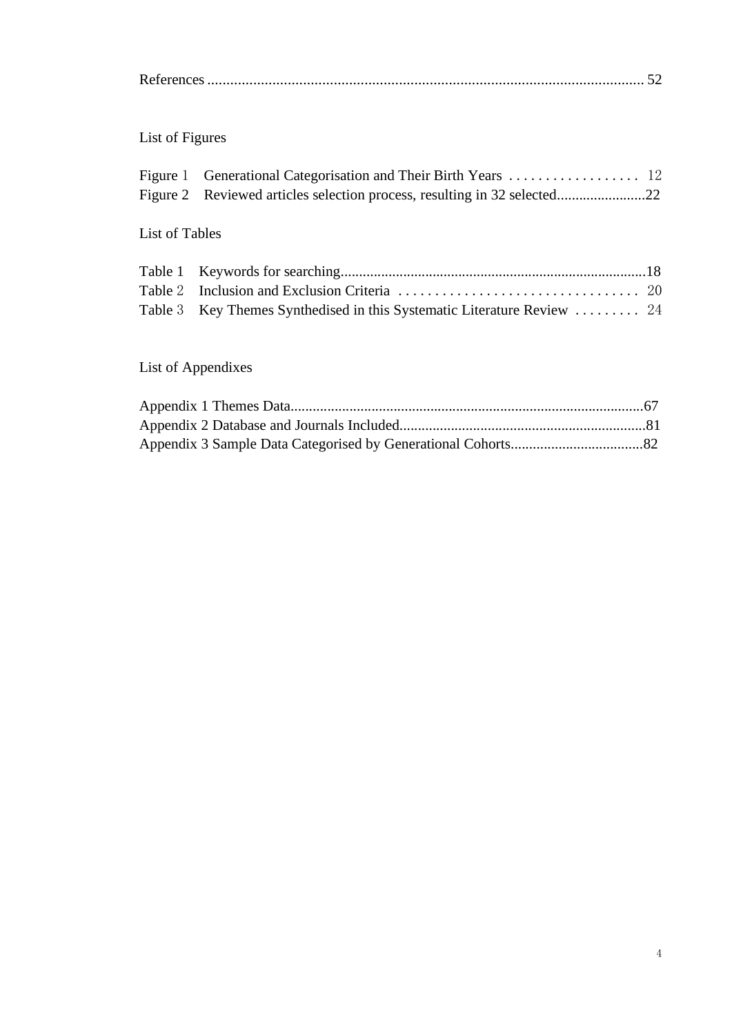References ........................................................................................................ 52

List of Figures

Figure 1 Generational Categorisation and Their Birth Years .................. 12
Figure 2 Reviewed articles selection process, resulting in 32 selected........................22

List of Tables

Table 1 Keywords for searching.................................................................................18
Table 2 Inclusion and Exclusion Criteria ................................. 20
Table 3 Key Themes Synthesised in this Systematic Literature Review ......... 24

List of Appendixes

Appendix 1 Themes Data...............................................................................................67
Appendix 2 Database and Journals Included..................................................................81
Appendix 3 Sample Data Categorised by Generational Cohorts...................................82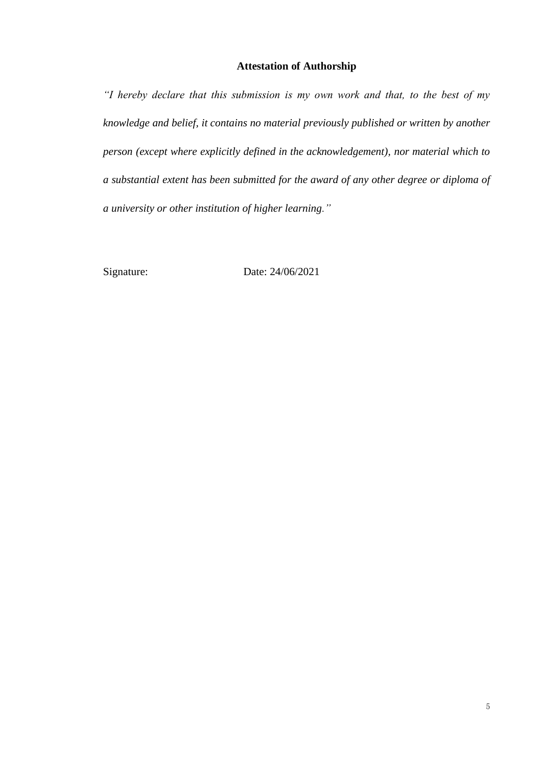## Attestation of Authorship

*"I hereby declare that this submission is my own work and that, to the best of my knowledge and belief, it contains no material previously published or written by another person (except where explicitly defined in the acknowledgement), nor material which to a substantial extent has been submitted for the award of any other degree or diploma of a university or other institution of higher learning."*

Signature: Date: 24/06/2021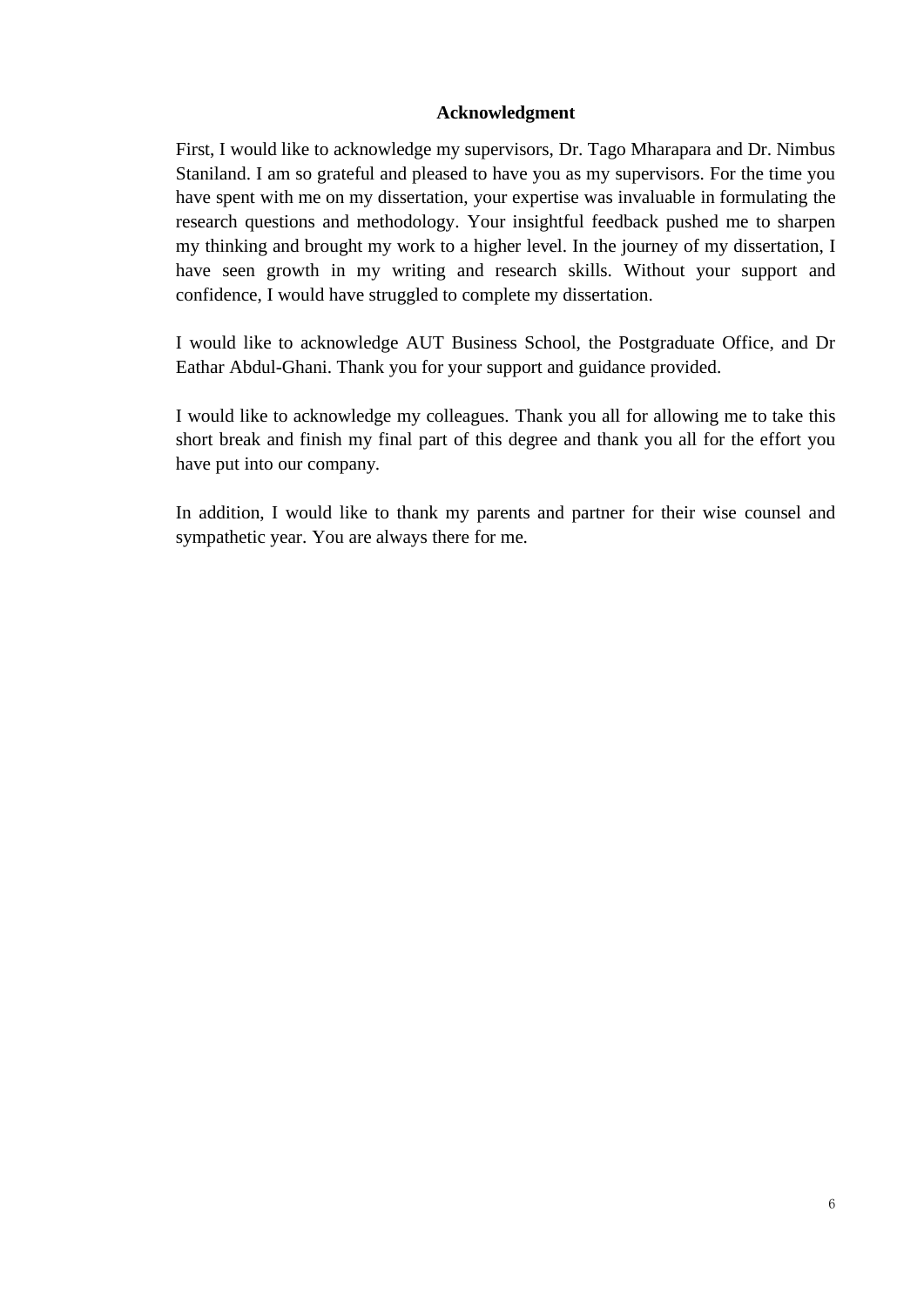## Acknowledgment

First, I would like to acknowledge my supervisors, Dr. Tago Mharapara and Dr. Nimbus Staniland. I am so grateful and pleased to have you as my supervisors. For the time you have spent with me on my dissertation, your expertise was invaluable in formulating the research questions and methodology. Your insightful feedback pushed me to sharpen my thinking and brought my work to a higher level. In the journey of my dissertation, I have seen growth in my writing and research skills. Without your support and confidence, I would have struggled to complete my dissertation.

I would like to acknowledge AUT Business School, the Postgraduate Office, and Dr Eathar Abdul-Ghani. Thank you for your support and guidance provided.

I would like to acknowledge my colleagues. Thank you all for allowing me to take this short break and finish my final part of this degree and thank you all for the effort you have put into our company.

In addition, I would like to thank my parents and partner for their wise counsel and sympathetic year. You are always there for me.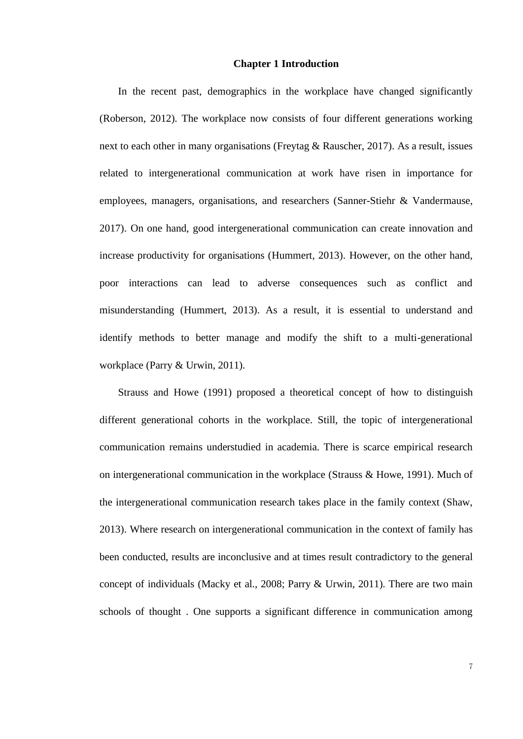# Chapter 1 Introduction

In the recent past, demographics in the workplace have changed significantly (Roberson, 2012). The workplace now consists of four different generations working next to each other in many organisations (Freytag & Rauscher, 2017). As a result, issues related to intergenerational communication at work have risen in importance for employees, managers, organisations, and researchers (Sanner-Stiehr & Vandermause, 2017). On one hand, good intergenerational communication can create innovation and increase productivity for organisations (Hummert, 2013). However, on the other hand, poor interactions can lead to adverse consequences such as conflict and misunderstanding (Hummert, 2013). As a result, it is essential to understand and identify methods to better manage and modify the shift to a multi-generational workplace (Parry & Urwin, 2011).

Strauss and Howe (1991) proposed a theoretical concept of how to distinguish different generational cohorts in the workplace. Still, the topic of intergenerational communication remains understudied in academia. There is scarce empirical research on intergenerational communication in the workplace (Strauss & Howe, 1991). Much of the intergenerational communication research takes place in the family context (Shaw, 2013). Where research on intergenerational communication in the context of family has been conducted, results are inconclusive and at times result contradictory to the general concept of individuals (Macky et al., 2008; Parry & Urwin, 2011). There are two main schools of thought . One supports a significant difference in communication among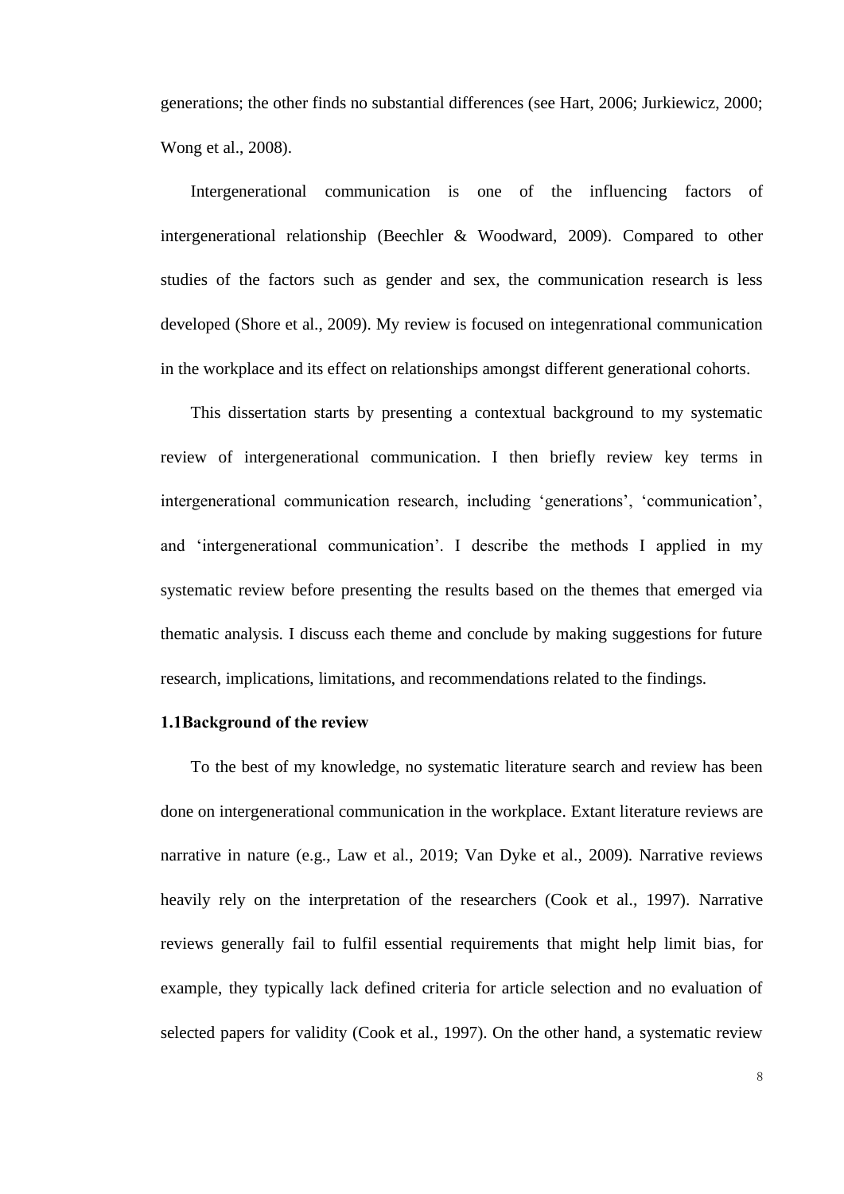generations; the other finds no substantial differences (see Hart, 2006; Jurkiewicz, 2000; Wong et al., 2008).

Intergenerational communication is one of the influencing factors of intergenerational relationship (Beechler & Woodward, 2009). Compared to other studies of the factors such as gender and sex, the communication research is less developed (Shore et al., 2009). My review is focused on integenrational communication in the workplace and its effect on relationships amongst different generational cohorts.

This dissertation starts by presenting a contextual background to my systematic review of intergenerational communication. I then briefly review key terms in intergenerational communication research, including 'generations', 'communication', and 'intergenerational communication'. I describe the methods I applied in my systematic review before presenting the results based on the themes that emerged via thematic analysis. I discuss each theme and conclude by making suggestions for future research, implications, limitations, and recommendations related to the findings.

### 1.1Background of the review

To the best of my knowledge, no systematic literature search and review has been done on intergenerational communication in the workplace. Extant literature reviews are narrative in nature (e.g., Law et al., 2019; Van Dyke et al., 2009). Narrative reviews heavily rely on the interpretation of the researchers (Cook et al., 1997). Narrative reviews generally fail to fulfil essential requirements that might help limit bias, for example, they typically lack defined criteria for article selection and no evaluation of selected papers for validity (Cook et al., 1997). On the other hand, a systematic review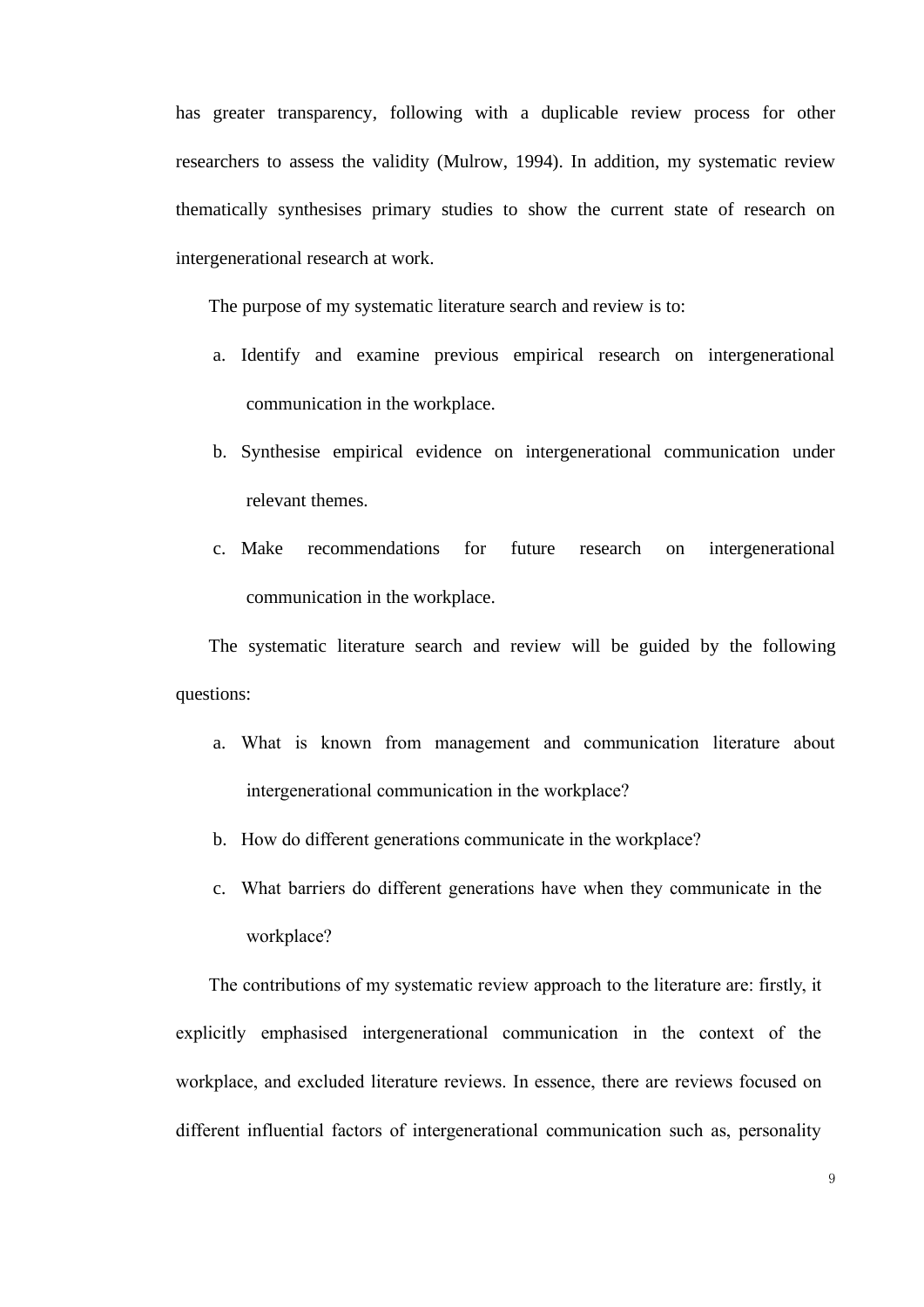has greater transparency, following with a duplicable review process for other researchers to assess the validity (Mulrow, 1994). In addition, my systematic review thematically synthesises primary studies to show the current state of research on intergenerational research at work.

The purpose of my systematic literature search and review is to:

a. Identify and examine previous empirical research on intergenerational communication in the workplace.

b. Synthesise empirical evidence on intergenerational communication under relevant themes.

c. Make recommendations for future research on intergenerational communication in the workplace.

The systematic literature search and review will be guided by the following questions:

a. What is known from management and communication literature about intergenerational communication in the workplace?

b. How do different generations communicate in the workplace?

c. What barriers do different generations have when they communicate in the workplace?

The contributions of my systematic review approach to the literature are: firstly, it explicitly emphasised intergenerational communication in the context of the workplace, and excluded literature reviews. In essence, there are reviews focused on different influential factors of intergenerational communication such as, personality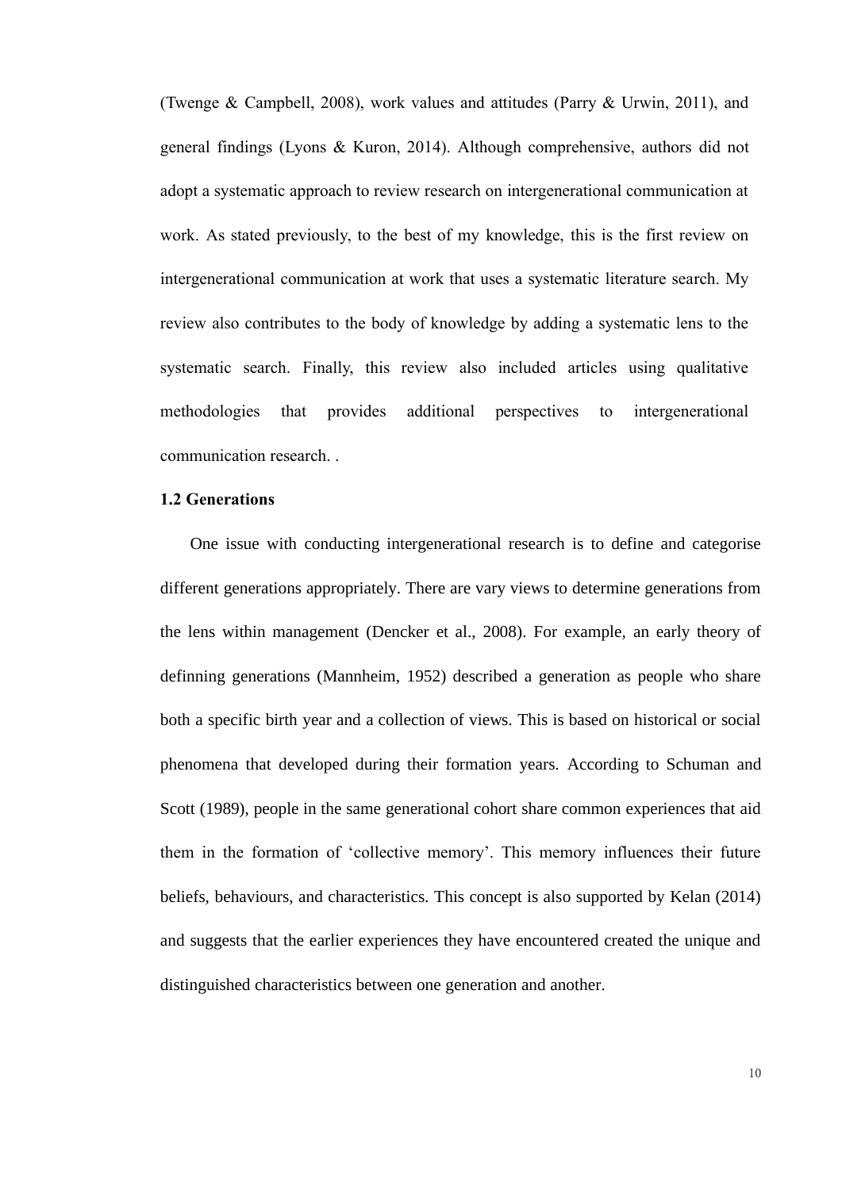(Twenge & Campbell, 2008), work values and attitudes (Parry & Urwin, 2011), and general findings (Lyons & Kuron, 2014). Although comprehensive, authors did not adopt a systematic approach to review research on intergenerational communication at work. As stated previously, to the best of my knowledge, this is the first review on intergenerational communication at work that uses a systematic literature search. My review also contributes to the body of knowledge by adding a systematic lens to the systematic search. Finally, this review also included articles using qualitative methodologies that provides additional perspectives to intergenerational communication research. .

**1.2 Generations**

One issue with conducting intergenerational research is to define and categorise different generations appropriately. There are vary views to determine generations from the lens within management (Dencker et al., 2008). For example, an early theory of definning generations (Mannheim, 1952) described a generation as people who share both a specific birth year and a collection of views. This is based on historical or social phenomena that developed during their formation years. According to Schuman and Scott (1989), people in the same generational cohort share common experiences that aid them in the formation of 'collective memory'. This memory influences their future beliefs, behaviours, and characteristics. This concept is also supported by Kelan (2014) and suggests that the earlier experiences they have encountered created the unique and distinguished characteristics between one generation and another.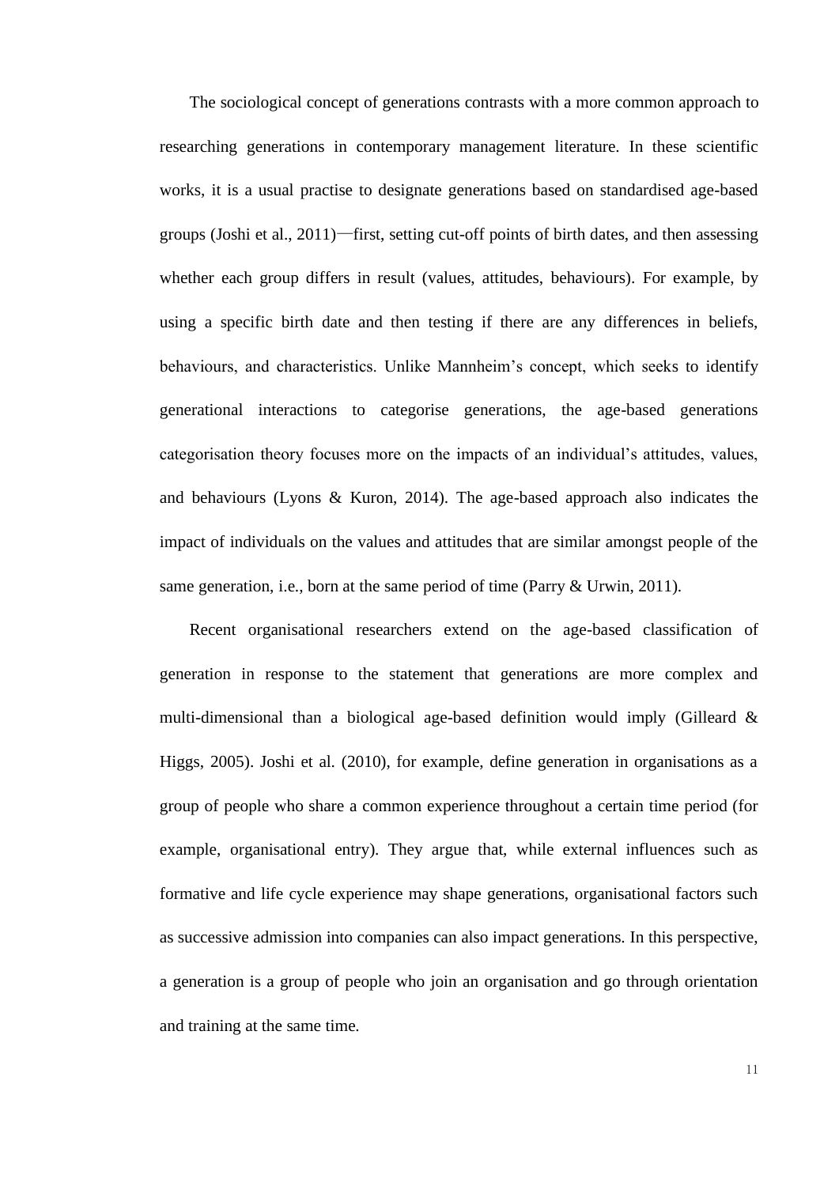The sociological concept of generations contrasts with a more common approach to researching generations in contemporary management literature. In these scientific works, it is a usual practise to designate generations based on standardised age-based groups (Joshi et al., 2011)—first, setting cut-off points of birth dates, and then assessing whether each group differs in result (values, attitudes, behaviours). For example, by using a specific birth date and then testing if there are any differences in beliefs, behaviours, and characteristics. Unlike Mannheim's concept, which seeks to identify generational interactions to categorise generations, the age-based generations categorisation theory focuses more on the impacts of an individual's attitudes, values, and behaviours (Lyons & Kuron, 2014). The age-based approach also indicates the impact of individuals on the values and attitudes that are similar amongst people of the same generation, i.e., born at the same period of time (Parry & Urwin, 2011).

Recent organisational researchers extend on the age-based classification of generation in response to the statement that generations are more complex and multi-dimensional than a biological age-based definition would imply (Gilleard & Higgs, 2005). Joshi et al. (2010), for example, define generation in organisations as a group of people who share a common experience throughout a certain time period (for example, organisational entry). They argue that, while external influences such as formative and life cycle experience may shape generations, organisational factors such as successive admission into companies can also impact generations. In this perspective, a generation is a group of people who join an organisation and go through orientation and training at the same time.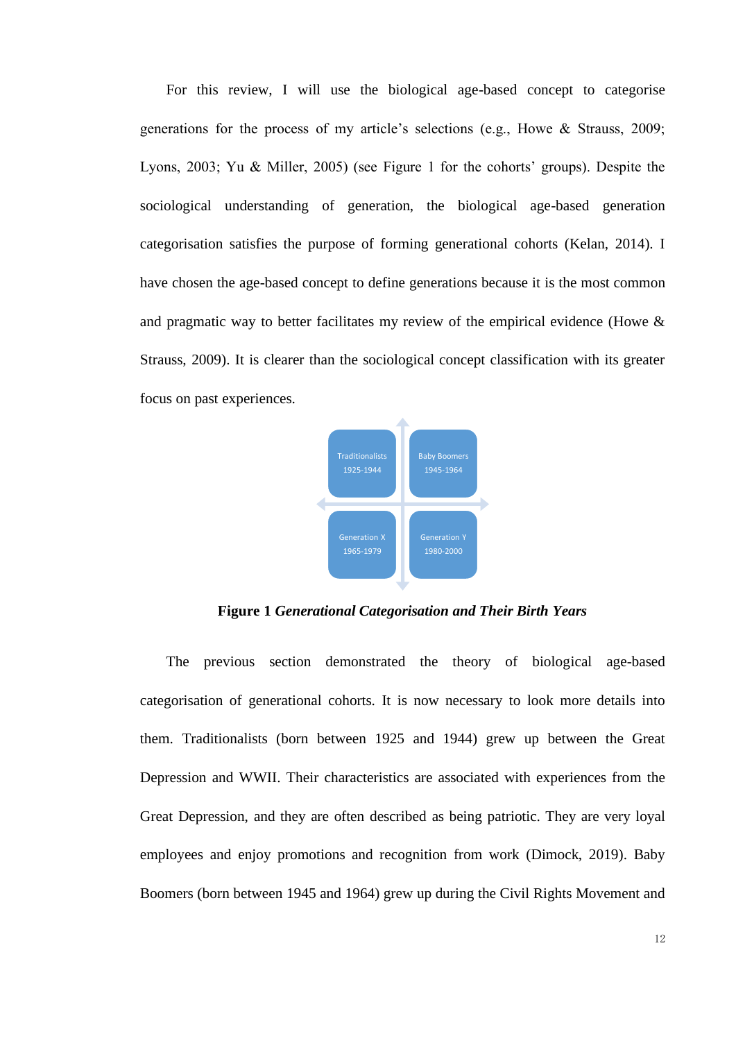For this review, I will use the biological age-based concept to categorise generations for the process of my article's selections (e.g., Howe & Strauss, 2009; Lyons, 2003; Yu & Miller, 2005) (see Figure 1 for the cohorts' groups). Despite the sociological understanding of generation, the biological age-based generation categorisation satisfies the purpose of forming generational cohorts (Kelan, 2014). I have chosen the age-based concept to define generations because it is the most common and pragmatic way to better facilitates my review of the empirical evidence (Howe & Strauss, 2009). It is clearer than the sociological concept classification with its greater focus on past experiences.

| Traditionalists 1925-1944 | Baby Boomers 1945-1964 |
|---|---|
| Generation X 1965-1979 | Generation Y 1980-2000 |

**Figure 1** ***Generational Categorisation and Their Birth Years***

The previous section demonstrated the theory of biological age-based categorisation of generational cohorts. It is now necessary to look more details into them. Traditionalists (born between 1925 and 1944) grew up between the Great Depression and WWII. Their characteristics are associated with experiences from the Great Depression, and they are often described as being patriotic. They are very loyal employees and enjoy promotions and recognition from work (Dimock, 2019). Baby Boomers (born between 1945 and 1964) grew up during the Civil Rights Movement and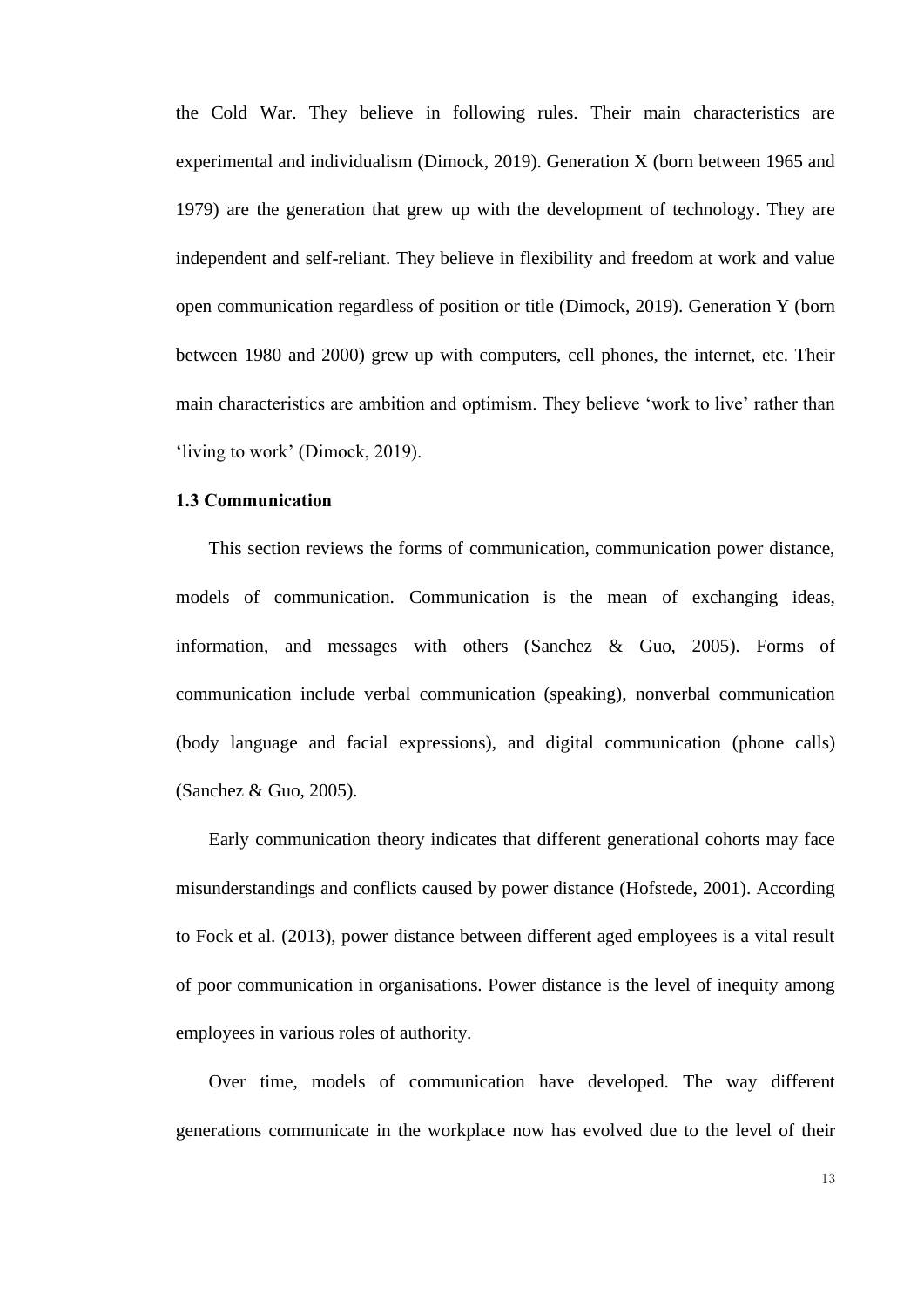the Cold War. They believe in following rules. Their main characteristics are experimental and individualism (Dimock, 2019). Generation X (born between 1965 and 1979) are the generation that grew up with the development of technology. They are independent and self-reliant. They believe in flexibility and freedom at work and value open communication regardless of position or title (Dimock, 2019). Generation Y (born between 1980 and 2000) grew up with computers, cell phones, the internet, etc. Their main characteristics are ambition and optimism. They believe 'work to live' rather than 'living to work' (Dimock, 2019).

### 1.3 Communication

This section reviews the forms of communication, communication power distance, models of communication. Communication is the mean of exchanging ideas, information, and messages with others (Sanchez & Guo, 2005). Forms of communication include verbal communication (speaking), nonverbal communication (body language and facial expressions), and digital communication (phone calls) (Sanchez & Guo, 2005).

Early communication theory indicates that different generational cohorts may face misunderstandings and conflicts caused by power distance (Hofstede, 2001). According to Fock et al. (2013), power distance between different aged employees is a vital result of poor communication in organisations. Power distance is the level of inequity among employees in various roles of authority.

Over time, models of communication have developed. The way different generations communicate in the workplace now has evolved due to the level of their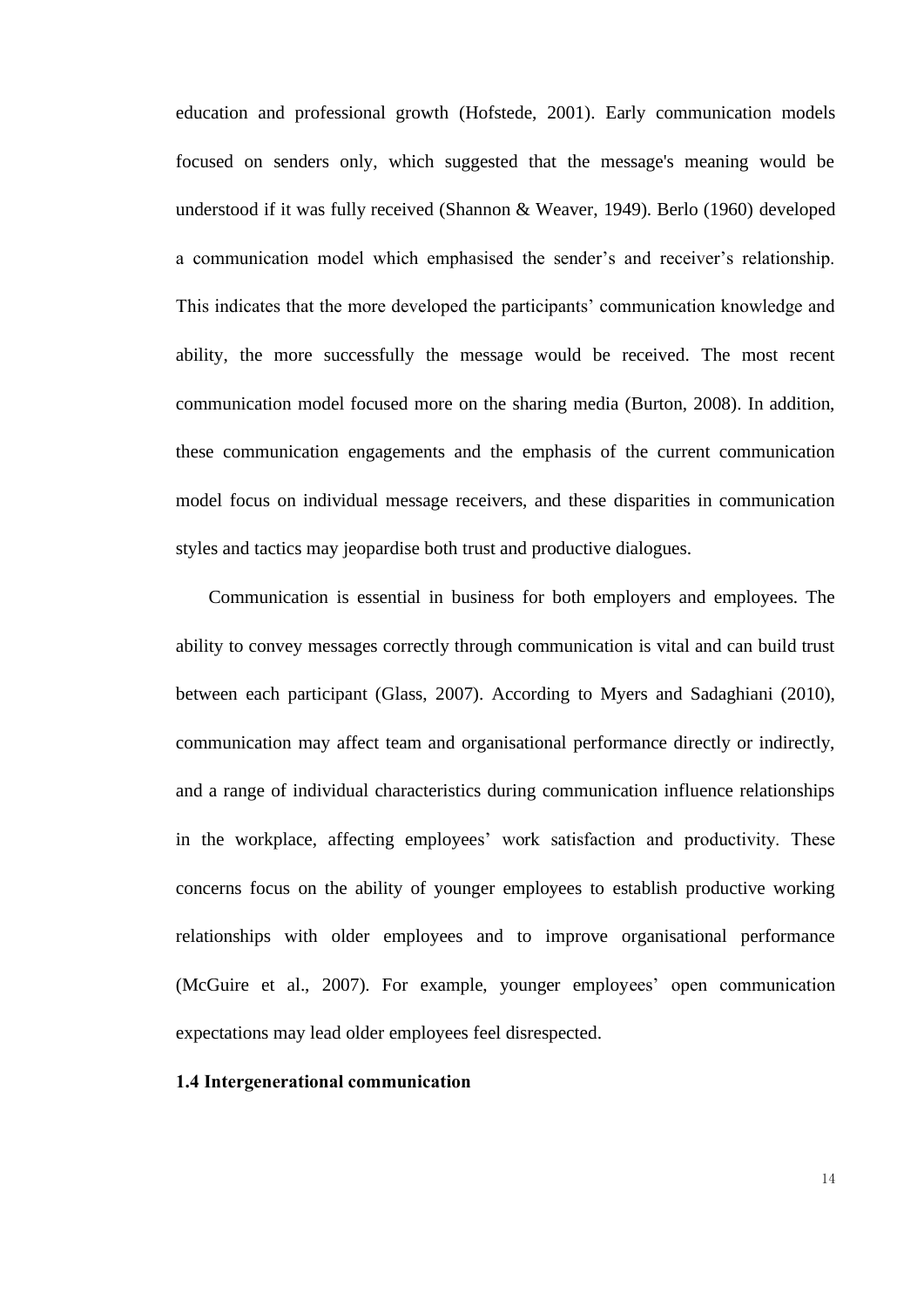education and professional growth (Hofstede, 2001). Early communication models focused on senders only, which suggested that the message's meaning would be understood if it was fully received (Shannon & Weaver, 1949). Berlo (1960) developed a communication model which emphasised the sender's and receiver's relationship. This indicates that the more developed the participants' communication knowledge and ability, the more successfully the message would be received. The most recent communication model focused more on the sharing media (Burton, 2008). In addition, these communication engagements and the emphasis of the current communication model focus on individual message receivers, and these disparities in communication styles and tactics may jeopardise both trust and productive dialogues.

Communication is essential in business for both employers and employees. The ability to convey messages correctly through communication is vital and can build trust between each participant (Glass, 2007). According to Myers and Sadaghiani (2010), communication may affect team and organisational performance directly or indirectly, and a range of individual characteristics during communication influence relationships in the workplace, affecting employees' work satisfaction and productivity. These concerns focus on the ability of younger employees to establish productive working relationships with older employees and to improve organisational performance (McGuire et al., 2007). For example, younger employees' open communication expectations may lead older employees feel disrespected.

### 1.4 Intergenerational communication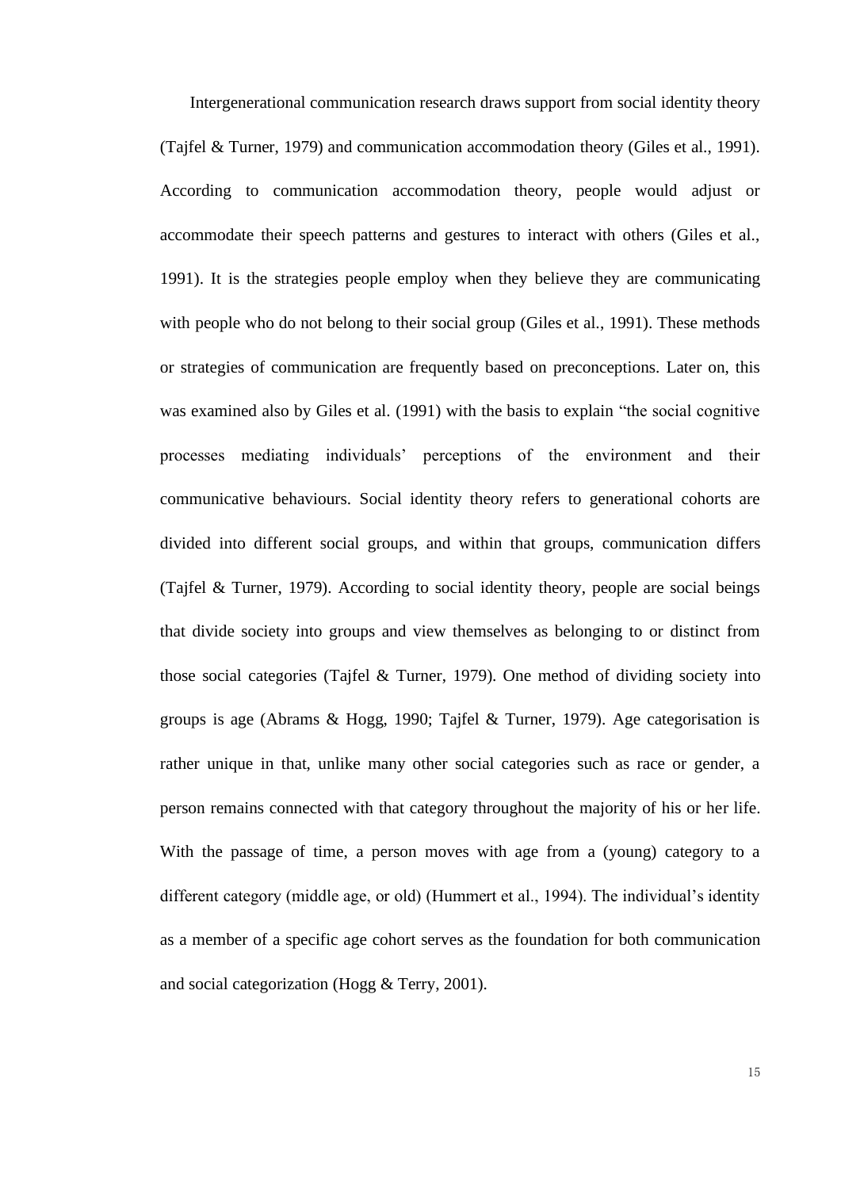Intergenerational communication research draws support from social identity theory (Tajfel & Turner, 1979) and communication accommodation theory (Giles et al., 1991). According to communication accommodation theory, people would adjust or accommodate their speech patterns and gestures to interact with others (Giles et al., 1991). It is the strategies people employ when they believe they are communicating with people who do not belong to their social group (Giles et al., 1991). These methods or strategies of communication are frequently based on preconceptions. Later on, this was examined also by Giles et al. (1991) with the basis to explain "the social cognitive processes mediating individuals' perceptions of the environment and their communicative behaviours. Social identity theory refers to generational cohorts are divided into different social groups, and within that groups, communication differs (Tajfel & Turner, 1979). According to social identity theory, people are social beings that divide society into groups and view themselves as belonging to or distinct from those social categories (Tajfel & Turner, 1979). One method of dividing society into groups is age (Abrams & Hogg, 1990; Tajfel & Turner, 1979). Age categorisation is rather unique in that, unlike many other social categories such as race or gender, a person remains connected with that category throughout the majority of his or her life. With the passage of time, a person moves with age from a (young) category to a different category (middle age, or old) (Hummert et al., 1994). The individual's identity as a member of a specific age cohort serves as the foundation for both communication and social categorization (Hogg & Terry, 2001).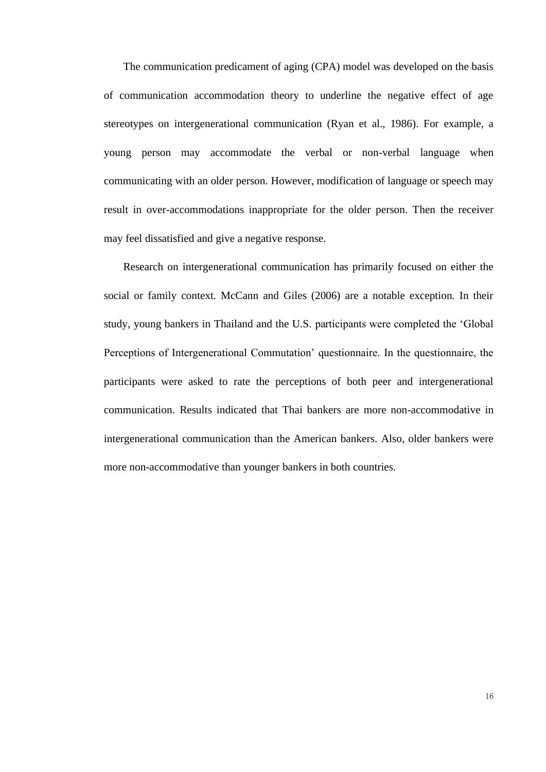The communication predicament of aging (CPA) model was developed on the basis of communication accommodation theory to underline the negative effect of age stereotypes on intergenerational communication (Ryan et al., 1986). For example, a young person may accommodate the verbal or non-verbal language when communicating with an older person. However, modification of language or speech may result in over-accommodations inappropriate for the older person. Then the receiver may feel dissatisfied and give a negative response.

Research on intergenerational communication has primarily focused on either the social or family context. McCann and Giles (2006) are a notable exception. In their study, young bankers in Thailand and the U.S. participants were completed the 'Global Perceptions of Intergenerational Commutation' questionnaire. In the questionnaire, the participants were asked to rate the perceptions of both peer and intergenerational communication. Results indicated that Thai bankers are more non-accommodative in intergenerational communication than the American bankers. Also, older bankers were more non-accommodative than younger bankers in both countries.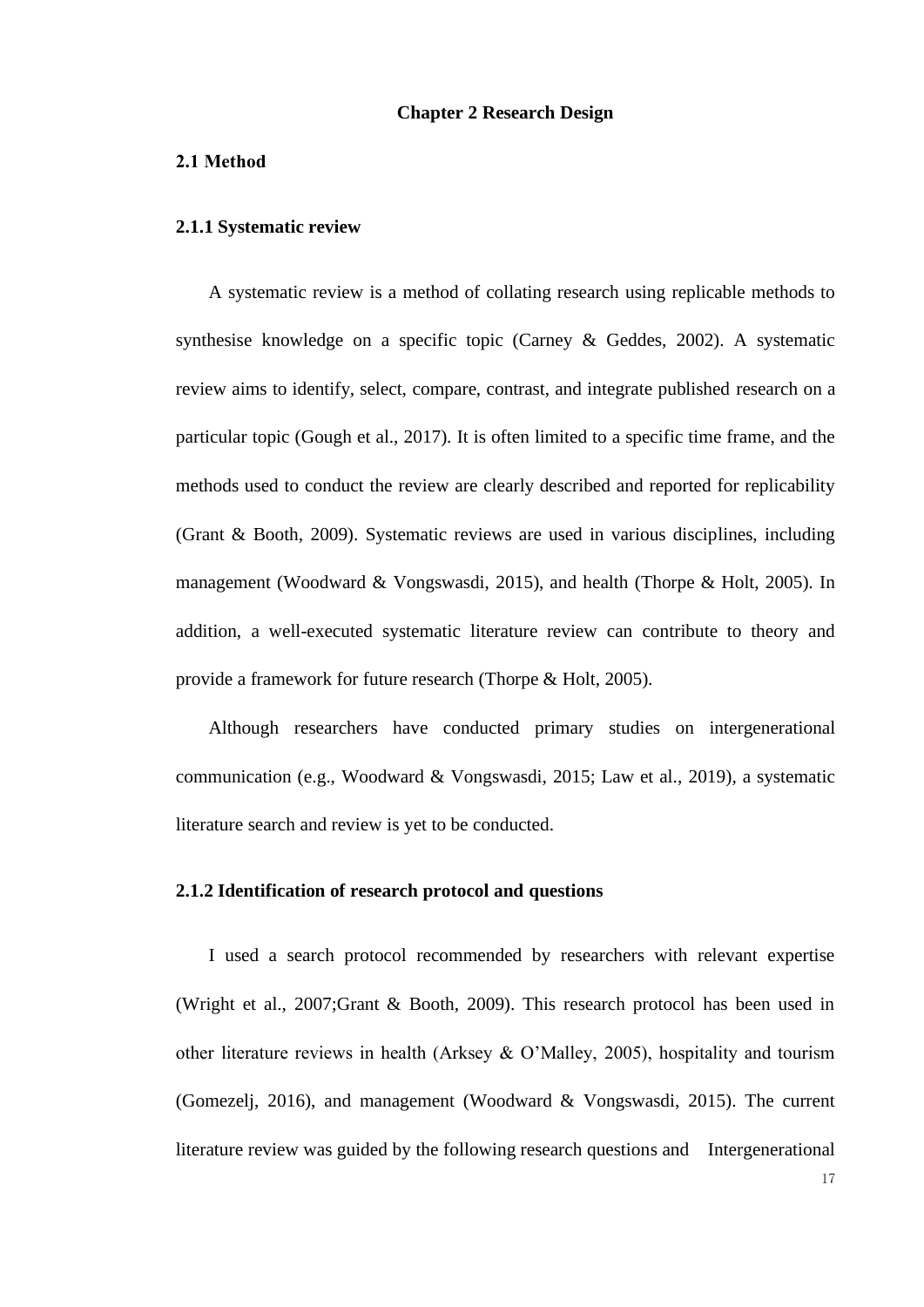# Chapter 2 Research Design

## 2.1 Method

### 2.1.1 Systematic review

A systematic review is a method of collating research using replicable methods to synthesise knowledge on a specific topic (Carney & Geddes, 2002). A systematic review aims to identify, select, compare, contrast, and integrate published research on a particular topic (Gough et al., 2017). It is often limited to a specific time frame, and the methods used to conduct the review are clearly described and reported for replicability (Grant & Booth, 2009). Systematic reviews are used in various disciplines, including management (Woodward & Vongswasdi, 2015), and health (Thorpe & Holt, 2005). In addition, a well-executed systematic literature review can contribute to theory and provide a framework for future research (Thorpe & Holt, 2005).

Although researchers have conducted primary studies on intergenerational communication (e.g., Woodward & Vongswasdi, 2015; Law et al., 2019), a systematic literature search and review is yet to be conducted.

### 2.1.2 Identification of research protocol and questions

I used a search protocol recommended by researchers with relevant expertise (Wright et al., 2007;Grant & Booth, 2009). This research protocol has been used in other literature reviews in health (Arksey & O'Malley, 2005), hospitality and tourism (Gomezelj, 2016), and management (Woodward & Vongswasdi, 2015). The current literature review was guided by the following research questions and  Intergenerational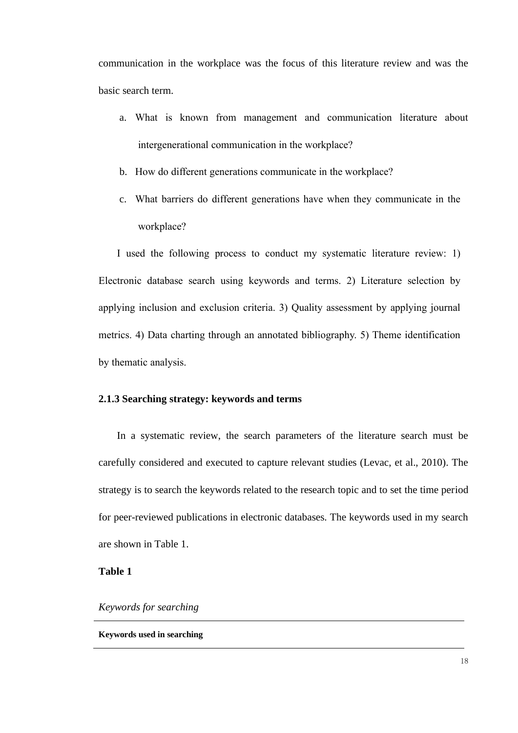communication in the workplace was the focus of this literature review and was the basic search term.

a. What is known from management and communication literature about intergenerational communication in the workplace?
b. How do different generations communicate in the workplace?
c. What barriers do different generations have when they communicate in the workplace?

I used the following process to conduct my systematic literature review: 1) Electronic database search using keywords and terms. 2) Literature selection by applying inclusion and exclusion criteria. 3) Quality assessment by applying journal metrics. 4) Data charting through an annotated bibliography. 5) Theme identification by thematic analysis.

### 2.1.3 Searching strategy: keywords and terms

In a systematic review, the search parameters of the literature search must be carefully considered and executed to capture relevant studies (Levac, et al., 2010). The strategy is to search the keywords related to the research topic and to set the time period for peer-reviewed publications in electronic databases. The keywords used in my search are shown in Table 1.

**Table 1**

*Keywords for searching*

| **Keywords used in searching** |
| --- |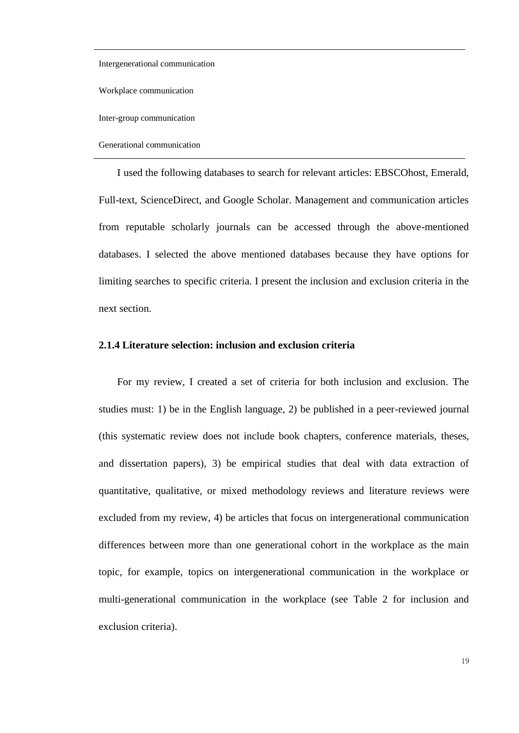| Intergenerational communication |
|---|
| Workplace communication |
| Inter-group communication |
| Generational communication |

I used the following databases to search for relevant articles: EBSCOhost, Emerald, Full-text, ScienceDirect, and Google Scholar. Management and communication articles from reputable scholarly journals can be accessed through the above-mentioned databases. I selected the above mentioned databases because they have options for limiting searches to specific criteria. I present the inclusion and exclusion criteria in the next section.

### 2.1.4 Literature selection: inclusion and exclusion criteria

For my review, I created a set of criteria for both inclusion and exclusion. The studies must: 1) be in the English language, 2) be published in a peer-reviewed journal (this systematic review does not include book chapters, conference materials, theses, and dissertation papers), 3) be empirical studies that deal with data extraction of quantitative, qualitative, or mixed methodology reviews and literature reviews were excluded from my review, 4) be articles that focus on intergenerational communication differences between more than one generational cohort in the workplace as the main topic, for example, topics on intergenerational communication in the workplace or multi-generational communication in the workplace (see Table 2 for inclusion and exclusion criteria).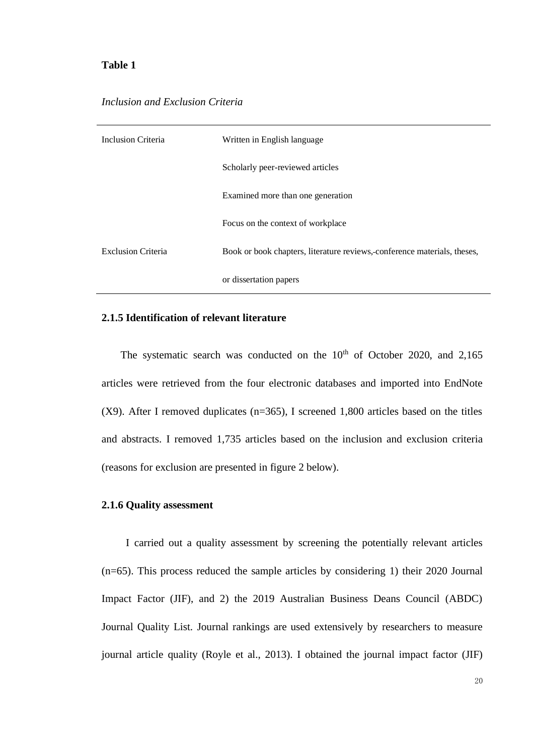**Table 1**

*Inclusion and Exclusion Criteria*

| | |
|---|---|
| Inclusion Criteria | Written in English language |
| | Scholarly peer-reviewed articles |
| | Examined more than one generation |
| | Focus on the context of workplace |
| Exclusion Criteria | Book or book chapters, literature reviews, conference materials, theses, or dissertation papers |

### 2.1.5 Identification of relevant literature

The systematic search was conducted on the 10th of October 2020, and 2,165 articles were retrieved from the four electronic databases and imported into EndNote (X9). After I removed duplicates (n=365), I screened 1,800 articles based on the titles and abstracts. I removed 1,735 articles based on the inclusion and exclusion criteria (reasons for exclusion are presented in figure 2 below).

### 2.1.6 Quality assessment

I carried out a quality assessment by screening the potentially relevant articles (n=65). This process reduced the sample articles by considering 1) their 2020 Journal Impact Factor (JIF), and 2) the 2019 Australian Business Deans Council (ABDC) Journal Quality List. Journal rankings are used extensively by researchers to measure journal article quality (Royle et al., 2013). I obtained the journal impact factor (JIF)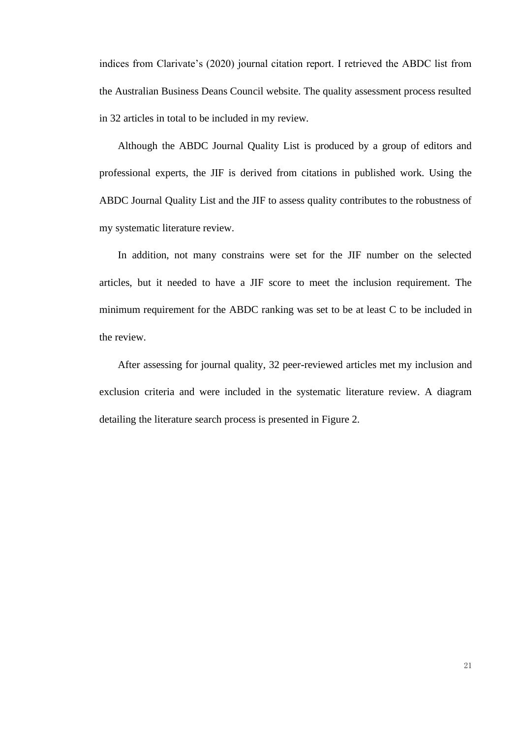indices from Clarivate's (2020) journal citation report. I retrieved the ABDC list from the Australian Business Deans Council website. The quality assessment process resulted in 32 articles in total to be included in my review.

Although the ABDC Journal Quality List is produced by a group of editors and professional experts, the JIF is derived from citations in published work. Using the ABDC Journal Quality List and the JIF to assess quality contributes to the robustness of my systematic literature review.

In addition, not many constrains were set for the JIF number on the selected articles, but it needed to have a JIF score to meet the inclusion requirement. The minimum requirement for the ABDC ranking was set to be at least C to be included in the review.

After assessing for journal quality, 32 peer-reviewed articles met my inclusion and exclusion criteria and were included in the systematic literature review. A diagram detailing the literature search process is presented in Figure 2.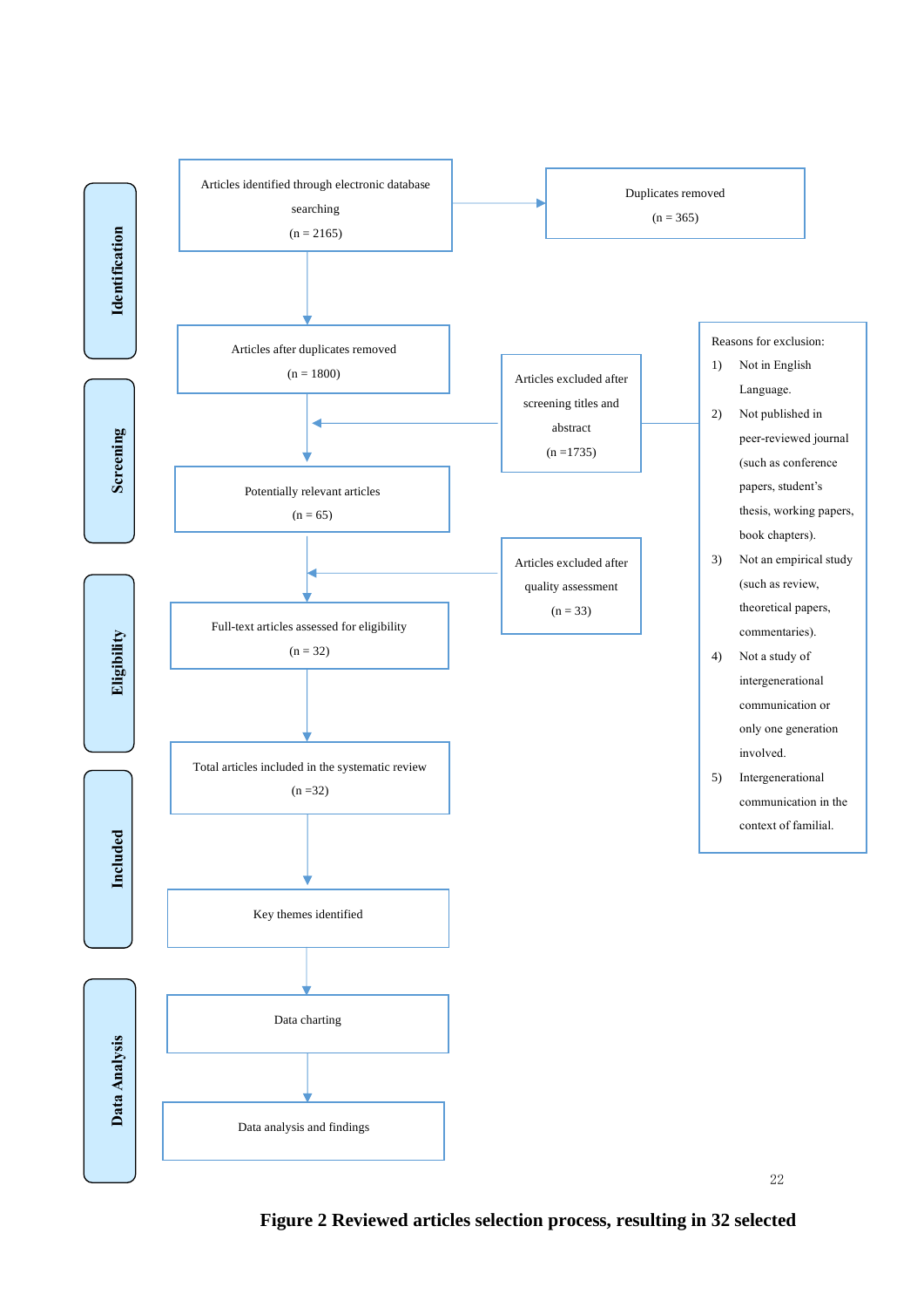**Identification**

Articles identified through electronic database searching
(n = 2165)

→ Duplicates removed
(n = 365)

Articles after duplicates removed
(n = 1800)

**Screening**

Articles excluded after screening titles and abstract
(n =1735)

Reasons for exclusion:

1) Not in English Language.
2) Not published in peer-reviewed journal (such as conference papers, student's thesis, working papers, book chapters).
3) Not an empirical study (such as review, theoretical papers, commentaries).
4) Not a study of intergenerational communication or only one generation involved.
5) Intergenerational communication in the context of familial.

Potentially relevant articles
(n = 65)

**Eligibility**

Articles excluded after quality assessment
(n = 33)

Full-text articles assessed for eligibility
(n = 32)

**Included**

Total articles included in the systematic review
(n =32)

Key themes identified

**Data Analysis**

Data charting

Data analysis and findings

**Figure 2 Reviewed articles selection process, resulting in 32 selected**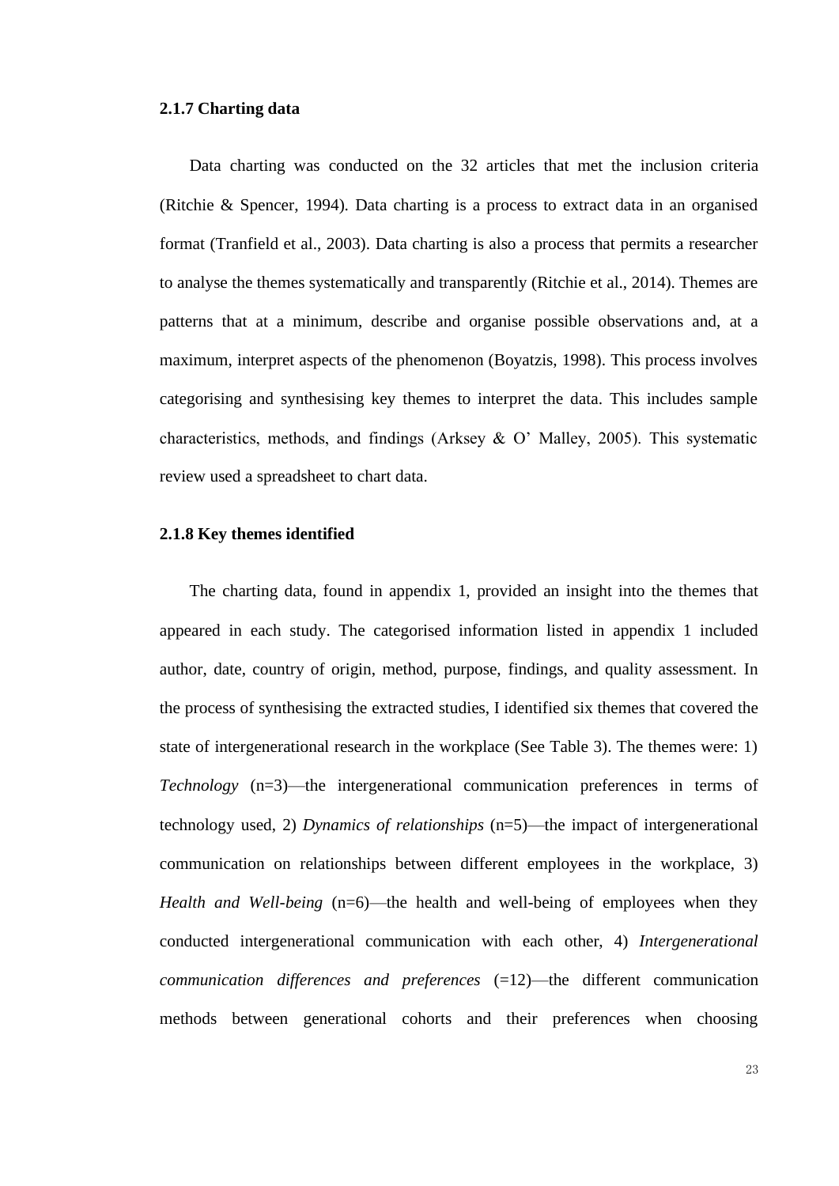### 2.1.7 Charting data

Data charting was conducted on the 32 articles that met the inclusion criteria (Ritchie & Spencer, 1994). Data charting is a process to extract data in an organised format (Tranfield et al., 2003). Data charting is also a process that permits a researcher to analyse the themes systematically and transparently (Ritchie et al., 2014). Themes are patterns that at a minimum, describe and organise possible observations and, at a maximum, interpret aspects of the phenomenon (Boyatzis, 1998). This process involves categorising and synthesising key themes to interpret the data. This includes sample characteristics, methods, and findings (Arksey & O' Malley, 2005). This systematic review used a spreadsheet to chart data.

### 2.1.8 Key themes identified

The charting data, found in appendix 1, provided an insight into the themes that appeared in each study. The categorised information listed in appendix 1 included author, date, country of origin, method, purpose, findings, and quality assessment. In the process of synthesising the extracted studies, I identified six themes that covered the state of intergenerational research in the workplace (See Table 3). The themes were: 1) *Technology* (n=3)—the intergenerational communication preferences in terms of technology used, 2) *Dynamics of relationships* (n=5)—the impact of intergenerational communication on relationships between different employees in the workplace, 3) *Health and Well-being* (n=6)—the health and well-being of employees when they conducted intergenerational communication with each other, 4) *Intergenerational communication differences and preferences* (=12)—the different communication methods between generational cohorts and their preferences when choosing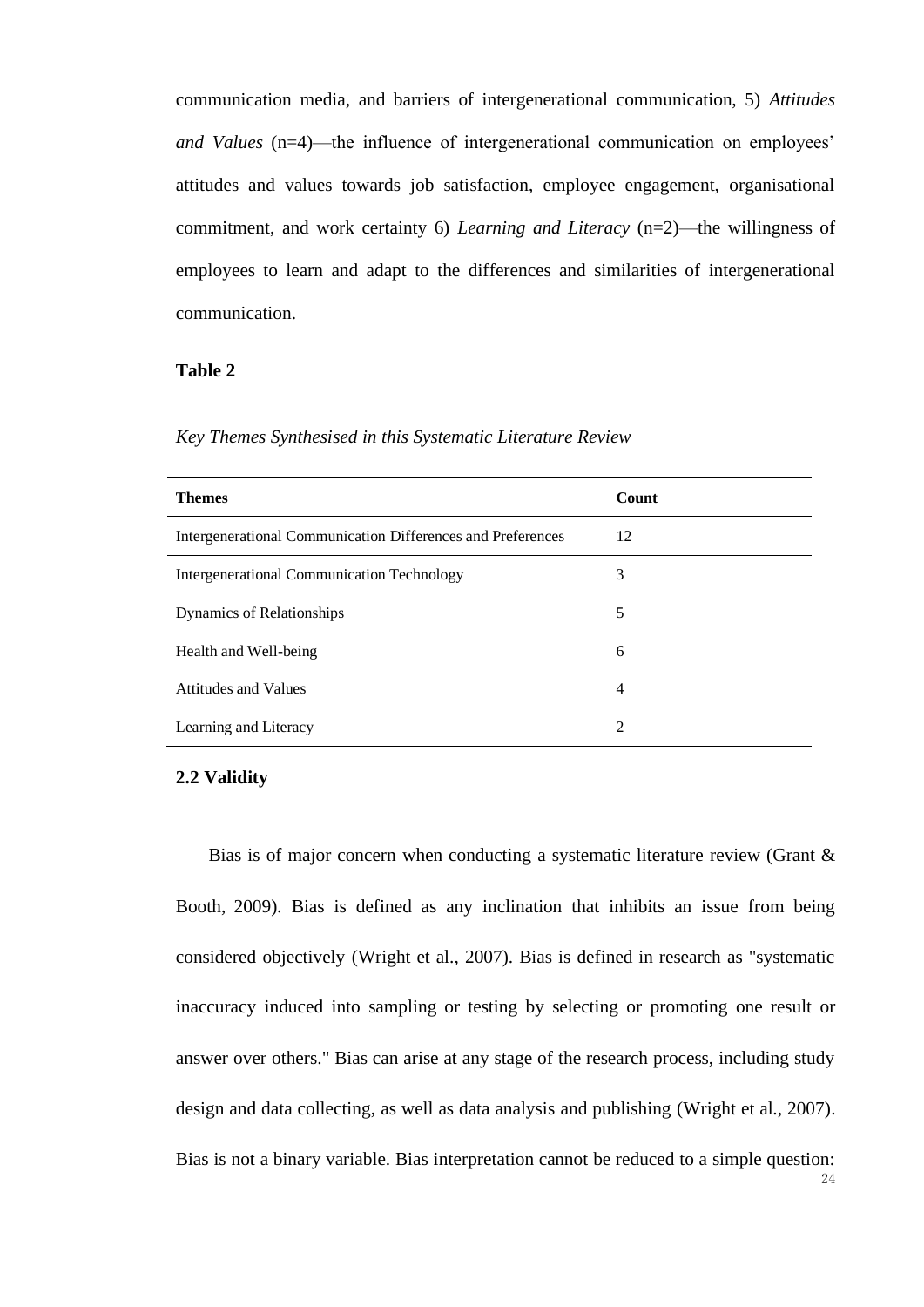communication media, and barriers of intergenerational communication, 5) *Attitudes and Values* (n=4)—the influence of intergenerational communication on employees' attitudes and values towards job satisfaction, employee engagement, organisational commitment, and work certainty 6) *Learning and Literacy* (n=2)—the willingness of employees to learn and adapt to the differences and similarities of intergenerational communication.

**Table 2**

*Key Themes Synthesised in this Systematic Literature Review*

| **Themes** | **Count** |
|---|---|
| Intergenerational Communication Differences and Preferences | 12 |
| Intergenerational Communication Technology | 3 |
| Dynamics of Relationships | 5 |
| Health and Well-being | 6 |
| Attitudes and Values | 4 |
| Learning and Literacy | 2 |

### 2.2 Validity

Bias is of major concern when conducting a systematic literature review (Grant & Booth, 2009). Bias is defined as any inclination that inhibits an issue from being considered objectively (Wright et al., 2007). Bias is defined in research as "systematic inaccuracy induced into sampling or testing by selecting or promoting one result or answer over others." Bias can arise at any stage of the research process, including study design and data collecting, as well as data analysis and publishing (Wright et al., 2007). Bias is not a binary variable. Bias interpretation cannot be reduced to a simple question: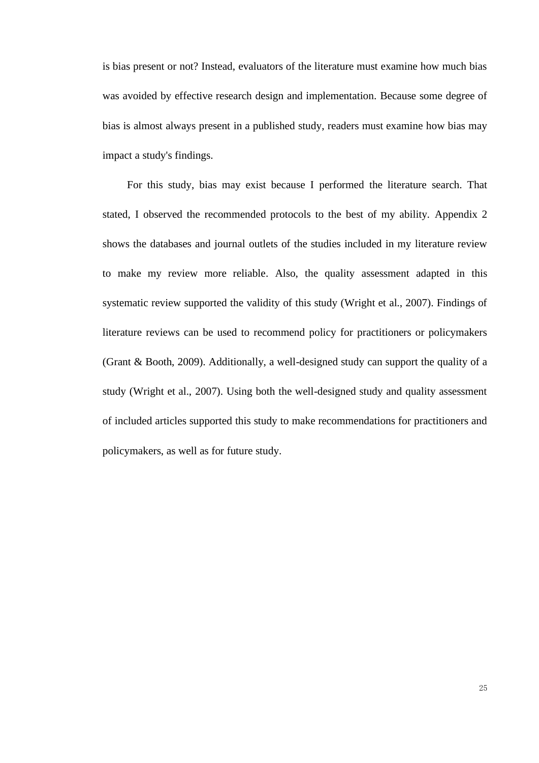is bias present or not? Instead, evaluators of the literature must examine how much bias was avoided by effective research design and implementation. Because some degree of bias is almost always present in a published study, readers must examine how bias may impact a study's findings.

For this study, bias may exist because I performed the literature search. That stated, I observed the recommended protocols to the best of my ability. Appendix 2 shows the databases and journal outlets of the studies included in my literature review to make my review more reliable. Also, the quality assessment adapted in this systematic review supported the validity of this study (Wright et al., 2007). Findings of literature reviews can be used to recommend policy for practitioners or policymakers (Grant & Booth, 2009). Additionally, a well-designed study can support the quality of a study (Wright et al., 2007). Using both the well-designed study and quality assessment of included articles supported this study to make recommendations for practitioners and policymakers, as well as for future study.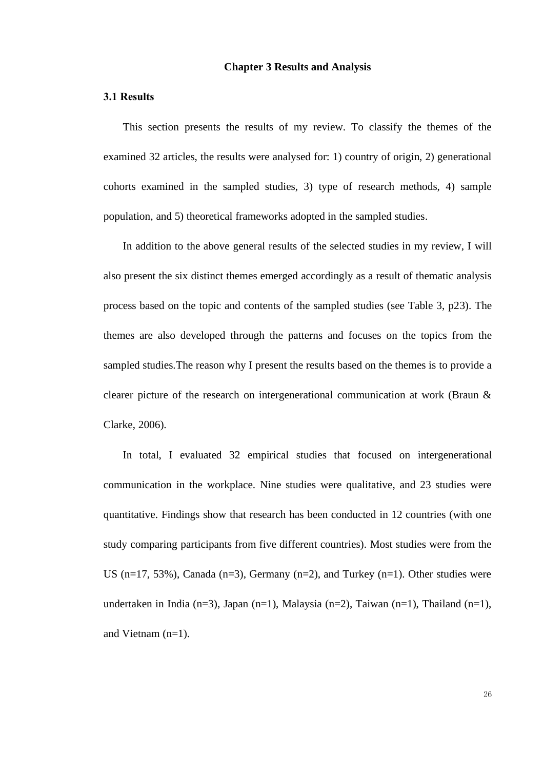# Chapter 3 Results and Analysis

## 3.1 Results

This section presents the results of my review. To classify the themes of the examined 32 articles, the results were analysed for: 1) country of origin, 2) generational cohorts examined in the sampled studies, 3) type of research methods, 4) sample population, and 5) theoretical frameworks adopted in the sampled studies.

In addition to the above general results of the selected studies in my review, I will also present the six distinct themes emerged accordingly as a result of thematic analysis process based on the topic and contents of the sampled studies (see Table 3, p23). The themes are also developed through the patterns and focuses on the topics from the sampled studies.The reason why I present the results based on the themes is to provide a clearer picture of the research on intergenerational communication at work (Braun & Clarke, 2006).

In total, I evaluated 32 empirical studies that focused on intergenerational communication in the workplace. Nine studies were qualitative, and 23 studies were quantitative. Findings show that research has been conducted in 12 countries (with one study comparing participants from five different countries). Most studies were from the US (n=17, 53%), Canada (n=3), Germany (n=2), and Turkey (n=1). Other studies were undertaken in India (n=3), Japan (n=1), Malaysia (n=2), Taiwan (n=1), Thailand (n=1), and Vietnam (n=1).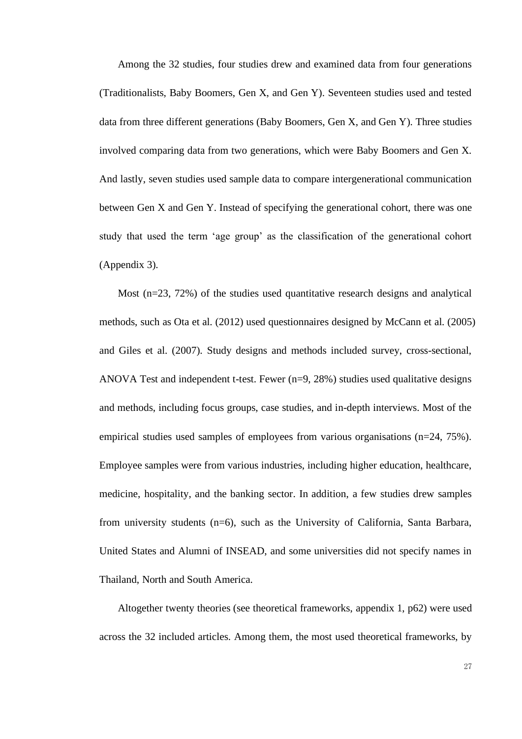Among the 32 studies, four studies drew and examined data from four generations (Traditionalists, Baby Boomers, Gen X, and Gen Y). Seventeen studies used and tested data from three different generations (Baby Boomers, Gen X, and Gen Y). Three studies involved comparing data from two generations, which were Baby Boomers and Gen X. And lastly, seven studies used sample data to compare intergenerational communication between Gen X and Gen Y. Instead of specifying the generational cohort, there was one study that used the term 'age group' as the classification of the generational cohort (Appendix 3).

Most (n=23, 72%) of the studies used quantitative research designs and analytical methods, such as Ota et al. (2012) used questionnaires designed by McCann et al. (2005) and Giles et al. (2007). Study designs and methods included survey, cross-sectional, ANOVA Test and independent t-test. Fewer (n=9, 28%) studies used qualitative designs and methods, including focus groups, case studies, and in-depth interviews. Most of the empirical studies used samples of employees from various organisations (n=24, 75%). Employee samples were from various industries, including higher education, healthcare, medicine, hospitality, and the banking sector. In addition, a few studies drew samples from university students (n=6), such as the University of California, Santa Barbara, United States and Alumni of INSEAD, and some universities did not specify names in Thailand, North and South America.

Altogether twenty theories (see theoretical frameworks, appendix 1, p62) were used across the 32 included articles. Among them, the most used theoretical frameworks, by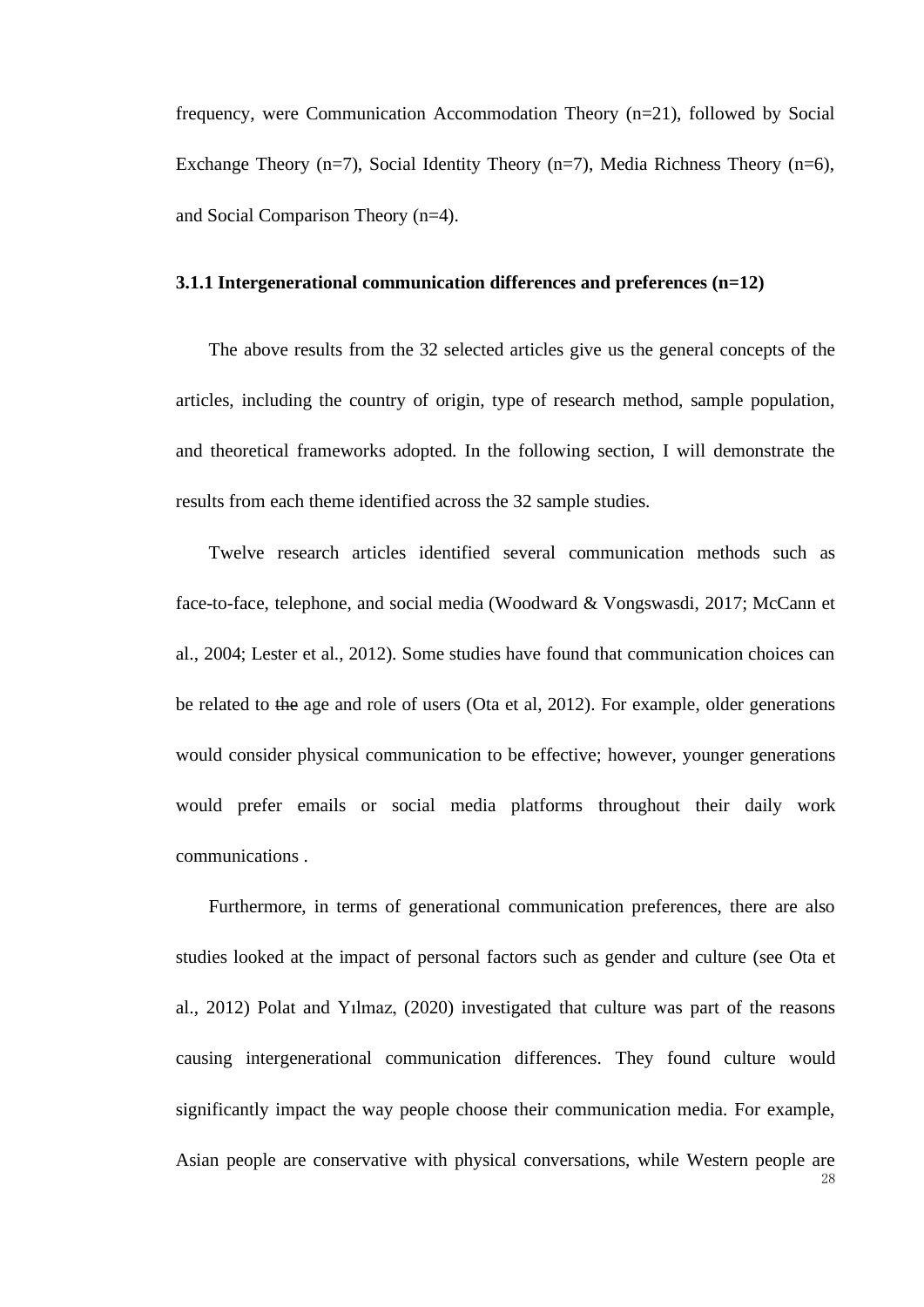frequency, were Communication Accommodation Theory (n=21), followed by Social Exchange Theory (n=7), Social Identity Theory (n=7), Media Richness Theory (n=6), and Social Comparison Theory (n=4).

### 3.1.1 Intergenerational communication differences and preferences (n=12)

The above results from the 32 selected articles give us the general concepts of the articles, including the country of origin, type of research method, sample population, and theoretical frameworks adopted. In the following section, I will demonstrate the results from each theme identified across the 32 sample studies.

Twelve research articles identified several communication methods such as face-to-face, telephone, and social media (Woodward & Vongswasdi, 2017; McCann et al., 2004; Lester et al., 2012). Some studies have found that communication choices can be related to ~~the~~ age and role of users (Ota et al, 2012). For example, older generations would consider physical communication to be effective; however, younger generations would prefer emails or social media platforms throughout their daily work communications .

Furthermore, in terms of generational communication preferences, there are also studies looked at the impact of personal factors such as gender and culture (see Ota et al., 2012) Polat and Yılmaz, (2020) investigated that culture was part of the reasons causing intergenerational communication differences. They found culture would significantly impact the way people choose their communication media. For example, Asian people are conservative with physical conversations, while Western people are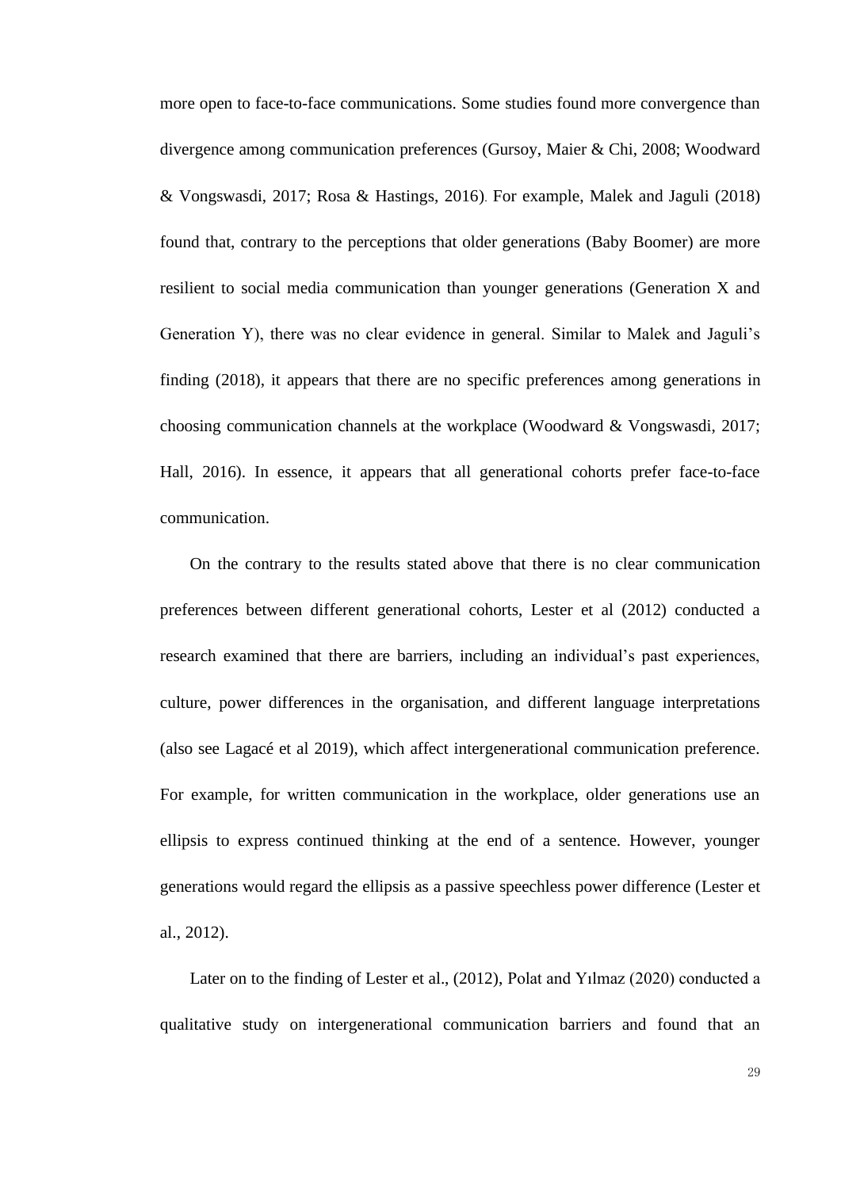more open to face-to-face communications. Some studies found more convergence than divergence among communication preferences (Gursoy, Maier & Chi, 2008; Woodward & Vongswasdi, 2017; Rosa & Hastings, 2016). For example, Malek and Jaguli (2018) found that, contrary to the perceptions that older generations (Baby Boomer) are more resilient to social media communication than younger generations (Generation X and Generation Y), there was no clear evidence in general. Similar to Malek and Jaguli's finding (2018), it appears that there are no specific preferences among generations in choosing communication channels at the workplace (Woodward & Vongswasdi, 2017; Hall, 2016). In essence, it appears that all generational cohorts prefer face-to-face communication.

On the contrary to the results stated above that there is no clear communication preferences between different generational cohorts, Lester et al (2012) conducted a research examined that there are barriers, including an individual's past experiences, culture, power differences in the organisation, and different language interpretations (also see Lagacé et al 2019), which affect intergenerational communication preference. For example, for written communication in the workplace, older generations use an ellipsis to express continued thinking at the end of a sentence. However, younger generations would regard the ellipsis as a passive speechless power difference (Lester et al., 2012).

Later on to the finding of Lester et al., (2012), Polat and Yılmaz (2020) conducted a qualitative study on intergenerational communication barriers and found that an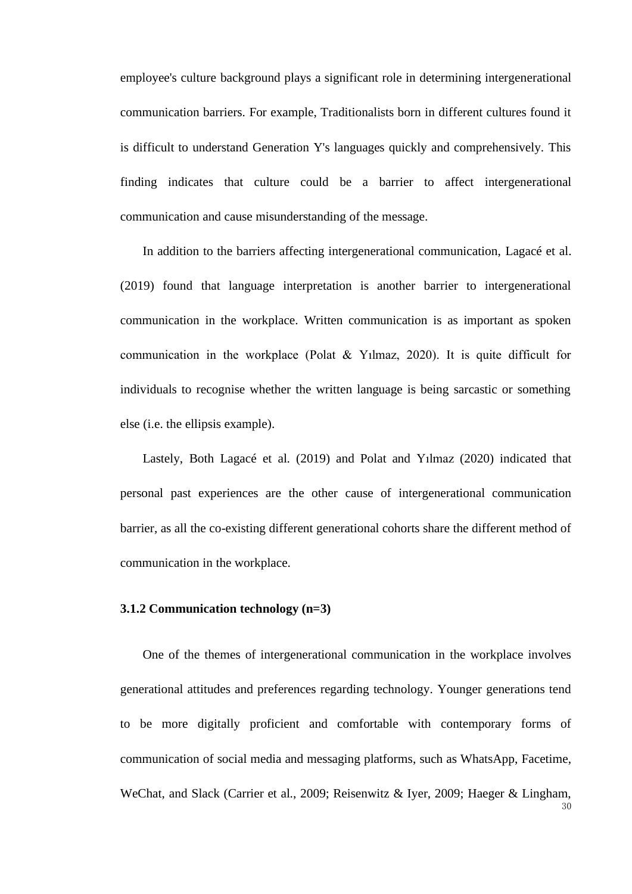employee's culture background plays a significant role in determining intergenerational communication barriers. For example, Traditionalists born in different cultures found it is difficult to understand Generation Y's languages quickly and comprehensively. This finding indicates that culture could be a barrier to affect intergenerational communication and cause misunderstanding of the message.

In addition to the barriers affecting intergenerational communication, Lagacé et al. (2019) found that language interpretation is another barrier to intergenerational communication in the workplace. Written communication is as important as spoken communication in the workplace (Polat & Yılmaz, 2020). It is quite difficult for individuals to recognise whether the written language is being sarcastic or something else (i.e. the ellipsis example).

Lastely, Both Lagacé et al. (2019) and Polat and Yılmaz (2020) indicated that personal past experiences are the other cause of intergenerational communication barrier, as all the co-existing different generational cohorts share the different method of communication in the workplace.

### 3.1.2 Communication technology (n=3)

One of the themes of intergenerational communication in the workplace involves generational attitudes and preferences regarding technology. Younger generations tend to be more digitally proficient and comfortable with contemporary forms of communication of social media and messaging platforms, such as WhatsApp, Facetime, WeChat, and Slack (Carrier et al., 2009; Reisenwitz & Iyer, 2009; Haeger & Lingham,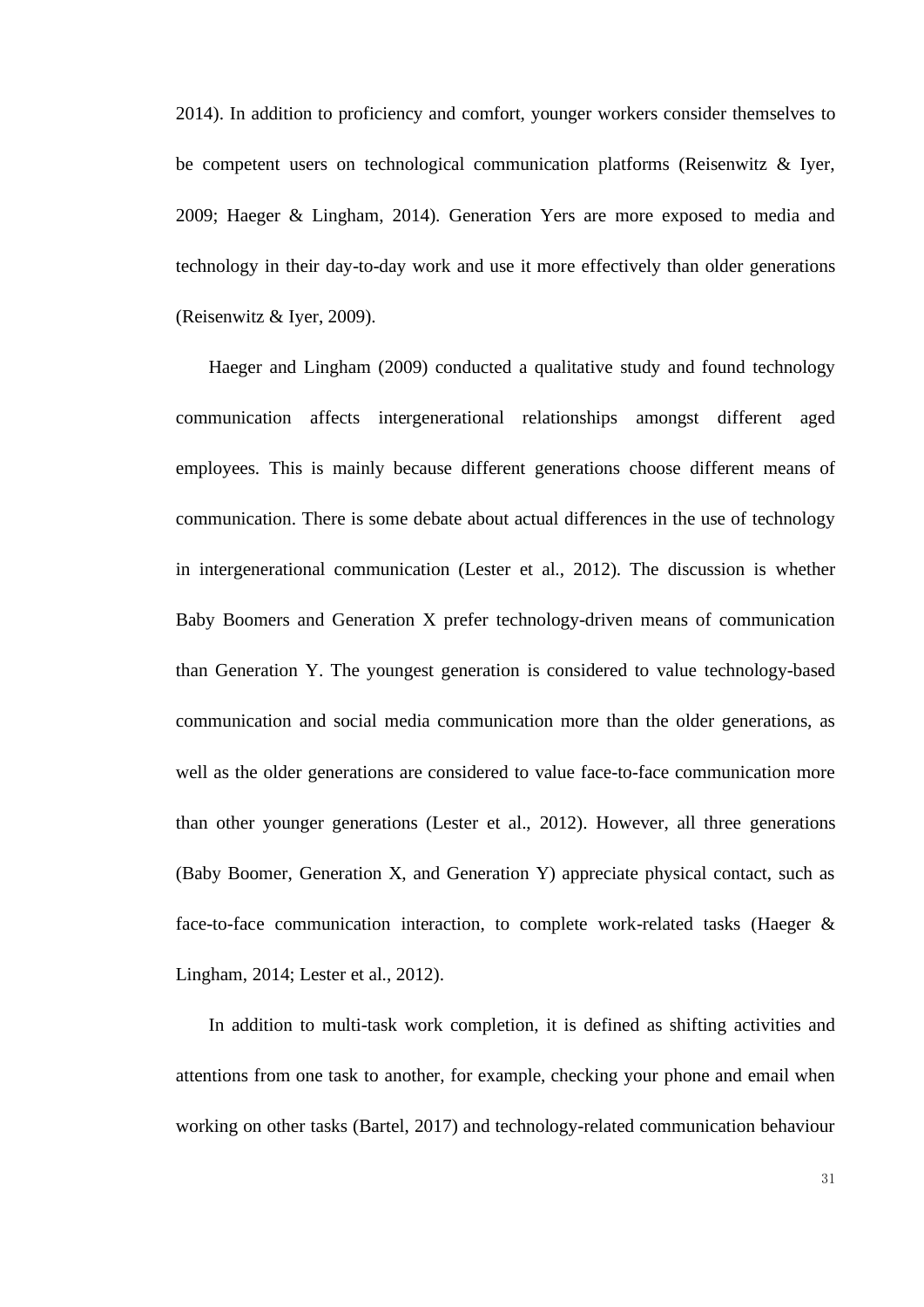2014). In addition to proficiency and comfort, younger workers consider themselves to be competent users on technological communication platforms (Reisenwitz & Iyer, 2009; Haeger & Lingham, 2014). Generation Yers are more exposed to media and technology in their day-to-day work and use it more effectively than older generations (Reisenwitz & Iyer, 2009).

Haeger and Lingham (2009) conducted a qualitative study and found technology communication affects intergenerational relationships amongst different aged employees. This is mainly because different generations choose different means of communication. There is some debate about actual differences in the use of technology in intergenerational communication (Lester et al., 2012). The discussion is whether Baby Boomers and Generation X prefer technology-driven means of communication than Generation Y. The youngest generation is considered to value technology-based communication and social media communication more than the older generations, as well as the older generations are considered to value face-to-face communication more than other younger generations (Lester et al., 2012). However, all three generations (Baby Boomer, Generation X, and Generation Y) appreciate physical contact, such as face-to-face communication interaction, to complete work-related tasks (Haeger & Lingham, 2014; Lester et al., 2012).

In addition to multi-task work completion, it is defined as shifting activities and attentions from one task to another, for example, checking your phone and email when working on other tasks (Bartel, 2017) and technology-related communication behaviour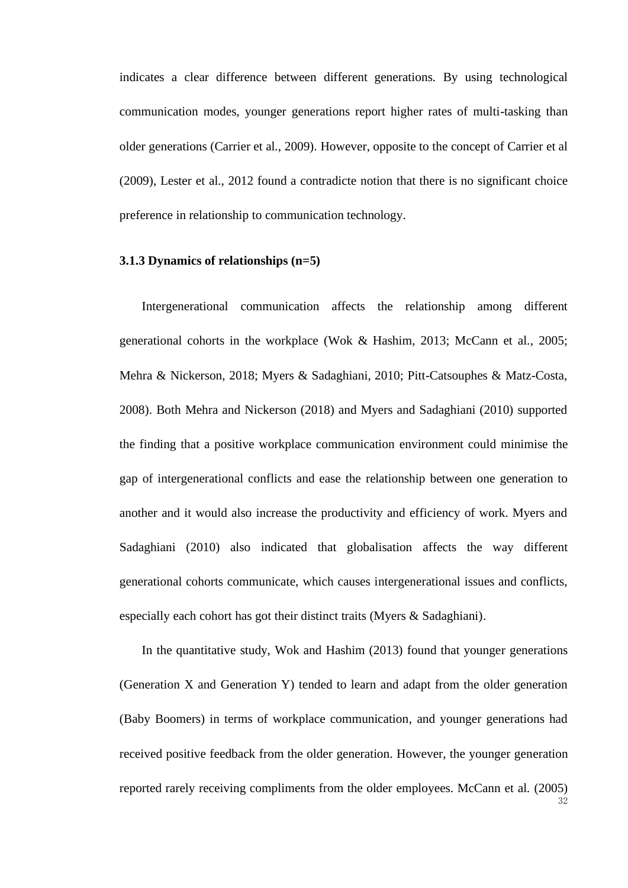indicates a clear difference between different generations. By using technological communication modes, younger generations report higher rates of multi-tasking than older generations (Carrier et al., 2009). However, opposite to the concept of Carrier et al (2009), Lester et al., 2012 found a contradicte notion that there is no significant choice preference in relationship to communication technology.

### 3.1.3 Dynamics of relationships (n=5)

Intergenerational communication affects the relationship among different generational cohorts in the workplace (Wok & Hashim, 2013; McCann et al., 2005; Mehra & Nickerson, 2018; Myers & Sadaghiani, 2010; Pitt-Catsouphes & Matz-Costa, 2008). Both Mehra and Nickerson (2018) and Myers and Sadaghiani (2010) supported the finding that a positive workplace communication environment could minimise the gap of intergenerational conflicts and ease the relationship between one generation to another and it would also increase the productivity and efficiency of work. Myers and Sadaghiani (2010) also indicated that globalisation affects the way different generational cohorts communicate, which causes intergenerational issues and conflicts, especially each cohort has got their distinct traits (Myers & Sadaghiani).

In the quantitative study, Wok and Hashim (2013) found that younger generations (Generation X and Generation Y) tended to learn and adapt from the older generation (Baby Boomers) in terms of workplace communication, and younger generations had received positive feedback from the older generation. However, the younger generation reported rarely receiving compliments from the older employees. McCann et al. (2005)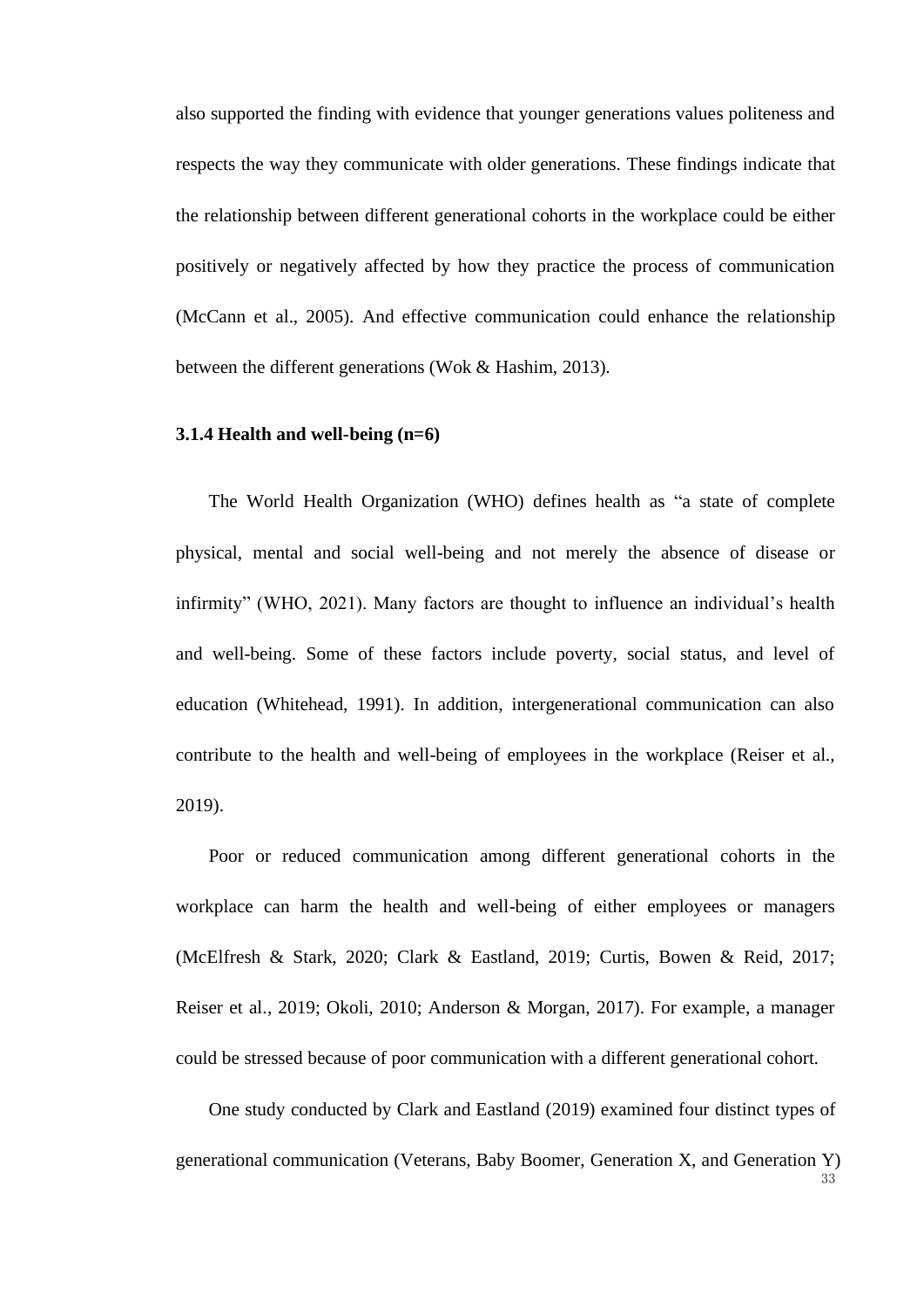also supported the finding with evidence that younger generations values politeness and respects the way they communicate with older generations. These findings indicate that the relationship between different generational cohorts in the workplace could be either positively or negatively affected by how they practice the process of communication (McCann et al., 2005). And effective communication could enhance the relationship between the different generations (Wok & Hashim, 2013).

### 3.1.4 Health and well-being (n=6)

The World Health Organization (WHO) defines health as "a state of complete physical, mental and social well-being and not merely the absence of disease or infirmity" (WHO, 2021). Many factors are thought to influence an individual's health and well-being. Some of these factors include poverty, social status, and level of education (Whitehead, 1991). In addition, intergenerational communication can also contribute to the health and well-being of employees in the workplace (Reiser et al., 2019).

Poor or reduced communication among different generational cohorts in the workplace can harm the health and well-being of either employees or managers (McElfresh & Stark, 2020; Clark & Eastland, 2019; Curtis, Bowen & Reid, 2017; Reiser et al., 2019; Okoli, 2010; Anderson & Morgan, 2017). For example, a manager could be stressed because of poor communication with a different generational cohort.

One study conducted by Clark and Eastland (2019) examined four distinct types of generational communication (Veterans, Baby Boomer, Generation X, and Generation Y)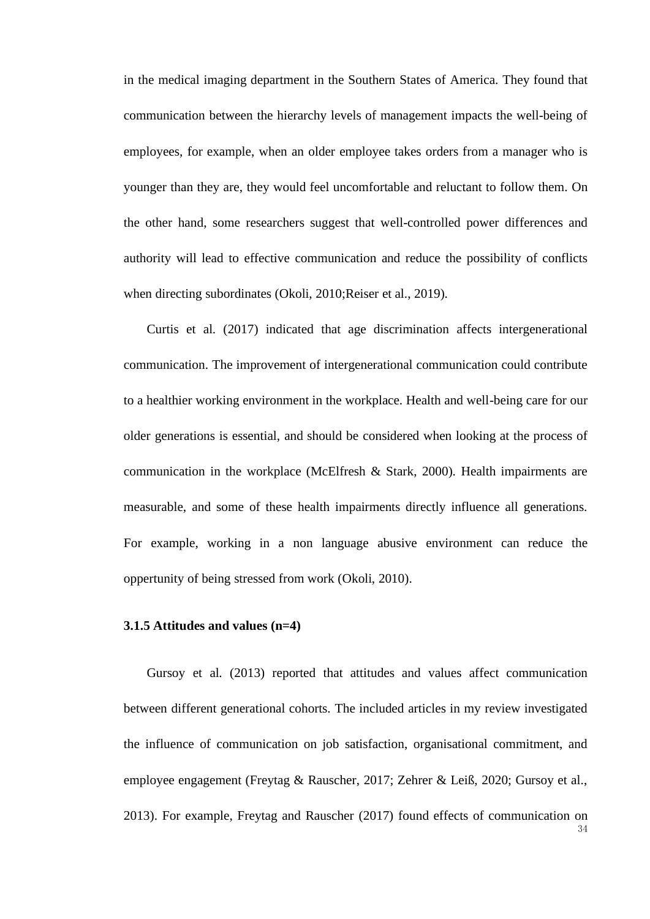in the medical imaging department in the Southern States of America. They found that communication between the hierarchy levels of management impacts the well-being of employees, for example, when an older employee takes orders from a manager who is younger than they are, they would feel uncomfortable and reluctant to follow them. On the other hand, some researchers suggest that well-controlled power differences and authority will lead to effective communication and reduce the possibility of conflicts when directing subordinates (Okoli, 2010;Reiser et al., 2019).

Curtis et al. (2017) indicated that age discrimination affects intergenerational communication. The improvement of intergenerational communication could contribute to a healthier working environment in the workplace. Health and well-being care for our older generations is essential, and should be considered when looking at the process of communication in the workplace (McElfresh & Stark, 2000). Health impairments are measurable, and some of these health impairments directly influence all generations. For example, working in a non language abusive environment can reduce the oppertunity of being stressed from work (Okoli, 2010).

### 3.1.5 Attitudes and values (n=4)

Gursoy et al. (2013) reported that attitudes and values affect communication between different generational cohorts. The included articles in my review investigated the influence of communication on job satisfaction, organisational commitment, and employee engagement (Freytag & Rauscher, 2017; Zehrer & Leiß, 2020; Gursoy et al., 2013). For example, Freytag and Rauscher (2017) found effects of communication on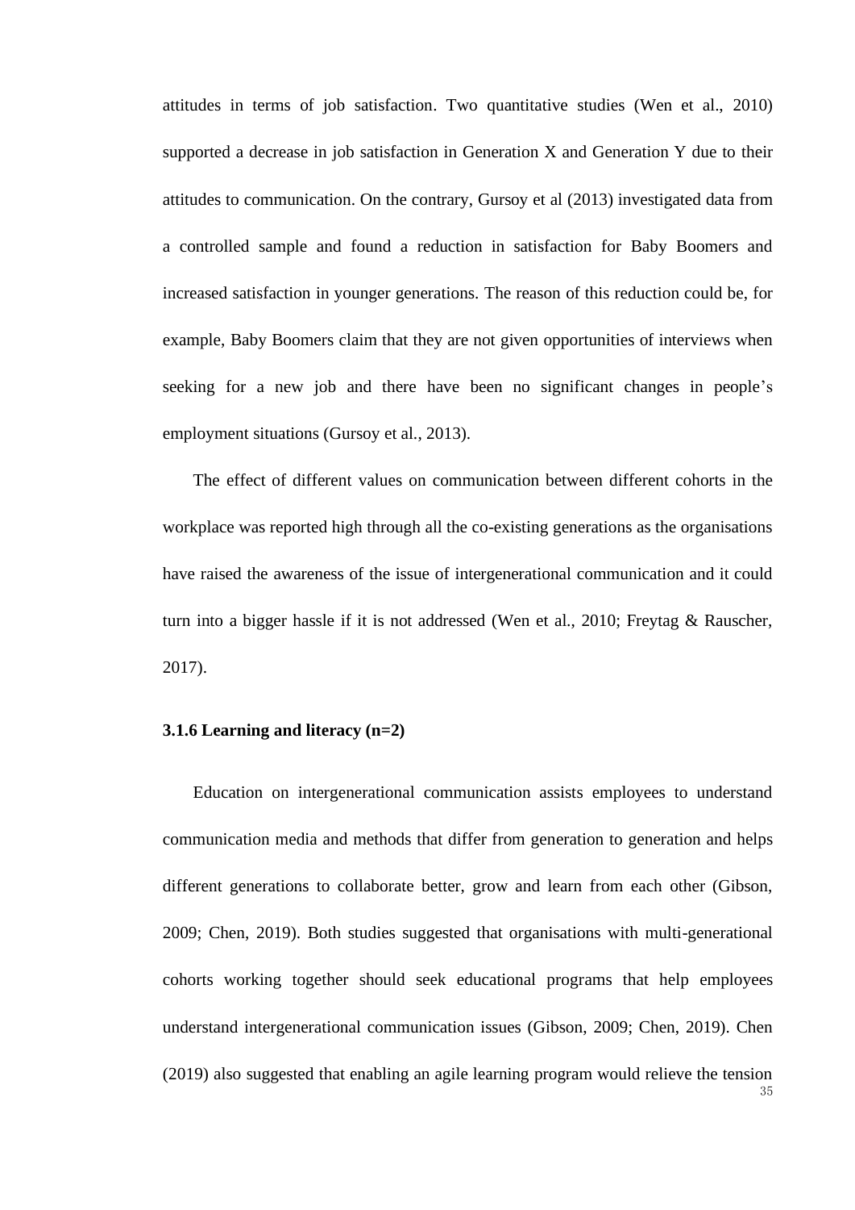attitudes in terms of job satisfaction. Two quantitative studies (Wen et al., 2010) supported a decrease in job satisfaction in Generation X and Generation Y due to their attitudes to communication. On the contrary, Gursoy et al (2013) investigated data from a controlled sample and found a reduction in satisfaction for Baby Boomers and increased satisfaction in younger generations. The reason of this reduction could be, for example, Baby Boomers claim that they are not given opportunities of interviews when seeking for a new job and there have been no significant changes in people's employment situations (Gursoy et al., 2013).

The effect of different values on communication between different cohorts in the workplace was reported high through all the co-existing generations as the organisations have raised the awareness of the issue of intergenerational communication and it could turn into a bigger hassle if it is not addressed (Wen et al., 2010; Freytag & Rauscher, 2017).

### 3.1.6 Learning and literacy (n=2)

Education on intergenerational communication assists employees to understand communication media and methods that differ from generation to generation and helps different generations to collaborate better, grow and learn from each other (Gibson, 2009; Chen, 2019). Both studies suggested that organisations with multi-generational cohorts working together should seek educational programs that help employees understand intergenerational communication issues (Gibson, 2009; Chen, 2019). Chen (2019) also suggested that enabling an agile learning program would relieve the tension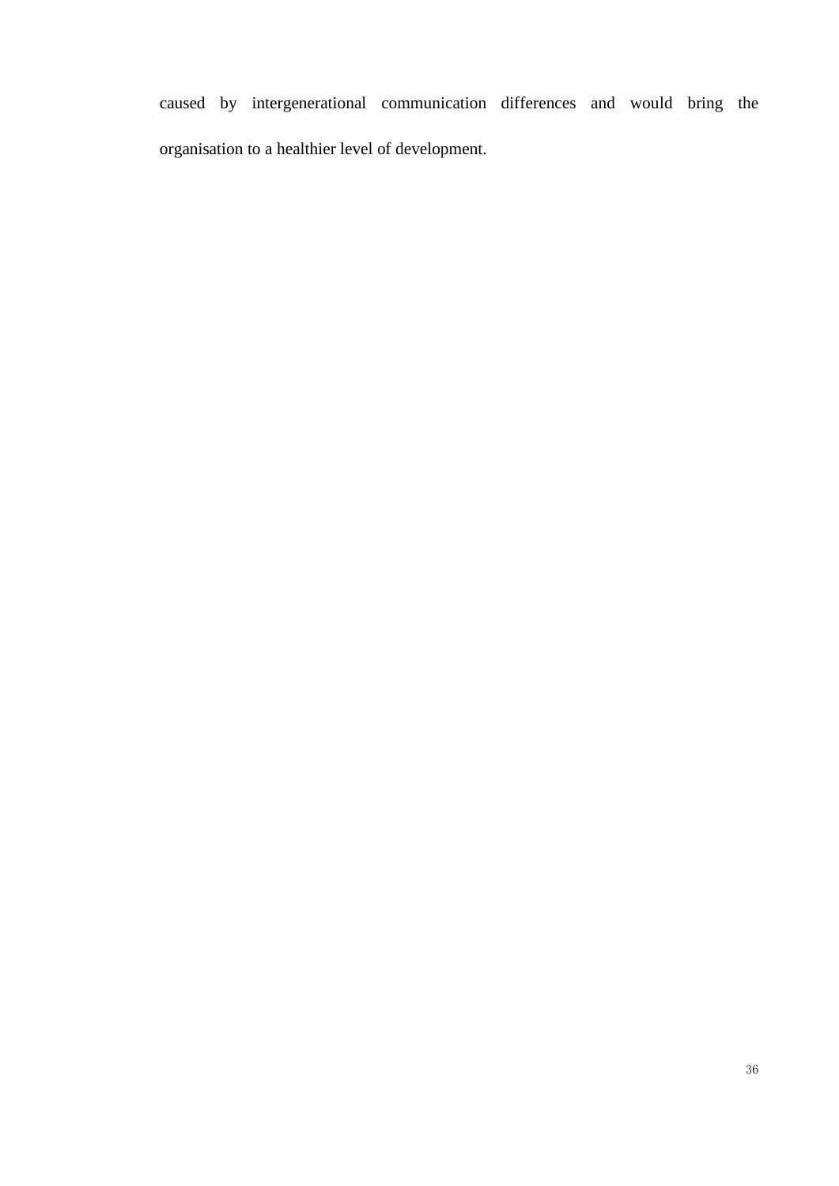caused by intergenerational communication differences and would bring the organisation to a healthier level of development.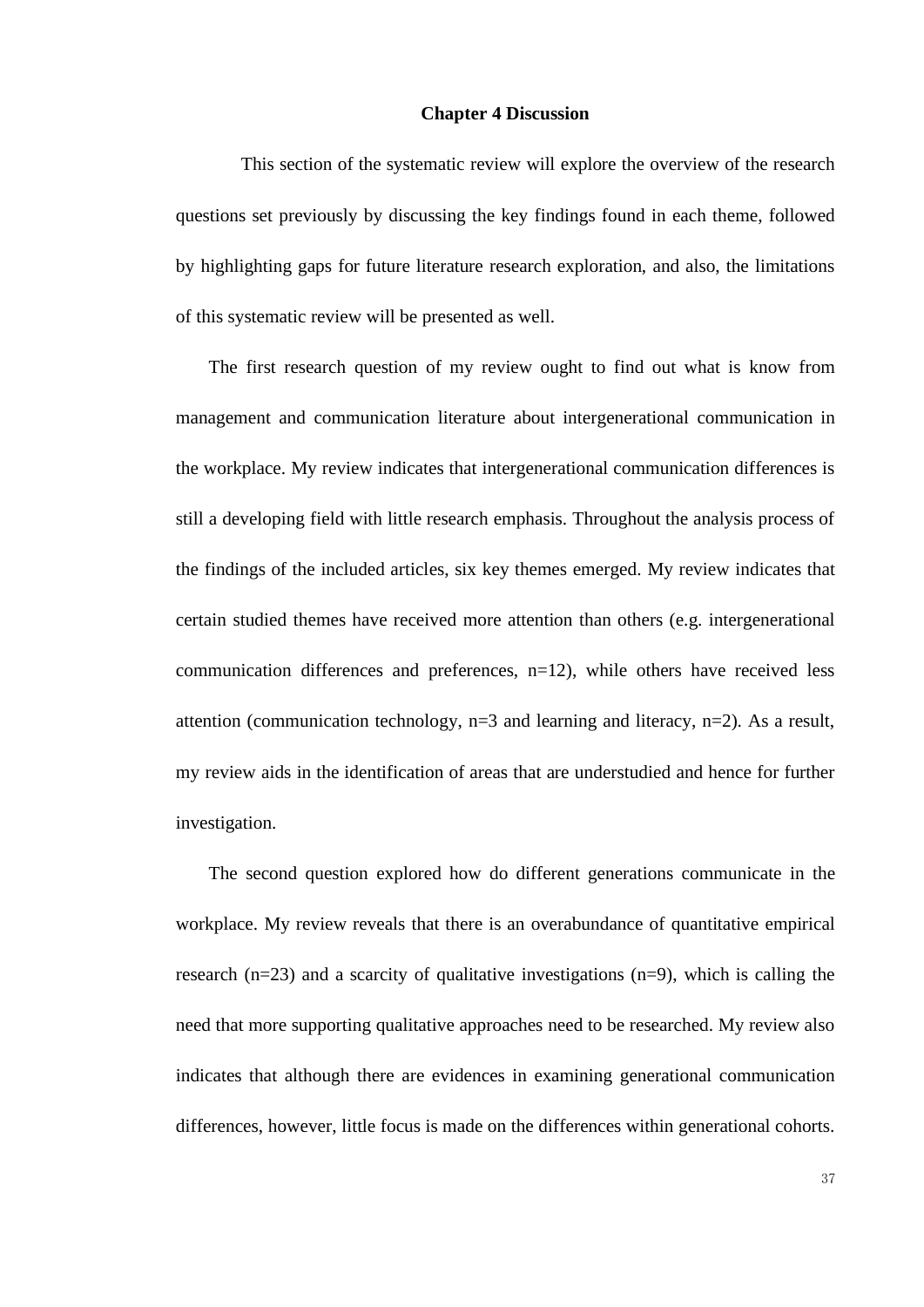# Chapter 4 Discussion

This section of the systematic review will explore the overview of the research questions set previously by discussing the key findings found in each theme, followed by highlighting gaps for future literature research exploration, and also, the limitations of this systematic review will be presented as well.

The first research question of my review ought to find out what is know from management and communication literature about intergenerational communication in the workplace. My review indicates that intergenerational communication differences is still a developing field with little research emphasis. Throughout the analysis process of the findings of the included articles, six key themes emerged. My review indicates that certain studied themes have received more attention than others (e.g. intergenerational communication differences and preferences, n=12), while others have received less attention (communication technology, n=3 and learning and literacy, n=2). As a result, my review aids in the identification of areas that are understudied and hence for further investigation.

The second question explored how do different generations communicate in the workplace. My review reveals that there is an overabundance of quantitative empirical research (n=23) and a scarcity of qualitative investigations (n=9), which is calling the need that more supporting qualitative approaches need to be researched. My review also indicates that although there are evidences in examining generational communication differences, however, little focus is made on the differences within generational cohorts.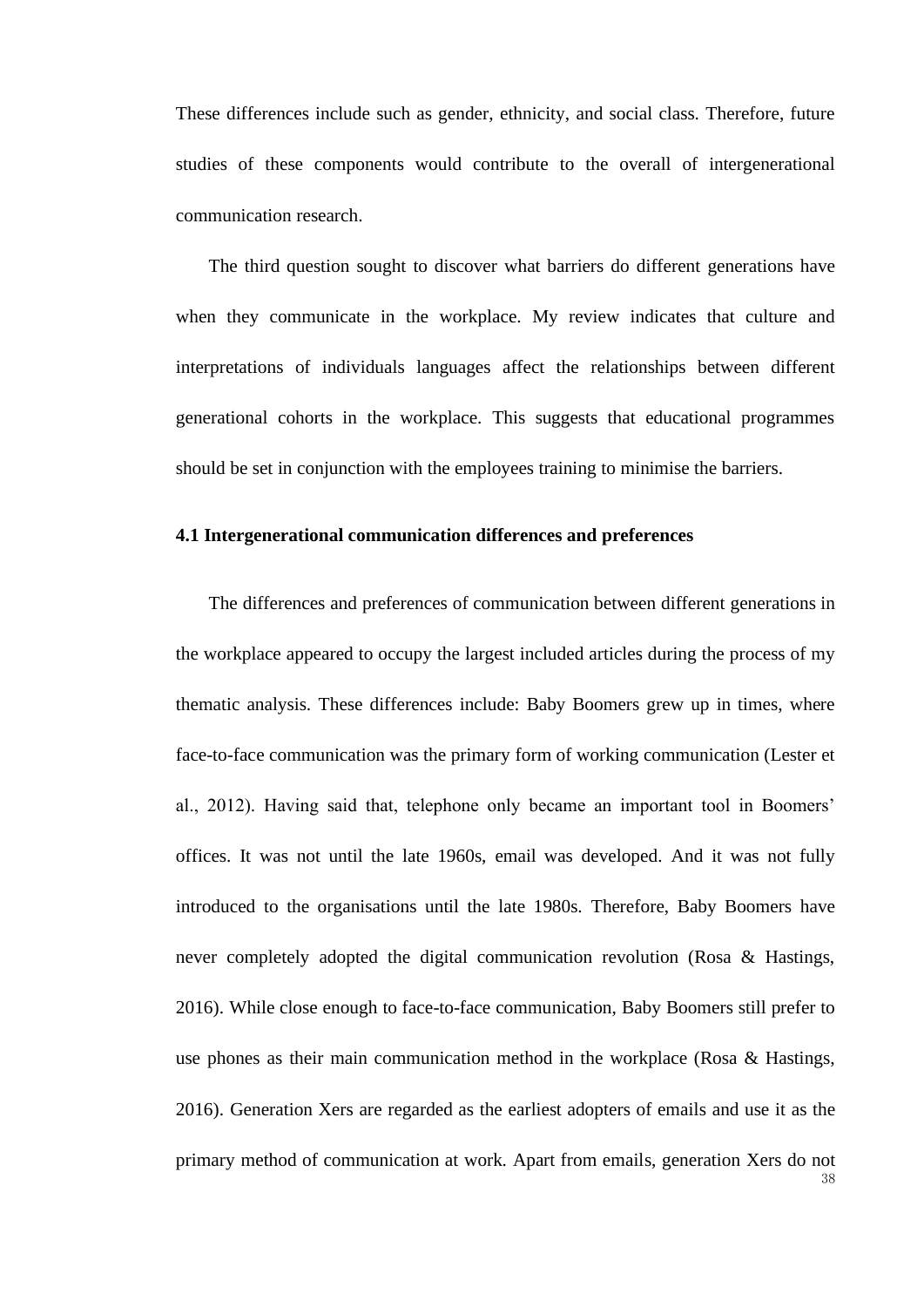These differences include such as gender, ethnicity, and social class. Therefore, future studies of these components would contribute to the overall of intergenerational communication research.

The third question sought to discover what barriers do different generations have when they communicate in the workplace. My review indicates that culture and interpretations of individuals languages affect the relationships between different generational cohorts in the workplace. This suggests that educational programmes should be set in conjunction with the employees training to minimise the barriers.

## 4.1 Intergenerational communication differences and preferences

The differences and preferences of communication between different generations in the workplace appeared to occupy the largest included articles during the process of my thematic analysis. These differences include: Baby Boomers grew up in times, where face-to-face communication was the primary form of working communication (Lester et al., 2012). Having said that, telephone only became an important tool in Boomers' offices. It was not until the late 1960s, email was developed. And it was not fully introduced to the organisations until the late 1980s. Therefore, Baby Boomers have never completely adopted the digital communication revolution (Rosa & Hastings, 2016). While close enough to face-to-face communication, Baby Boomers still prefer to use phones as their main communication method in the workplace (Rosa & Hastings, 2016). Generation Xers are regarded as the earliest adopters of emails and use it as the primary method of communication at work. Apart from emails, generation Xers do not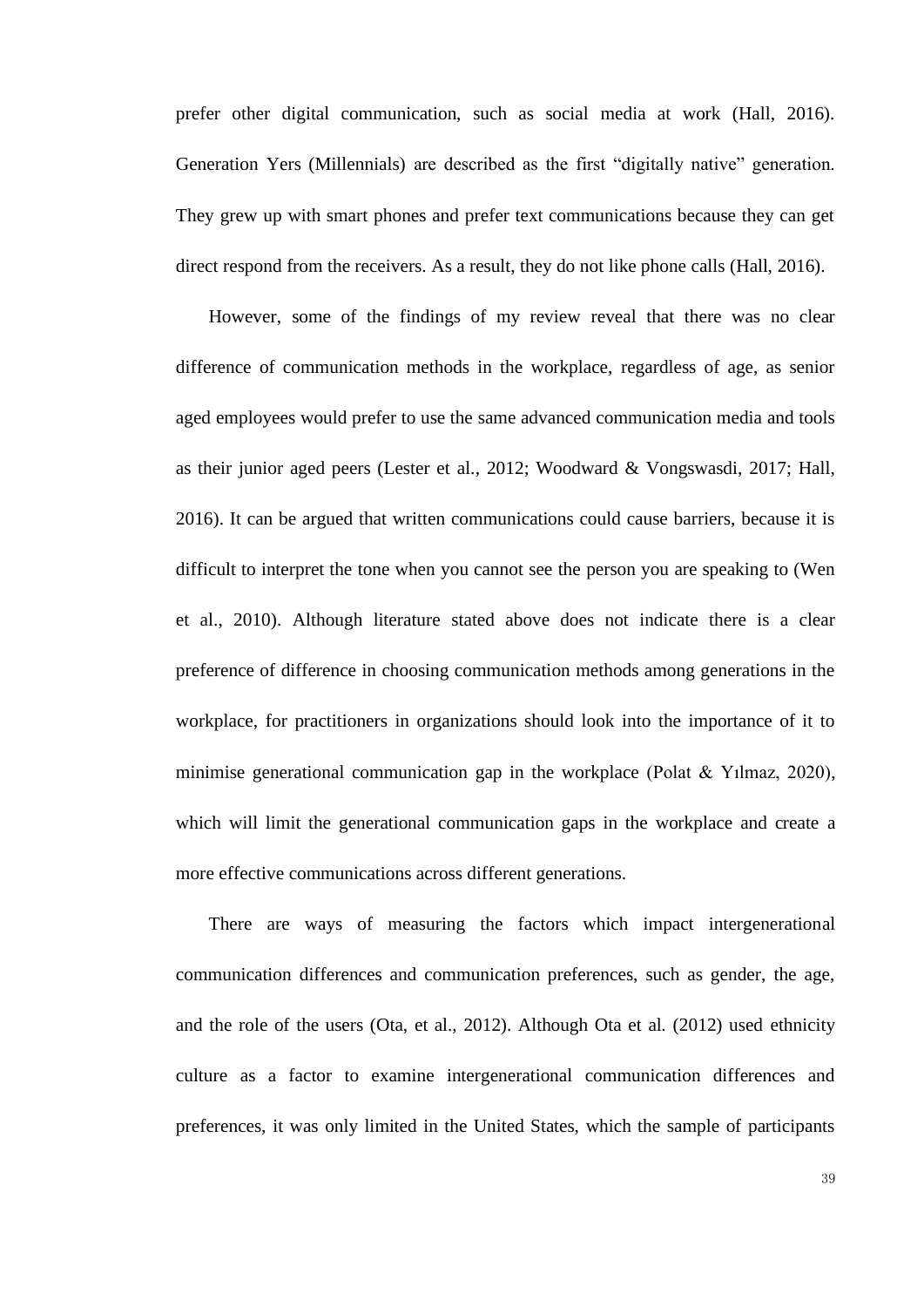prefer other digital communication, such as social media at work (Hall, 2016). Generation Yers (Millennials) are described as the first "digitally native" generation. They grew up with smart phones and prefer text communications because they can get direct respond from the receivers. As a result, they do not like phone calls (Hall, 2016).

However, some of the findings of my review reveal that there was no clear difference of communication methods in the workplace, regardless of age, as senior aged employees would prefer to use the same advanced communication media and tools as their junior aged peers (Lester et al., 2012; Woodward & Vongswasdi, 2017; Hall, 2016). It can be argued that written communications could cause barriers, because it is difficult to interpret the tone when you cannot see the person you are speaking to (Wen et al., 2010). Although literature stated above does not indicate there is a clear preference of difference in choosing communication methods among generations in the workplace, for practitioners in organizations should look into the importance of it to minimise generational communication gap in the workplace (Polat & Yılmaz, 2020), which will limit the generational communication gaps in the workplace and create a more effective communications across different generations.

There are ways of measuring the factors which impact intergenerational communication differences and communication preferences, such as gender, the age, and the role of the users (Ota, et al., 2012). Although Ota et al. (2012) used ethnicity culture as a factor to examine intergenerational communication differences and preferences, it was only limited in the United States, which the sample of participants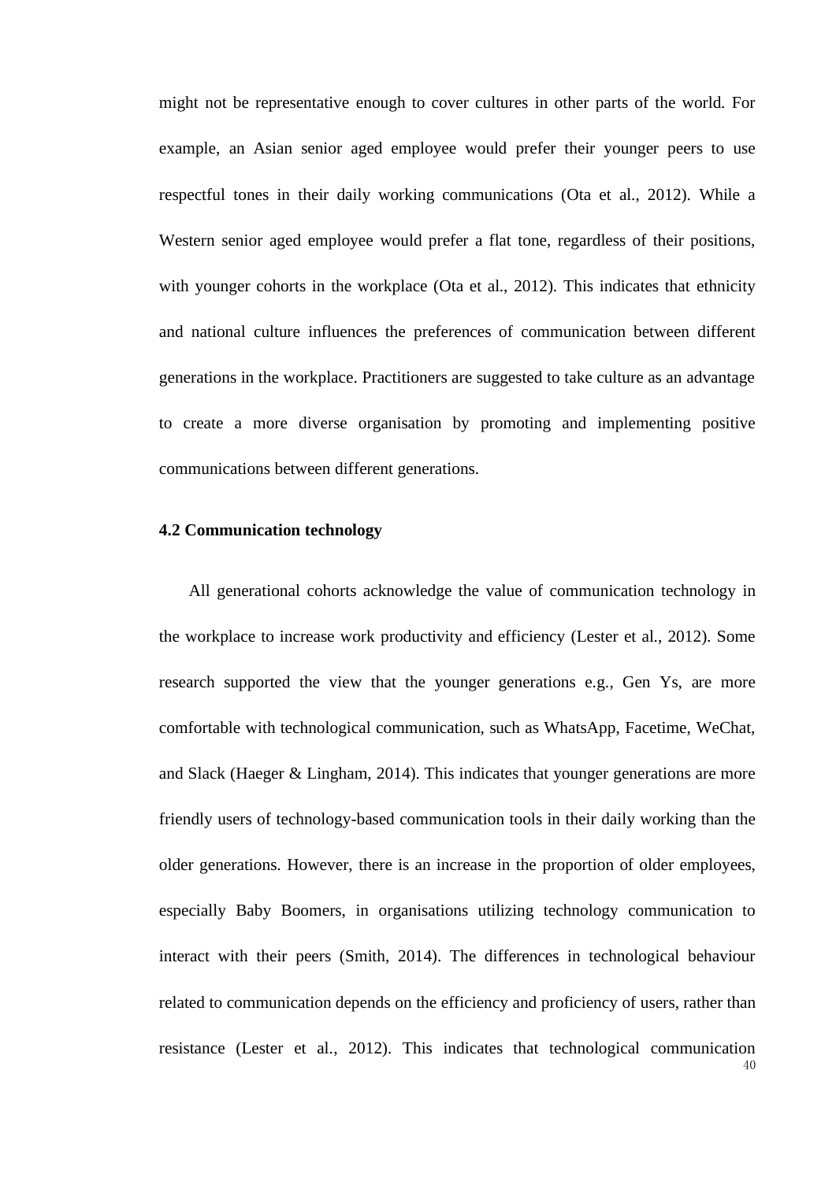might not be representative enough to cover cultures in other parts of the world. For example, an Asian senior aged employee would prefer their younger peers to use respectful tones in their daily working communications (Ota et al., 2012). While a Western senior aged employee would prefer a flat tone, regardless of their positions, with younger cohorts in the workplace (Ota et al., 2012). This indicates that ethnicity and national culture influences the preferences of communication between different generations in the workplace. Practitioners are suggested to take culture as an advantage to create a more diverse organisation by promoting and implementing positive communications between different generations.

### 4.2 Communication technology

All generational cohorts acknowledge the value of communication technology in the workplace to increase work productivity and efficiency (Lester et al., 2012). Some research supported the view that the younger generations e.g., Gen Ys, are more comfortable with technological communication, such as WhatsApp, Facetime, WeChat, and Slack (Haeger & Lingham, 2014). This indicates that younger generations are more friendly users of technology-based communication tools in their daily working than the older generations. However, there is an increase in the proportion of older employees, especially Baby Boomers, in organisations utilizing technology communication to interact with their peers (Smith, 2014). The differences in technological behaviour related to communication depends on the efficiency and proficiency of users, rather than resistance (Lester et al., 2012). This indicates that technological communication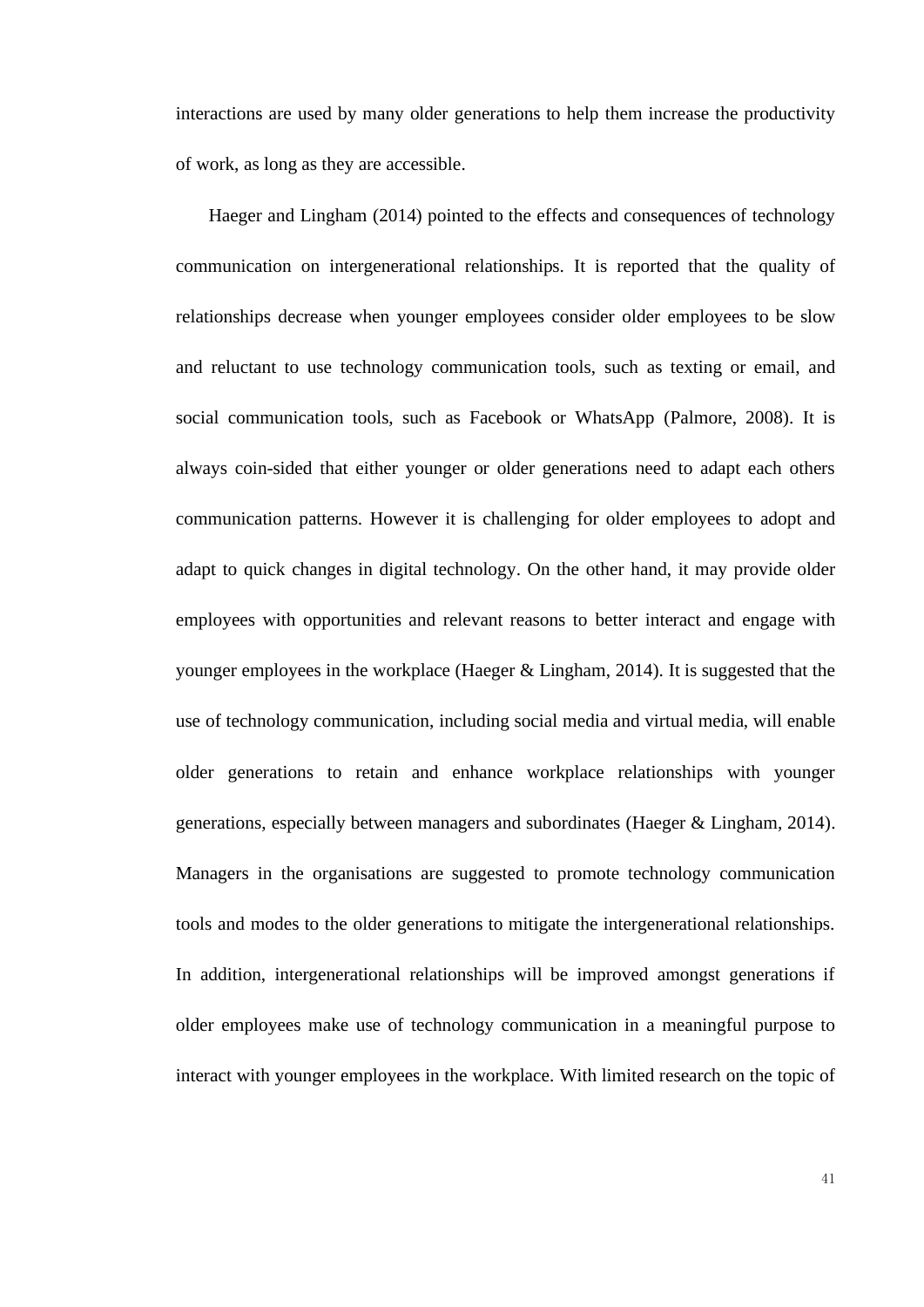interactions are used by many older generations to help them increase the productivity of work, as long as they are accessible.

Haeger and Lingham (2014) pointed to the effects and consequences of technology communication on intergenerational relationships. It is reported that the quality of relationships decrease when younger employees consider older employees to be slow and reluctant to use technology communication tools, such as texting or email, and social communication tools, such as Facebook or WhatsApp (Palmore, 2008). It is always coin-sided that either younger or older generations need to adapt each others communication patterns. However it is challenging for older employees to adopt and adapt to quick changes in digital technology. On the other hand, it may provide older employees with opportunities and relevant reasons to better interact and engage with younger employees in the workplace (Haeger & Lingham, 2014). It is suggested that the use of technology communication, including social media and virtual media, will enable older generations to retain and enhance workplace relationships with younger generations, especially between managers and subordinates (Haeger & Lingham, 2014). Managers in the organisations are suggested to promote technology communication tools and modes to the older generations to mitigate the intergenerational relationships. In addition, intergenerational relationships will be improved amongst generations if older employees make use of technology communication in a meaningful purpose to interact with younger employees in the workplace. With limited research on the topic of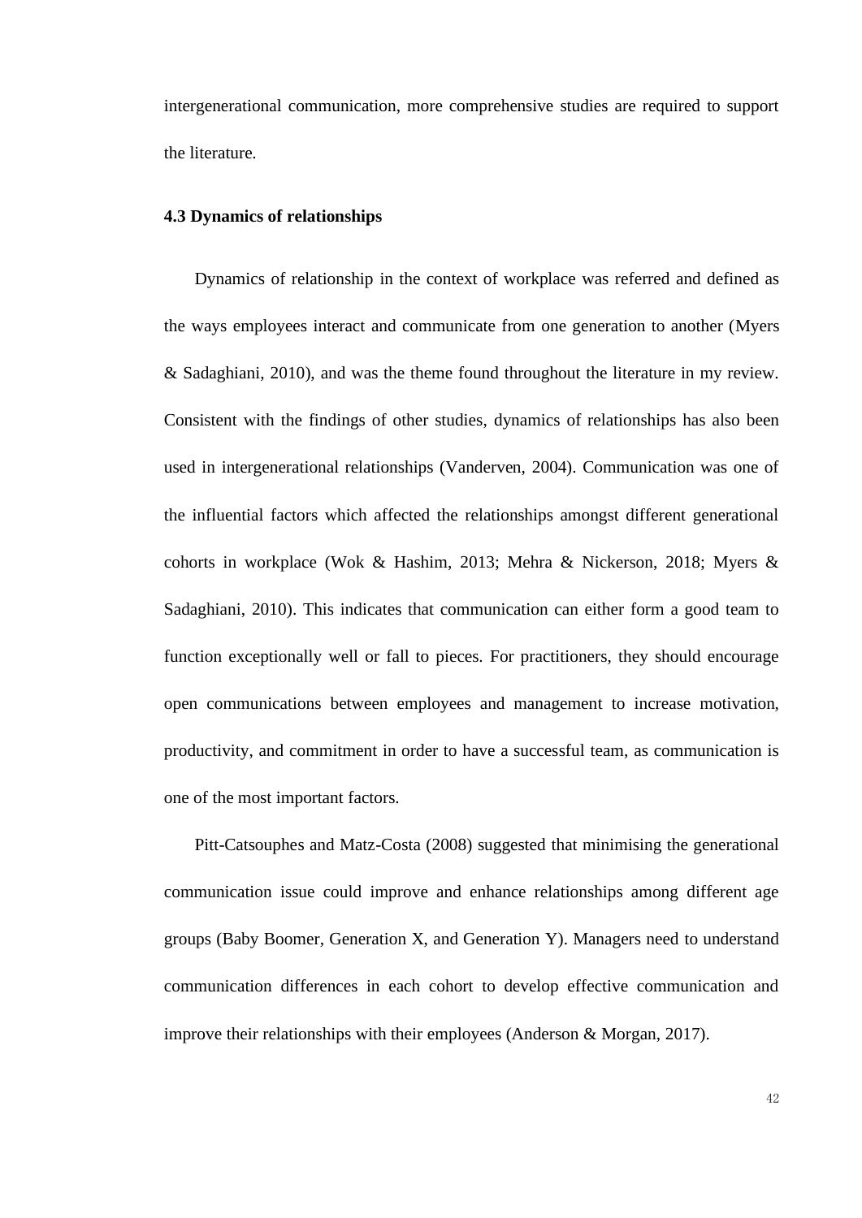intergenerational communication, more comprehensive studies are required to support the literature.

### 4.3 Dynamics of relationships

Dynamics of relationship in the context of workplace was referred and defined as the ways employees interact and communicate from one generation to another (Myers & Sadaghiani, 2010), and was the theme found throughout the literature in my review. Consistent with the findings of other studies, dynamics of relationships has also been used in intergenerational relationships (Vanderven, 2004). Communication was one of the influential factors which affected the relationships amongst different generational cohorts in workplace (Wok & Hashim, 2013; Mehra & Nickerson, 2018; Myers & Sadaghiani, 2010). This indicates that communication can either form a good team to function exceptionally well or fall to pieces. For practitioners, they should encourage open communications between employees and management to increase motivation, productivity, and commitment in order to have a successful team, as communication is one of the most important factors.

Pitt-Catsouphes and Matz-Costa (2008) suggested that minimising the generational communication issue could improve and enhance relationships among different age groups (Baby Boomer, Generation X, and Generation Y). Managers need to understand communication differences in each cohort to develop effective communication and improve their relationships with their employees (Anderson & Morgan, 2017).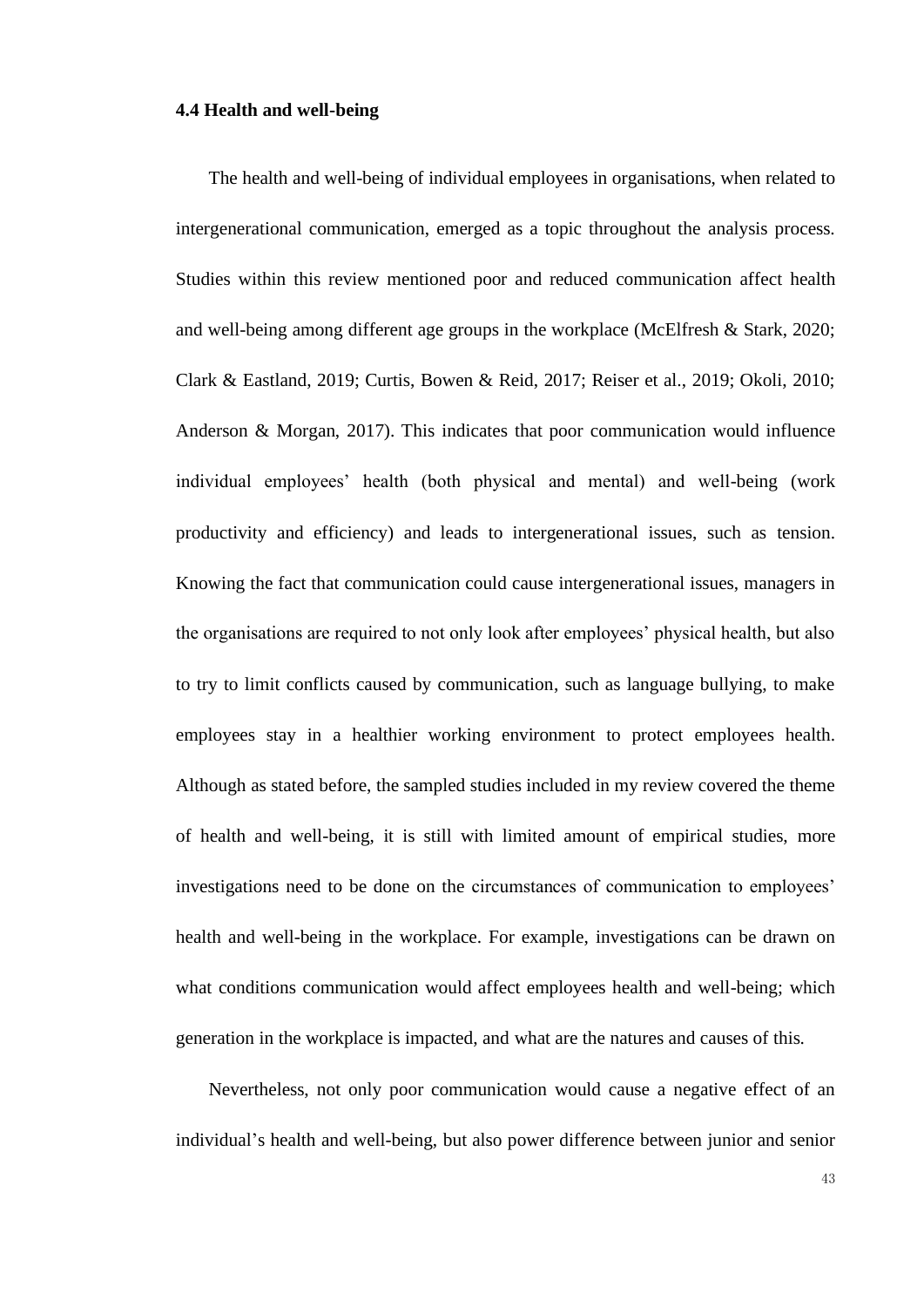### 4.4 Health and well-being

The health and well-being of individual employees in organisations, when related to intergenerational communication, emerged as a topic throughout the analysis process. Studies within this review mentioned poor and reduced communication affect health and well-being among different age groups in the workplace (McElfresh & Stark, 2020; Clark & Eastland, 2019; Curtis, Bowen & Reid, 2017; Reiser et al., 2019; Okoli, 2010; Anderson & Morgan, 2017). This indicates that poor communication would influence individual employees' health (both physical and mental) and well-being (work productivity and efficiency) and leads to intergenerational issues, such as tension. Knowing the fact that communication could cause intergenerational issues, managers in the organisations are required to not only look after employees' physical health, but also to try to limit conflicts caused by communication, such as language bullying, to make employees stay in a healthier working environment to protect employees health. Although as stated before, the sampled studies included in my review covered the theme of health and well-being, it is still with limited amount of empirical studies, more investigations need to be done on the circumstances of communication to employees' health and well-being in the workplace. For example, investigations can be drawn on what conditions communication would affect employees health and well-being; which generation in the workplace is impacted, and what are the natures and causes of this.

Nevertheless, not only poor communication would cause a negative effect of an individual's health and well-being, but also power difference between junior and senior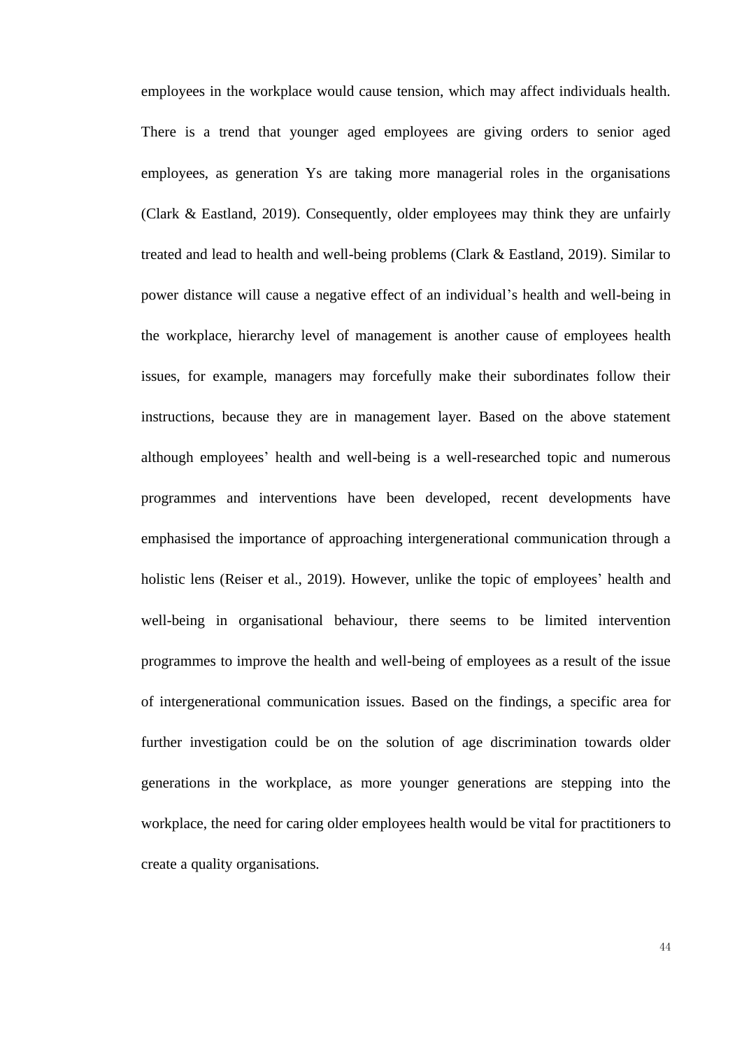employees in the workplace would cause tension, which may affect individuals health. There is a trend that younger aged employees are giving orders to senior aged employees, as generation Ys are taking more managerial roles in the organisations (Clark & Eastland, 2019). Consequently, older employees may think they are unfairly treated and lead to health and well-being problems (Clark & Eastland, 2019). Similar to power distance will cause a negative effect of an individual's health and well-being in the workplace, hierarchy level of management is another cause of employees health issues, for example, managers may forcefully make their subordinates follow their instructions, because they are in management layer. Based on the above statement although employees' health and well-being is a well-researched topic and numerous programmes and interventions have been developed, recent developments have emphasised the importance of approaching intergenerational communication through a holistic lens (Reiser et al., 2019). However, unlike the topic of employees' health and well-being in organisational behaviour, there seems to be limited intervention programmes to improve the health and well-being of employees as a result of the issue of intergenerational communication issues. Based on the findings, a specific area for further investigation could be on the solution of age discrimination towards older generations in the workplace, as more younger generations are stepping into the workplace, the need for caring older employees health would be vital for practitioners to create a quality organisations.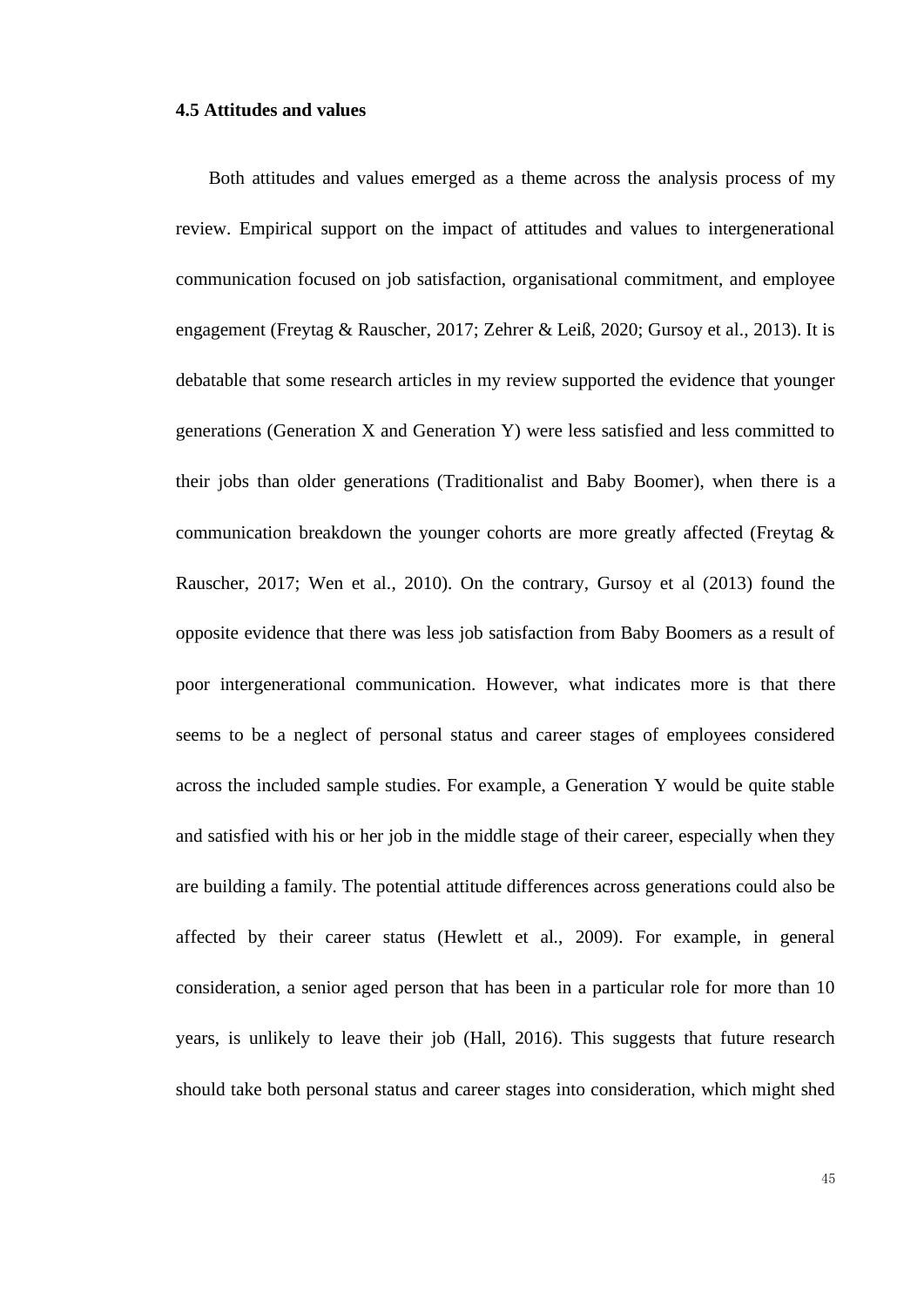### 4.5 Attitudes and values

Both attitudes and values emerged as a theme across the analysis process of my review. Empirical support on the impact of attitudes and values to intergenerational communication focused on job satisfaction, organisational commitment, and employee engagement (Freytag & Rauscher, 2017; Zehrer & Leiß, 2020; Gursoy et al., 2013). It is debatable that some research articles in my review supported the evidence that younger generations (Generation X and Generation Y) were less satisfied and less committed to their jobs than older generations (Traditionalist and Baby Boomer), when there is a communication breakdown the younger cohorts are more greatly affected (Freytag & Rauscher, 2017; Wen et al., 2010). On the contrary, Gursoy et al (2013) found the opposite evidence that there was less job satisfaction from Baby Boomers as a result of poor intergenerational communication. However, what indicates more is that there seems to be a neglect of personal status and career stages of employees considered across the included sample studies. For example, a Generation Y would be quite stable and satisfied with his or her job in the middle stage of their career, especially when they are building a family. The potential attitude differences across generations could also be affected by their career status (Hewlett et al., 2009). For example, in general consideration, a senior aged person that has been in a particular role for more than 10 years, is unlikely to leave their job (Hall, 2016). This suggests that future research should take both personal status and career stages into consideration, which might shed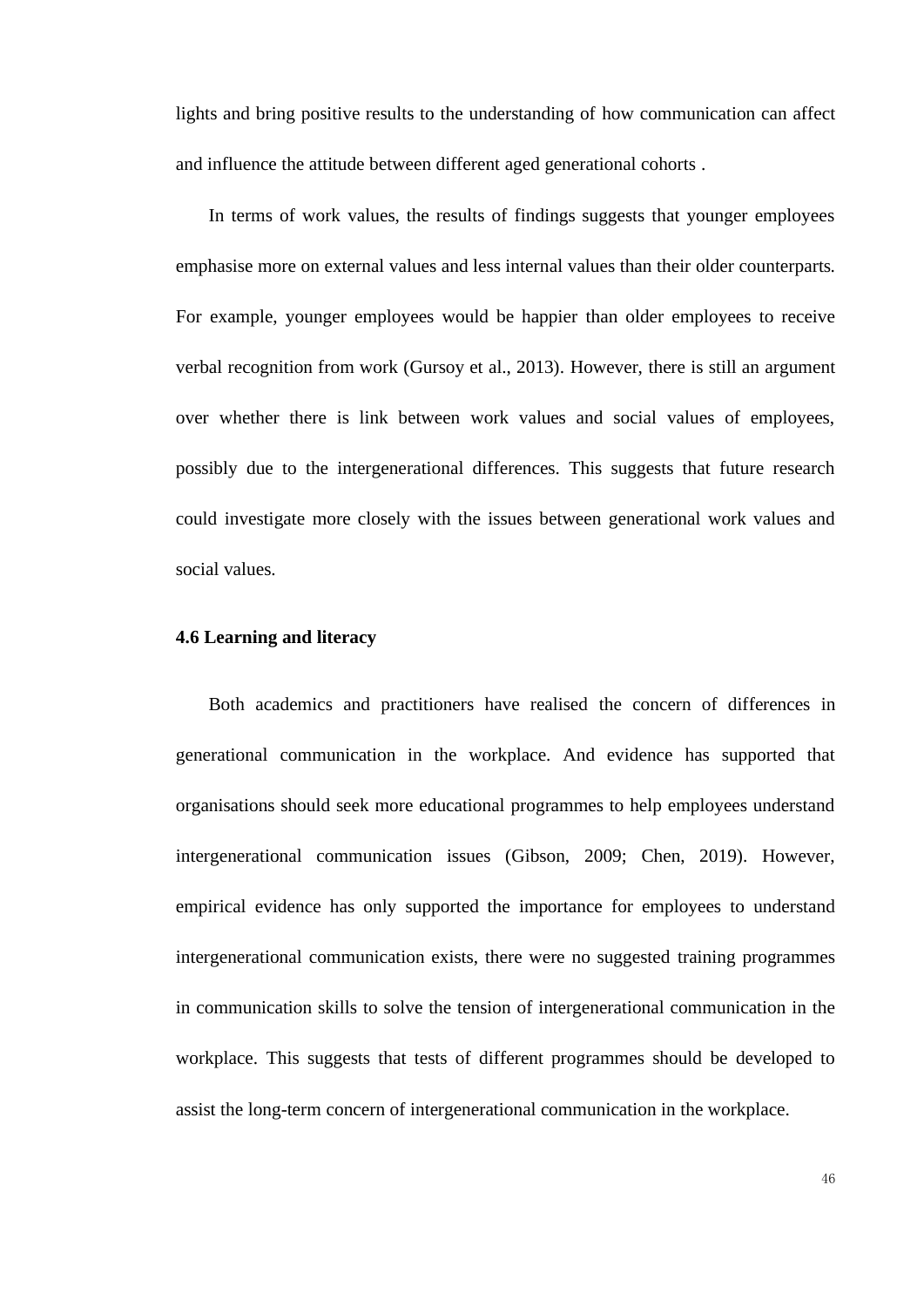lights and bring positive results to the understanding of how communication can affect and influence the attitude between different aged generational cohorts .

In terms of work values, the results of findings suggests that younger employees emphasise more on external values and less internal values than their older counterparts. For example, younger employees would be happier than older employees to receive verbal recognition from work (Gursoy et al., 2013). However, there is still an argument over whether there is link between work values and social values of employees, possibly due to the intergenerational differences. This suggests that future research could investigate more closely with the issues between generational work values and social values.

### 4.6 Learning and literacy

Both academics and practitioners have realised the concern of differences in generational communication in the workplace. And evidence has supported that organisations should seek more educational programmes to help employees understand intergenerational communication issues (Gibson, 2009; Chen, 2019). However, empirical evidence has only supported the importance for employees to understand intergenerational communication exists, there were no suggested training programmes in communication skills to solve the tension of intergenerational communication in the workplace. This suggests that tests of different programmes should be developed to assist the long-term concern of intergenerational communication in the workplace.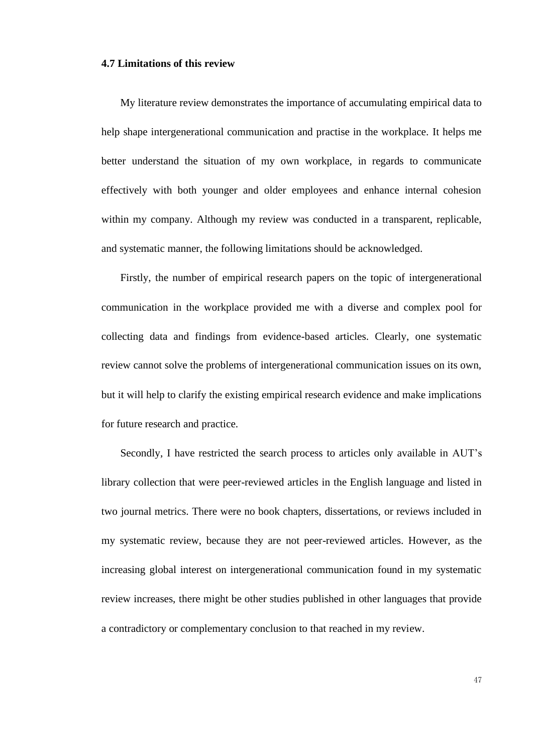### 4.7 Limitations of this review

My literature review demonstrates the importance of accumulating empirical data to help shape intergenerational communication and practise in the workplace. It helps me better understand the situation of my own workplace, in regards to communicate effectively with both younger and older employees and enhance internal cohesion within my company. Although my review was conducted in a transparent, replicable, and systematic manner, the following limitations should be acknowledged.

Firstly, the number of empirical research papers on the topic of intergenerational communication in the workplace provided me with a diverse and complex pool for collecting data and findings from evidence-based articles. Clearly, one systematic review cannot solve the problems of intergenerational communication issues on its own, but it will help to clarify the existing empirical research evidence and make implications for future research and practice.

Secondly, I have restricted the search process to articles only available in AUT's library collection that were peer-reviewed articles in the English language and listed in two journal metrics. There were no book chapters, dissertations, or reviews included in my systematic review, because they are not peer-reviewed articles. However, as the increasing global interest on intergenerational communication found in my systematic review increases, there might be other studies published in other languages that provide a contradictory or complementary conclusion to that reached in my review.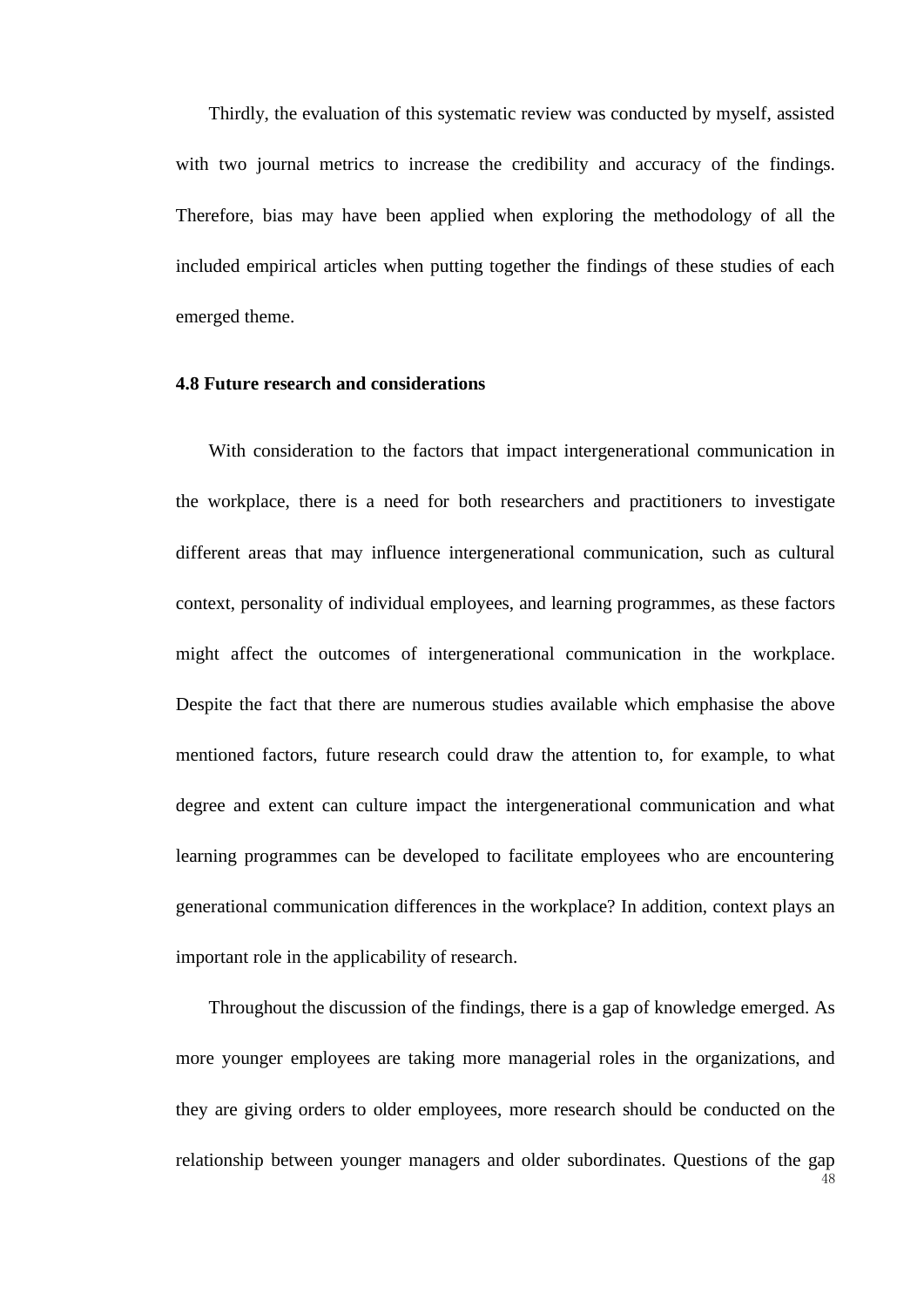Thirdly, the evaluation of this systematic review was conducted by myself, assisted with two journal metrics to increase the credibility and accuracy of the findings. Therefore, bias may have been applied when exploring the methodology of all the included empirical articles when putting together the findings of these studies of each emerged theme.

### 4.8 Future research and considerations

With consideration to the factors that impact intergenerational communication in the workplace, there is a need for both researchers and practitioners to investigate different areas that may influence intergenerational communication, such as cultural context, personality of individual employees, and learning programmes, as these factors might affect the outcomes of intergenerational communication in the workplace. Despite the fact that there are numerous studies available which emphasise the above mentioned factors, future research could draw the attention to, for example, to what degree and extent can culture impact the intergenerational communication and what learning programmes can be developed to facilitate employees who are encountering generational communication differences in the workplace? In addition, context plays an important role in the applicability of research.

Throughout the discussion of the findings, there is a gap of knowledge emerged. As more younger employees are taking more managerial roles in the organizations, and they are giving orders to older employees, more research should be conducted on the relationship between younger managers and older subordinates. Questions of the gap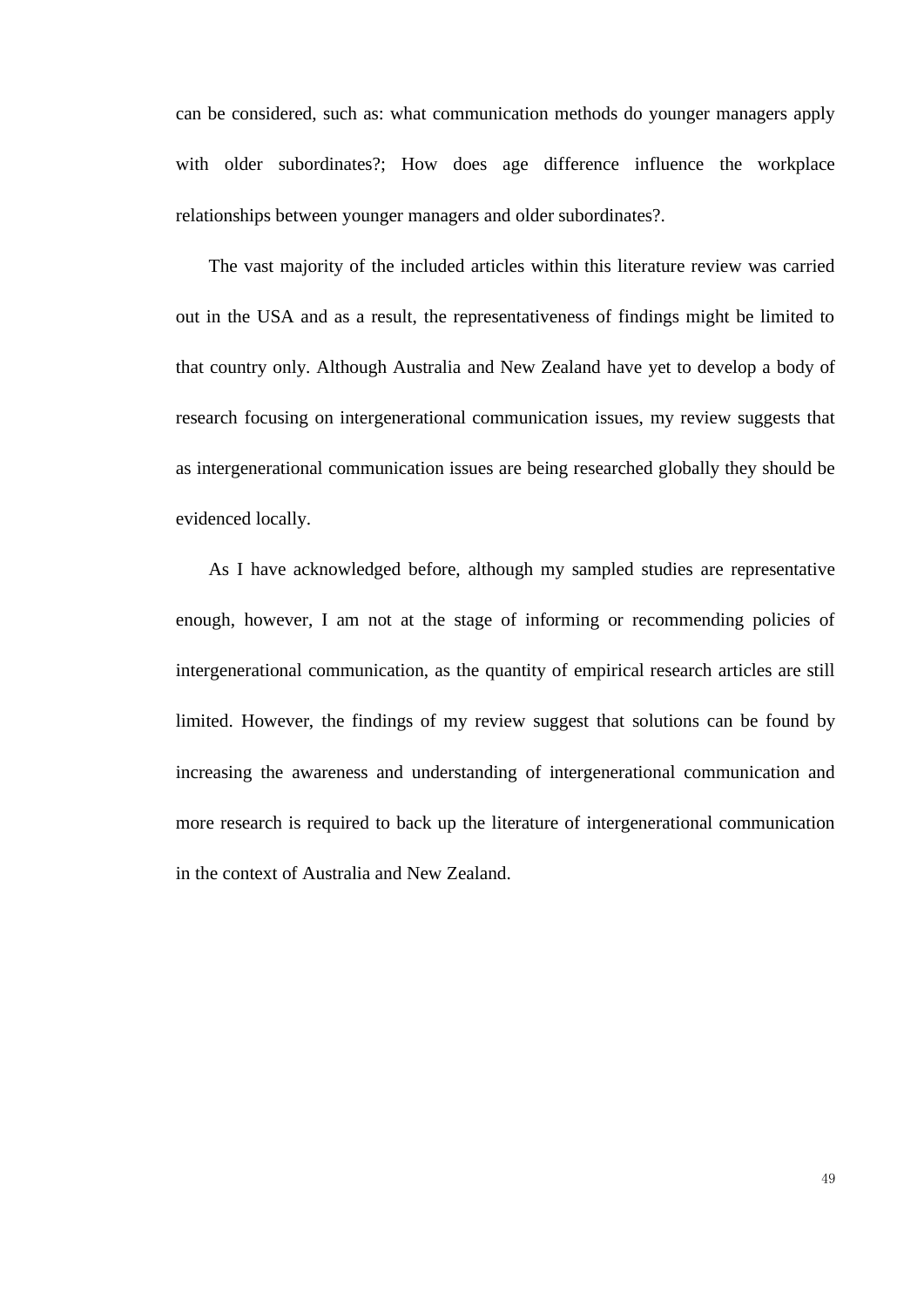can be considered, such as: what communication methods do younger managers apply with older subordinates?; How does age difference influence the workplace relationships between younger managers and older subordinates?.

The vast majority of the included articles within this literature review was carried out in the USA and as a result, the representativeness of findings might be limited to that country only. Although Australia and New Zealand have yet to develop a body of research focusing on intergenerational communication issues, my review suggests that as intergenerational communication issues are being researched globally they should be evidenced locally.

As I have acknowledged before, although my sampled studies are representative enough, however, I am not at the stage of informing or recommending policies of intergenerational communication, as the quantity of empirical research articles are still limited. However, the findings of my review suggest that solutions can be found by increasing the awareness and understanding of intergenerational communication and more research is required to back up the literature of intergenerational communication in the context of Australia and New Zealand.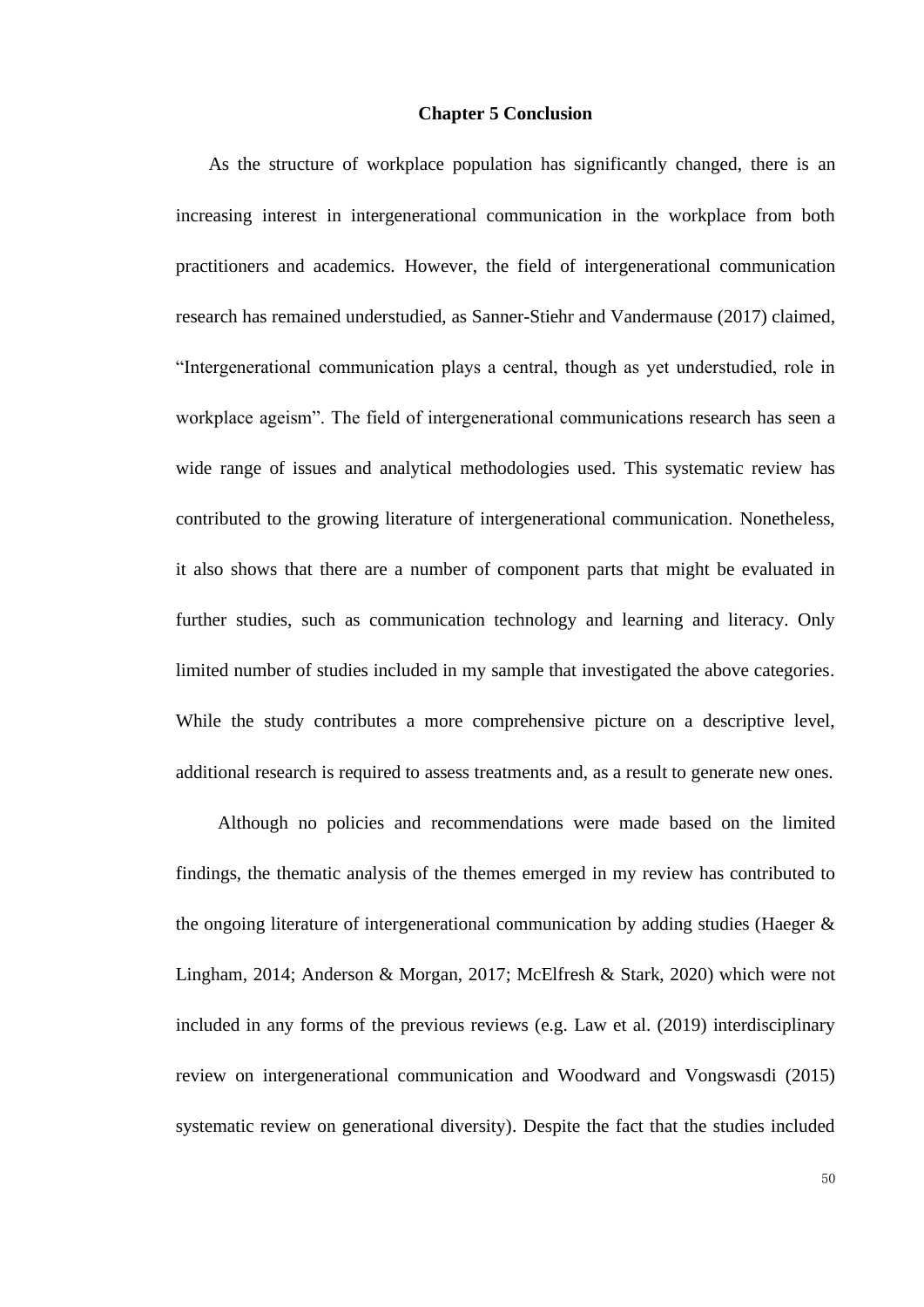# Chapter 5 Conclusion

As the structure of workplace population has significantly changed, there is an increasing interest in intergenerational communication in the workplace from both practitioners and academics. However, the field of intergenerational communication research has remained understudied, as Sanner-Stiehr and Vandermause (2017) claimed, "Intergenerational communication plays a central, though as yet understudied, role in workplace ageism". The field of intergenerational communications research has seen a wide range of issues and analytical methodologies used. This systematic review has contributed to the growing literature of intergenerational communication. Nonetheless, it also shows that there are a number of component parts that might be evaluated in further studies, such as communication technology and learning and literacy. Only limited number of studies included in my sample that investigated the above categories. While the study contributes a more comprehensive picture on a descriptive level, additional research is required to assess treatments and, as a result to generate new ones.

Although no policies and recommendations were made based on the limited findings, the thematic analysis of the themes emerged in my review has contributed to the ongoing literature of intergenerational communication by adding studies (Haeger & Lingham, 2014; Anderson & Morgan, 2017; McElfresh & Stark, 2020) which were not included in any forms of the previous reviews (e.g. Law et al. (2019) interdisciplinary review on intergenerational communication and Woodward and Vongswasdi (2015) systematic review on generational diversity). Despite the fact that the studies included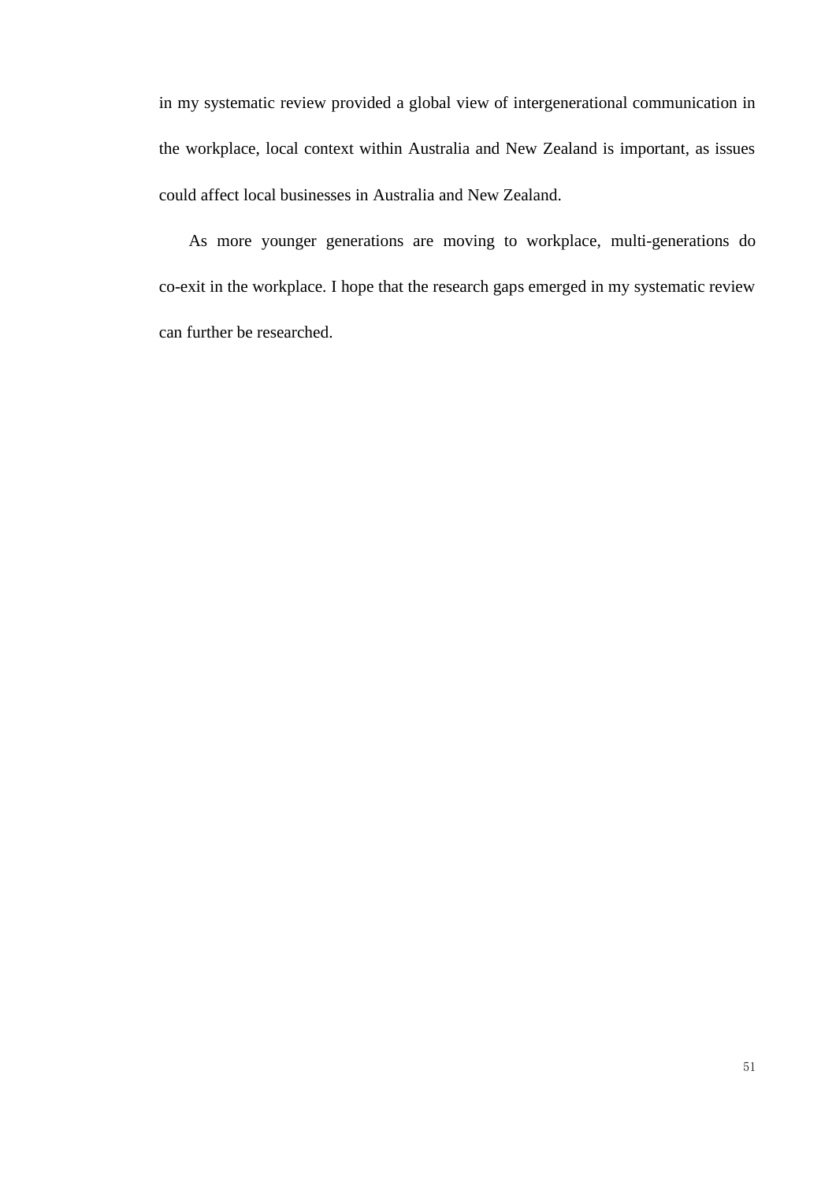in my systematic review provided a global view of intergenerational communication in the workplace, local context within Australia and New Zealand is important, as issues could affect local businesses in Australia and New Zealand.

As more younger generations are moving to workplace, multi-generations do co-exit in the workplace. I hope that the research gaps emerged in my systematic review can further be researched.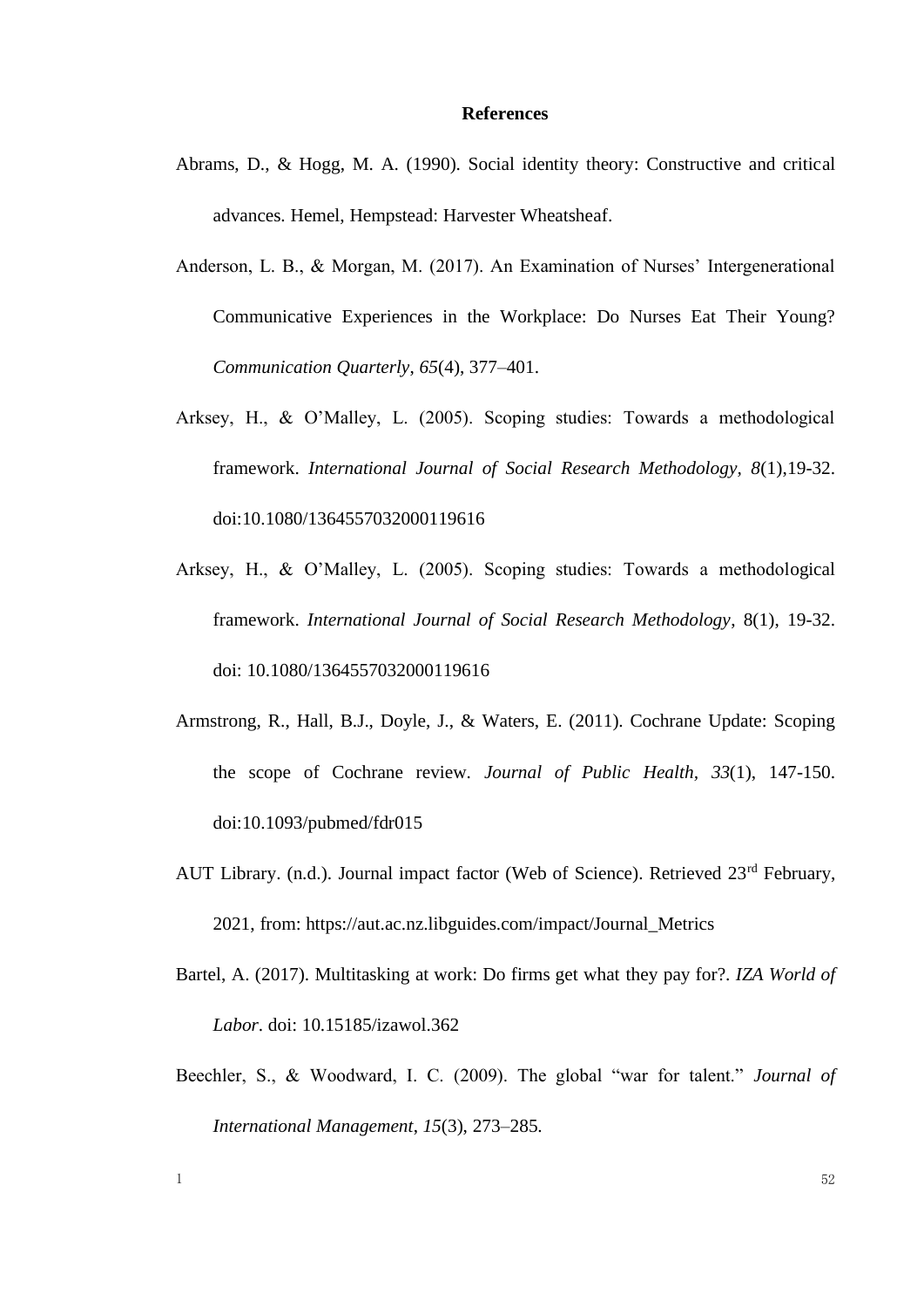# References

Abrams, D., & Hogg, M. A. (1990). Social identity theory: Constructive and critical advances. Hemel, Hempstead: Harvester Wheatsheaf.

Anderson, L. B., & Morgan, M. (2017). An Examination of Nurses' Intergenerational Communicative Experiences in the Workplace: Do Nurses Eat Their Young? *Communication Quarterly*, *65*(4), 377–401.

Arksey, H., & O'Malley, L. (2005). Scoping studies: Towards a methodological framework. *International Journal of Social Research Methodology*, *8*(1),19-32. doi:10.1080/1364557032000119616

Arksey, H., & O'Malley, L. (2005). Scoping studies: Towards a methodological framework. *International Journal of Social Research Methodology*, 8(1), 19-32. doi: 10.1080/1364557032000119616

Armstrong, R., Hall, B.J., Doyle, J., & Waters, E. (2011). Cochrane Update: Scoping the scope of Cochrane review. *Journal of Public Health*, *33*(1), 147-150. doi:10.1093/pubmed/fdr015

AUT Library. (n.d.). Journal impact factor (Web of Science). Retrieved 23rd February, 2021, from: https://aut.ac.nz.libguides.com/impact/Journal_Metrics

Bartel, A. (2017). Multitasking at work: Do firms get what they pay for?. *IZA World of Labor*. doi: 10.15185/izawol.362

Beechler, S., & Woodward, I. C. (2009). The global "war for talent." *Journal of International Management*, *15*(3), 273–285.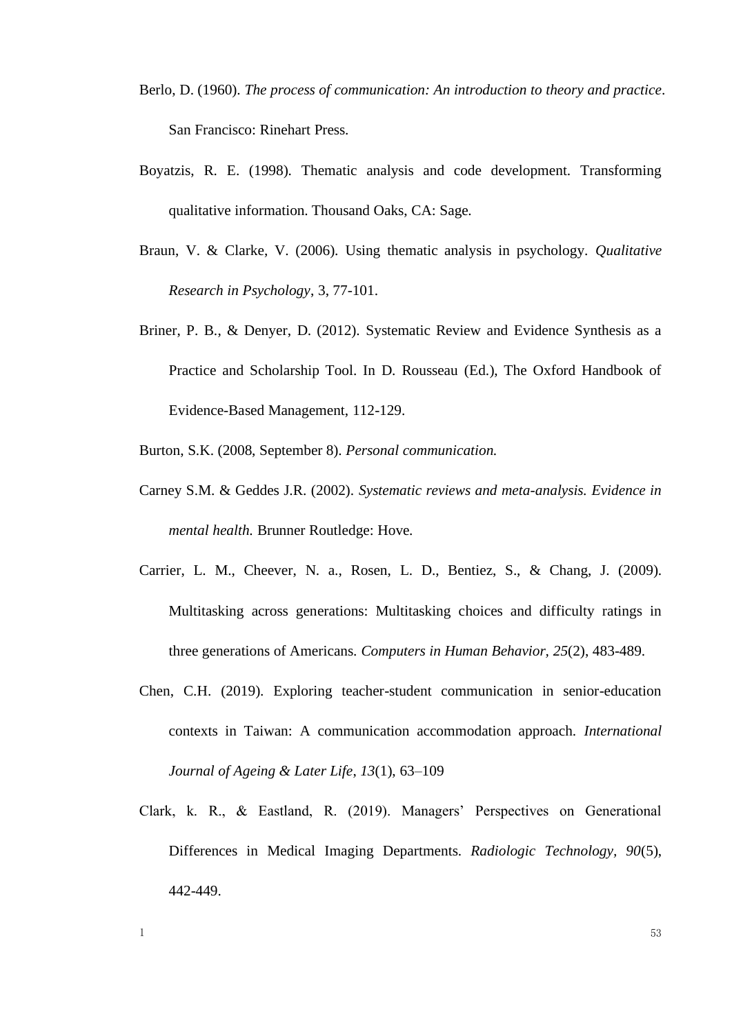Berlo, D. (1960). *The process of communication: An introduction to theory and practice*. San Francisco: Rinehart Press.

Boyatzis, R. E. (1998). Thematic analysis and code development. Transforming qualitative information. Thousand Oaks, CA: Sage.

Braun, V. & Clarke, V. (2006). Using thematic analysis in psychology. *Qualitative Research in Psychology*, 3, 77-101.

Briner, P. B., & Denyer, D. (2012). Systematic Review and Evidence Synthesis as a Practice and Scholarship Tool. In D. Rousseau (Ed.), The Oxford Handbook of Evidence-Based Management, 112-129.

Burton, S.K. (2008, September 8). *Personal communication.*

Carney S.M. & Geddes J.R. (2002). *Systematic reviews and meta-analysis. Evidence in mental health.* Brunner Routledge: Hove.

Carrier, L. M., Cheever, N. a., Rosen, L. D., Bentiez, S., & Chang, J. (2009). Multitasking across generations: Multitasking choices and difficulty ratings in three generations of Americans. *Computers in Human Behavior*, *25*(2), 483-489.

Chen, C.H. (2019). Exploring teacher-student communication in senior-education contexts in Taiwan: A communication accommodation approach. *International Journal of Ageing & Later Life*, *13*(1), 63–109

Clark, k. R., & Eastland, R. (2019). Managers' Perspectives on Generational Differences in Medical Imaging Departments. *Radiologic Technology*, *90*(5), 442-449.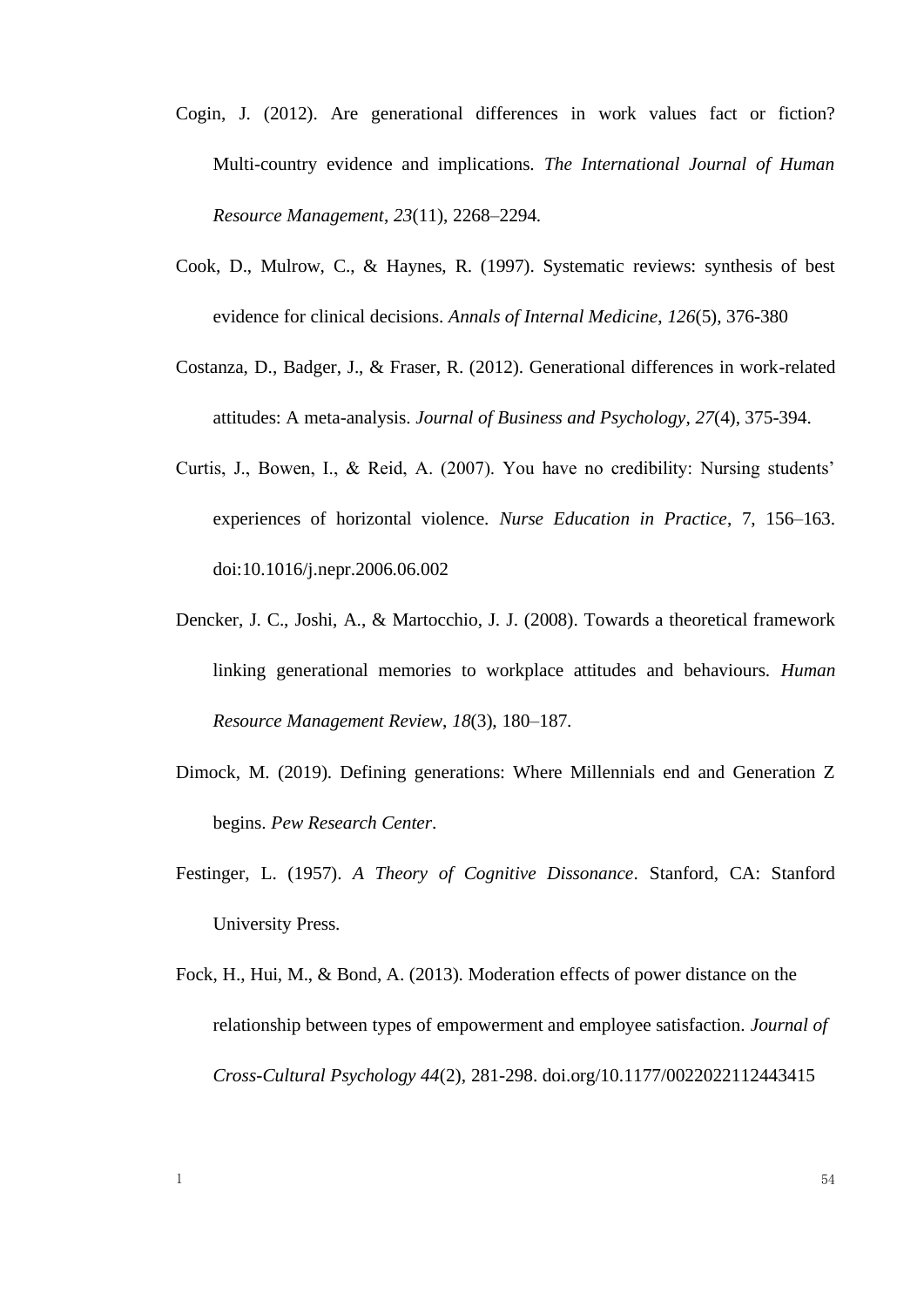Cogin, J. (2012). Are generational differences in work values fact or fiction? Multi-country evidence and implications. *The International Journal of Human Resource Management*, *23*(11), 2268–2294.

Cook, D., Mulrow, C., & Haynes, R. (1997). Systematic reviews: synthesis of best evidence for clinical decisions. *Annals of Internal Medicine*, *126*(5), 376-380

Costanza, D., Badger, J., & Fraser, R. (2012). Generational differences in work-related attitudes: A meta-analysis. *Journal of Business and Psychology*, *27*(4), 375-394.

Curtis, J., Bowen, I., & Reid, A. (2007). You have no credibility: Nursing students' experiences of horizontal violence. *Nurse Education in Practice*, 7, 156–163. doi:10.1016/j.nepr.2006.06.002

Dencker, J. C., Joshi, A., & Martocchio, J. J. (2008). Towards a theoretical framework linking generational memories to workplace attitudes and behaviours. *Human Resource Management Review*, *18*(3), 180–187.

Dimock, M. (2019). Defining generations: Where Millennials end and Generation Z begins. *Pew Research Center*.

Festinger, L. (1957). *A Theory of Cognitive Dissonance*. Stanford, CA: Stanford University Press.

Fock, H., Hui, M., & Bond, A. (2013). Moderation effects of power distance on the relationship between types of empowerment and employee satisfaction. *Journal of Cross-Cultural Psychology 44*(2), 281-298. doi.org/10.1177/0022022112443415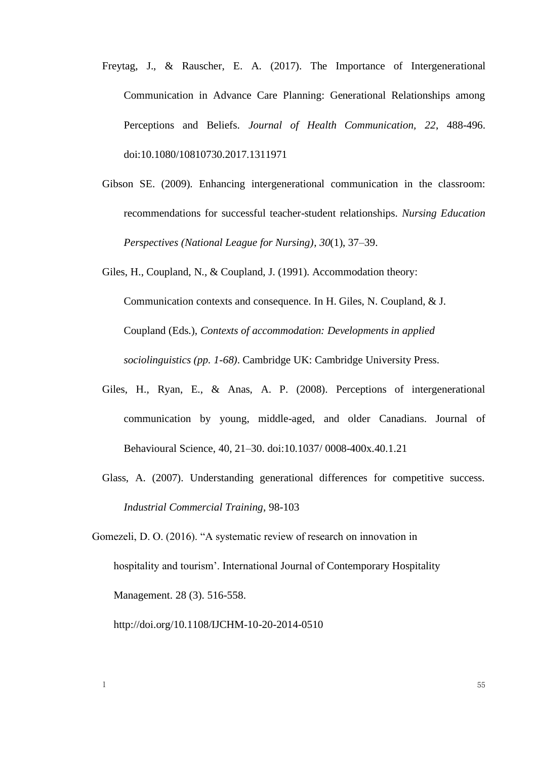Freytag, J., & Rauscher, E. A. (2017). The Importance of Intergenerational Communication in Advance Care Planning: Generational Relationships among Perceptions and Beliefs. *Journal of Health Communication, 22*, 488-496. doi:10.1080/10810730.2017.1311971

Gibson SE. (2009). Enhancing intergenerational communication in the classroom: recommendations for successful teacher-student relationships. *Nursing Education Perspectives (National League for Nursing)*, *30*(1), 37–39.

Giles, H., Coupland, N., & Coupland, J. (1991). Accommodation theory: Communication contexts and consequence. In H. Giles, N. Coupland, & J. Coupland (Eds.), *Contexts of accommodation: Developments in applied sociolinguistics (pp. 1-68)*. Cambridge UK: Cambridge University Press.

Giles, H., Ryan, E., & Anas, A. P. (2008). Perceptions of intergenerational communication by young, middle-aged, and older Canadians. Journal of Behavioural Science, 40, 21–30. doi:10.1037/ 0008-400x.40.1.21

Glass, A. (2007). Understanding generational differences for competitive success. *Industrial Commercial Training*, 98-103

Gomezeli, D. O. (2016). "A systematic review of research on innovation in hospitality and tourism'. International Journal of Contemporary Hospitality Management. 28 (3). 516-558. http://doi.org/10.1108/IJCHM-10-20-2014-0510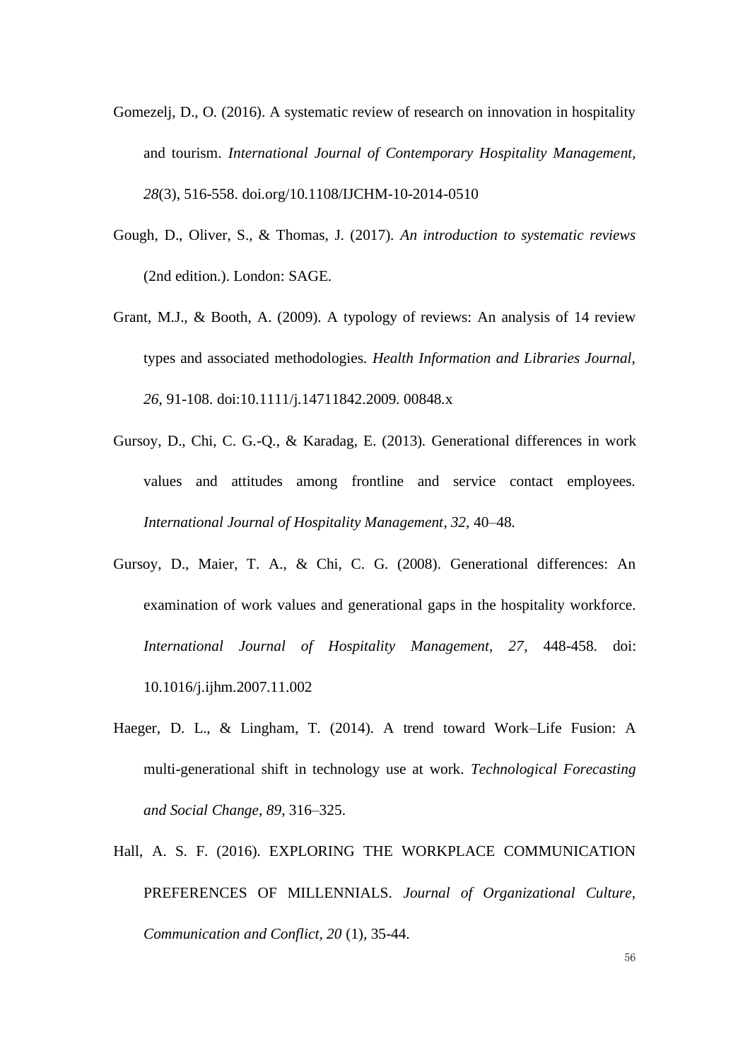Gomezelj, D., O. (2016). A systematic review of research on innovation in hospitality and tourism. *International Journal of Contemporary Hospitality Management*, *28*(3), 516-558. doi.org/10.1108/IJCHM-10-2014-0510

Gough, D., Oliver, S., & Thomas, J. (2017). *An introduction to systematic reviews* (2nd edition.). London: SAGE.

Grant, M.J., & Booth, A. (2009). A typology of reviews: An analysis of 14 review types and associated methodologies. *Health Information and Libraries Journal*, *26*, 91-108. doi:10.1111/j.14711842.2009. 00848.x

Gursoy, D., Chi, C. G.-Q., & Karadag, E. (2013). Generational differences in work values and attitudes among frontline and service contact employees. *International Journal of Hospitality Management*, *32*, 40–48.

Gursoy, D., Maier, T. A., & Chi, C. G. (2008). Generational differences: An examination of work values and generational gaps in the hospitality workforce. *International Journal of Hospitality Management, 27*, 448-458. doi: 10.1016/j.ijhm.2007.11.002

Haeger, D. L., & Lingham, T. (2014). A trend toward Work–Life Fusion: A multi-generational shift in technology use at work. *Technological Forecasting and Social Change*, *89*, 316–325.

Hall, A. S. F. (2016). EXPLORING THE WORKPLACE COMMUNICATION PREFERENCES OF MILLENNIALS. *Journal of Organizational Culture, Communication and Conflict, 20* (1), 35-44.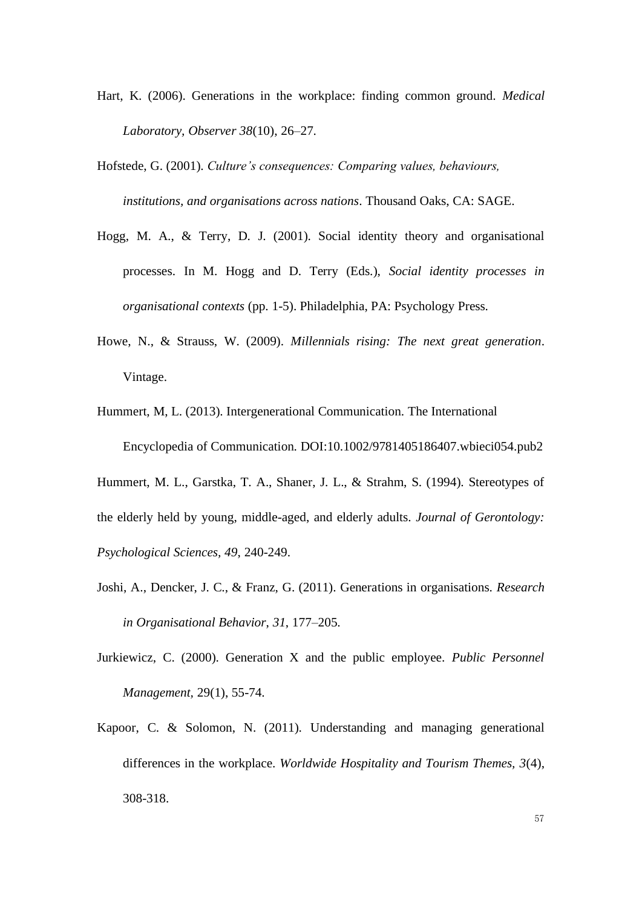Hart, K. (2006). Generations in the workplace: finding common ground. *Medical Laboratory, Observer 38*(10), 26–27.

Hofstede, G. (2001). *Culture's consequences: Comparing values, behaviours, institutions, and organisations across nations*. Thousand Oaks, CA: SAGE.

Hogg, M. A., & Terry, D. J. (2001). Social identity theory and organisational processes. In M. Hogg and D. Terry (Eds.), *Social identity processes in organisational contexts* (pp. 1-5). Philadelphia, PA: Psychology Press.

Howe, N., & Strauss, W. (2009). *Millennials rising: The next great generation*. Vintage.

Hummert, M, L. (2013). Intergenerational Communication. The International Encyclopedia of Communication. DOI:10.1002/9781405186407.wbieci054.pub2

Hummert, M. L., Garstka, T. A., Shaner, J. L., & Strahm, S. (1994). Stereotypes of the elderly held by young, middle-aged, and elderly adults. *Journal of Gerontology: Psychological Sciences*, *49*, 240-249.

Joshi, A., Dencker, J. C., & Franz, G. (2011). Generations in organisations. *Research in Organisational Behavior*, *31*, 177–205.

Jurkiewicz, C. (2000). Generation X and the public employee. *Public Personnel Management*, 29(1), 55-74.

Kapoor, C. & Solomon, N. (2011). Understanding and managing generational differences in the workplace. *Worldwide Hospitality and Tourism Themes*, *3*(4), 308-318.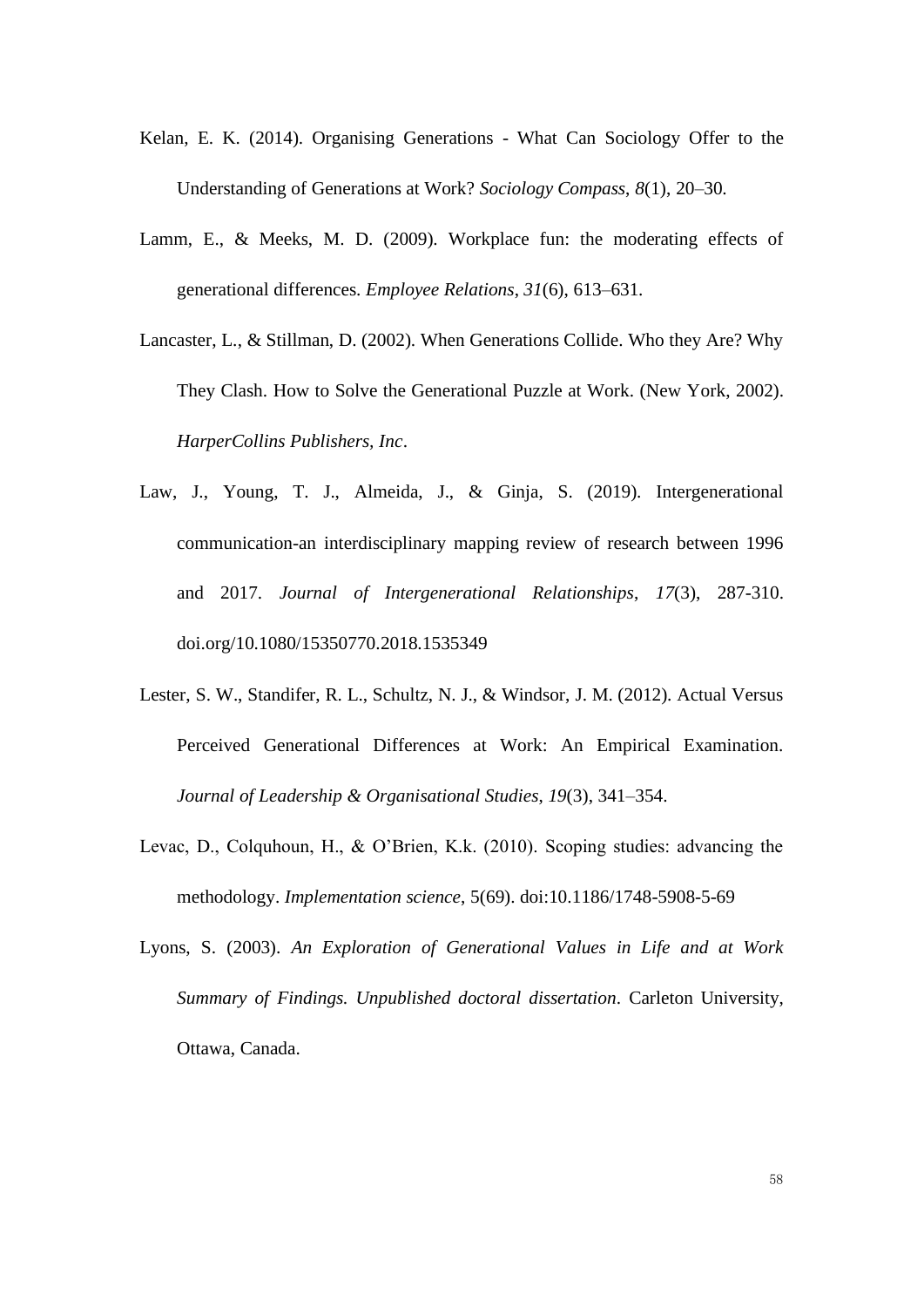Kelan, E. K. (2014). Organising Generations - What Can Sociology Offer to the Understanding of Generations at Work? *Sociology Compass*, *8*(1), 20–30.

Lamm, E., & Meeks, M. D. (2009). Workplace fun: the moderating effects of generational differences. *Employee Relations*, *31*(6), 613–631.

Lancaster, L., & Stillman, D. (2002). When Generations Collide. Who they Are? Why They Clash. How to Solve the Generational Puzzle at Work. (New York, 2002). *HarperCollins Publishers, Inc*.

Law, J., Young, T. J., Almeida, J., & Ginja, S. (2019). Intergenerational communication-an interdisciplinary mapping review of research between 1996 and 2017. *Journal of Intergenerational Relationships*, *17*(3), 287-310. doi.org/10.1080/15350770.2018.1535349

Lester, S. W., Standifer, R. L., Schultz, N. J., & Windsor, J. M. (2012). Actual Versus Perceived Generational Differences at Work: An Empirical Examination. *Journal of Leadership & Organisational Studies*, *19*(3), 341–354.

Levac, D., Colquhoun, H., & O'Brien, K.k. (2010). Scoping studies: advancing the methodology. *Implementation science*, 5(69). doi:10.1186/1748-5908-5-69

Lyons, S. (2003). *An Exploration of Generational Values in Life and at Work Summary of Findings. Unpublished doctoral dissertation*. Carleton University, Ottawa, Canada.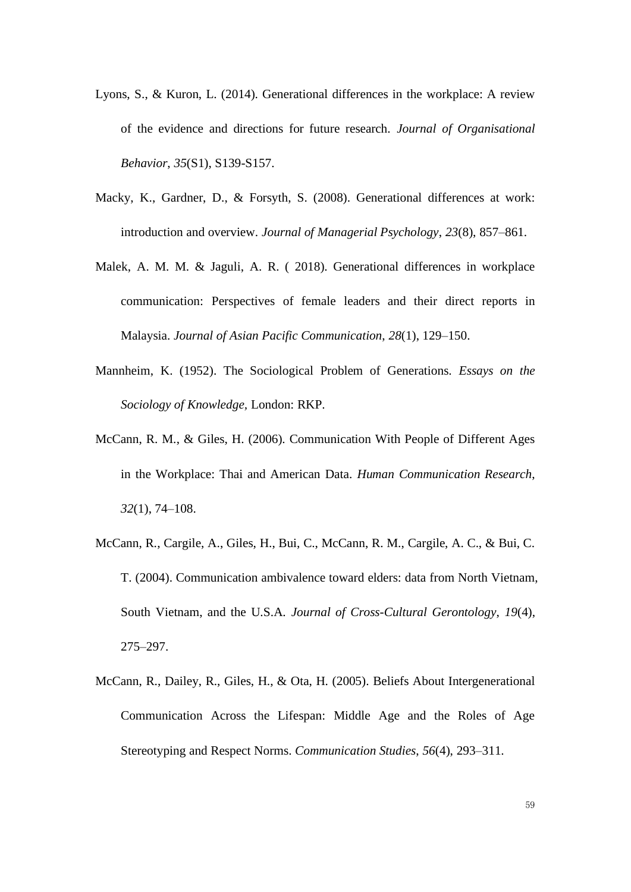Lyons, S., & Kuron, L. (2014). Generational differences in the workplace: A review of the evidence and directions for future research. *Journal of Organisational Behavior*, *35*(S1), S139-S157.

Macky, K., Gardner, D., & Forsyth, S. (2008). Generational differences at work: introduction and overview. *Journal of Managerial Psychology*, *23*(8), 857–861.

Malek, A. M. M. & Jaguli, A. R. ( 2018). Generational differences in workplace communication: Perspectives of female leaders and their direct reports in Malaysia. *Journal of Asian Pacific Communication*, *28*(1), 129–150.

Mannheim, K. (1952). The Sociological Problem of Generations. *Essays on the Sociology of Knowledge,* London: RKP.

McCann, R. M., & Giles, H. (2006). Communication With People of Different Ages in the Workplace: Thai and American Data. *Human Communication Research*, *32*(1), 74–108.

McCann, R., Cargile, A., Giles, H., Bui, C., McCann, R. M., Cargile, A. C., & Bui, C. T. (2004). Communication ambivalence toward elders: data from North Vietnam, South Vietnam, and the U.S.A. *Journal of Cross-Cultural Gerontology*, *19*(4), 275–297.

McCann, R., Dailey, R., Giles, H., & Ota, H. (2005). Beliefs About Intergenerational Communication Across the Lifespan: Middle Age and the Roles of Age Stereotyping and Respect Norms. *Communication Studies*, *56*(4), 293–311.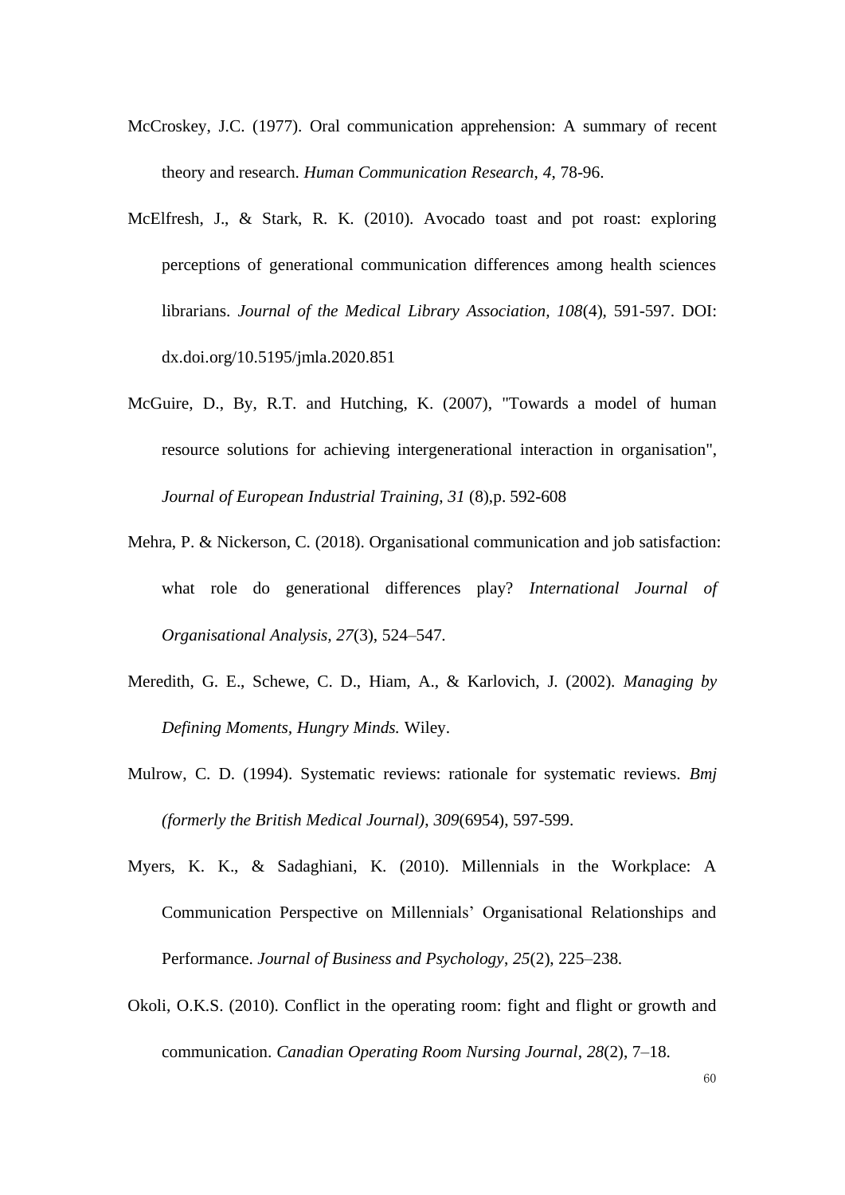McCroskey, J.C. (1977). Oral communication apprehension: A summary of recent theory and research. *Human Communication Research, 4*, 78-96.

McElfresh, J., & Stark, R. K. (2010). Avocado toast and pot roast: exploring perceptions of generational communication differences among health sciences librarians. *Journal of the Medical Library Association, 108*(4), 591-597. DOI: dx.doi.org/10.5195/jmla.2020.851

McGuire, D., By, R.T. and Hutching, K. (2007), "Towards a model of human resource solutions for achieving intergenerational interaction in organisation", *Journal of European Industrial Training, 31* (8),p. 592-608

Mehra, P. & Nickerson, C. (2018). Organisational communication and job satisfaction: what role do generational differences play? *International Journal of Organisational Analysis, 27*(3), 524–547.

Meredith, G. E., Schewe, C. D., Hiam, A., & Karlovich, J. (2002). *Managing by Defining Moments, Hungry Minds.* Wiley.

Mulrow, C. D. (1994). Systematic reviews: rationale for systematic reviews. *Bmj (formerly the British Medical Journal), 309*(6954), 597-599.

Myers, K. K., & Sadaghiani, K. (2010). Millennials in the Workplace: A Communication Perspective on Millennials' Organisational Relationships and Performance. *Journal of Business and Psychology*, *25*(2), 225–238.

Okoli, O.K.S. (2010). Conflict in the operating room: fight and flight or growth and communication. *Canadian Operating Room Nursing Journal*, *28*(2), 7–18.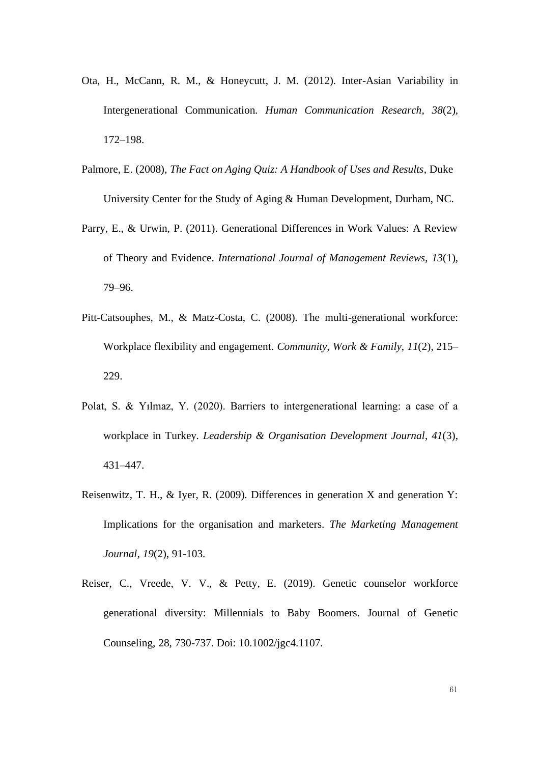Ota, H., McCann, R. M., & Honeycutt, J. M. (2012). Inter-Asian Variability in Intergenerational Communication. *Human Communication Research*, *38*(2), 172–198.

Palmore, E. (2008), *The Fact on Aging Quiz: A Handbook of Uses and Results*, Duke University Center for the Study of Aging & Human Development, Durham, NC.

Parry, E., & Urwin, P. (2011). Generational Differences in Work Values: A Review of Theory and Evidence. *International Journal of Management Reviews*, *13*(1), 79–96.

Pitt-Catsouphes, M., & Matz-Costa, C. (2008). The multi-generational workforce: Workplace flexibility and engagement. *Community, Work & Family*, *11*(2), 215–229.

Polat, S. & Yılmaz, Y. (2020). Barriers to intergenerational learning: a case of a workplace in Turkey. *Leadership & Organisation Development Journal*, *41*(3), 431–447.

Reisenwitz, T. H., & Iyer, R. (2009). Differences in generation X and generation Y: Implications for the organisation and marketers. *The Marketing Management Journal*, *19*(2), 91-103.

Reiser, C., Vreede, V. V., & Petty, E. (2019). Genetic counselor workforce generational diversity: Millennials to Baby Boomers. Journal of Genetic Counseling, 28, 730-737. Doi: 10.1002/jgc4.1107.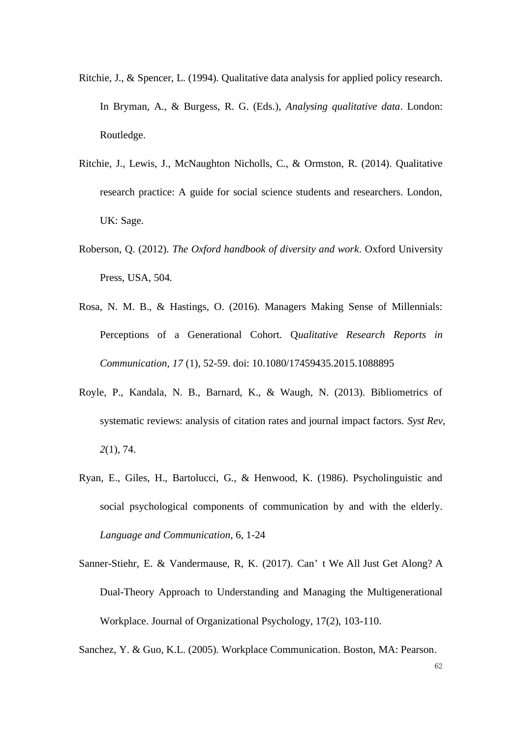Ritchie, J., & Spencer, L. (1994). Qualitative data analysis for applied policy research. In Bryman, A., & Burgess, R. G. (Eds.), *Analysing qualitative data*. London: Routledge.

Ritchie, J., Lewis, J., McNaughton Nicholls, C., & Ormston, R. (2014). Qualitative research practice: A guide for social science students and researchers. London, UK: Sage.

Roberson, Q. (2012). *The Oxford handbook of diversity and work*. Oxford University Press, USA, 504.

Rosa, N. M. B., & Hastings, O. (2016). Managers Making Sense of Millennials: Perceptions of a Generational Cohort. Q*ualitative Research Reports in Communication, 17* (1), 52-59. doi: 10.1080/17459435.2015.1088895

Royle, P., Kandala, N. B., Barnard, K., & Waugh, N. (2013). Bibliometrics of systematic reviews: analysis of citation rates and journal impact factors. *Syst Rev*, *2*(1), 74.

Ryan, E., Giles, H., Bartolucci, G., & Henwood, K. (1986). Psycholinguistic and social psychological components of communication by and with the elderly. *Language and Communication*, 6, 1-24

Sanner-Stiehr, E. & Vandermause, R, K. (2017). Can’t We All Just Get Along? A Dual-Theory Approach to Understanding and Managing the Multigenerational Workplace. Journal of Organizational Psychology, 17(2), 103-110.

Sanchez, Y. & Guo, K.L. (2005). Workplace Communication. Boston, MA: Pearson.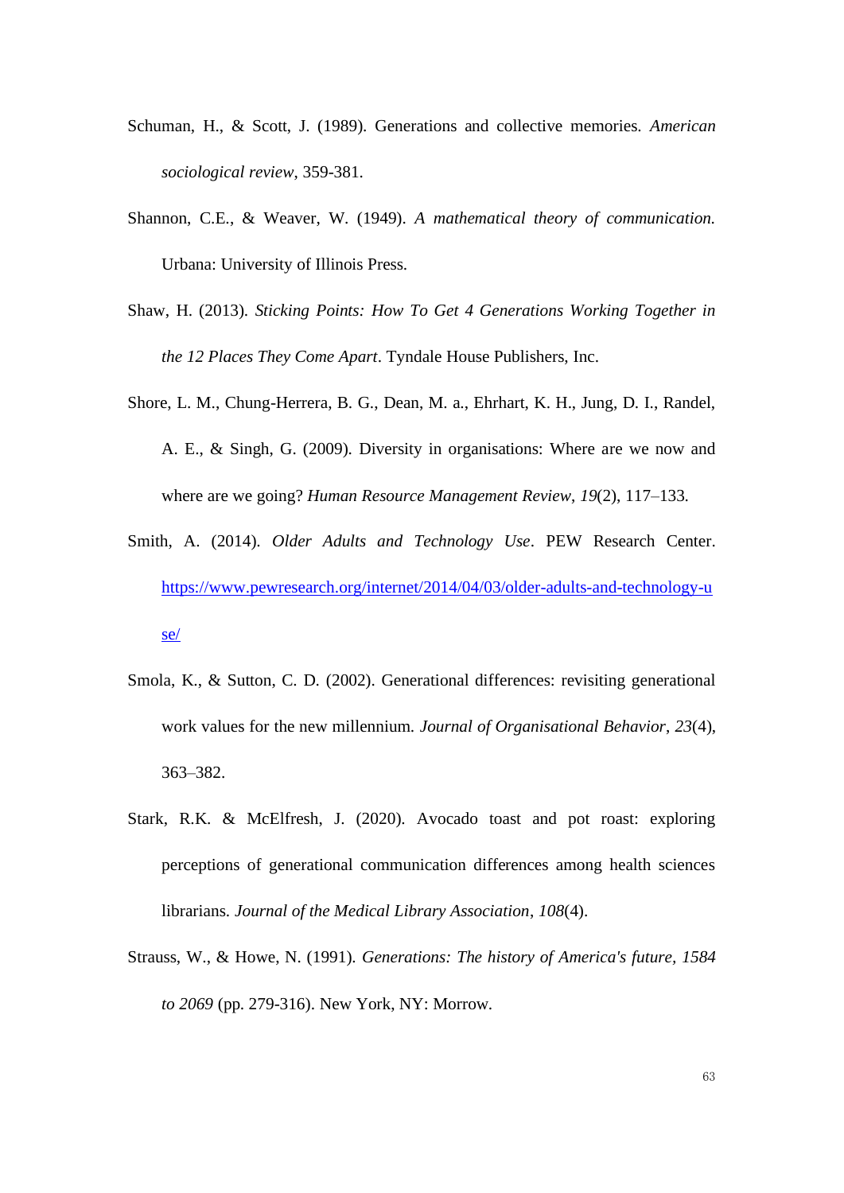Schuman, H., & Scott, J. (1989). Generations and collective memories. *American sociological review*, 359-381.

Shannon, C.E., & Weaver, W. (1949). *A mathematical theory of communication.* Urbana: University of Illinois Press.

Shaw, H. (2013). *Sticking Points: How To Get 4 Generations Working Together in the 12 Places They Come Apart*. Tyndale House Publishers, Inc.

Shore, L. M., Chung-Herrera, B. G., Dean, M. a., Ehrhart, K. H., Jung, D. I., Randel, A. E., & Singh, G. (2009). Diversity in organisations: Where are we now and where are we going? *Human Resource Management Review*, *19*(2), 117–133.

Smith, A. (2014). *Older Adults and Technology Use*. PEW Research Center. https://www.pewresearch.org/internet/2014/04/03/older-adults-and-technology-use/

Smola, K., & Sutton, C. D. (2002). Generational differences: revisiting generational work values for the new millennium. *Journal of Organisational Behavior*, *23*(4), 363–382.

Stark, R.K. & McElfresh, J. (2020). Avocado toast and pot roast: exploring perceptions of generational communication differences among health sciences librarians. *Journal of the Medical Library Association*, *108*(4).

Strauss, W., & Howe, N. (1991). *Generations: The history of America's future, 1584 to 2069* (pp. 279-316). New York, NY: Morrow.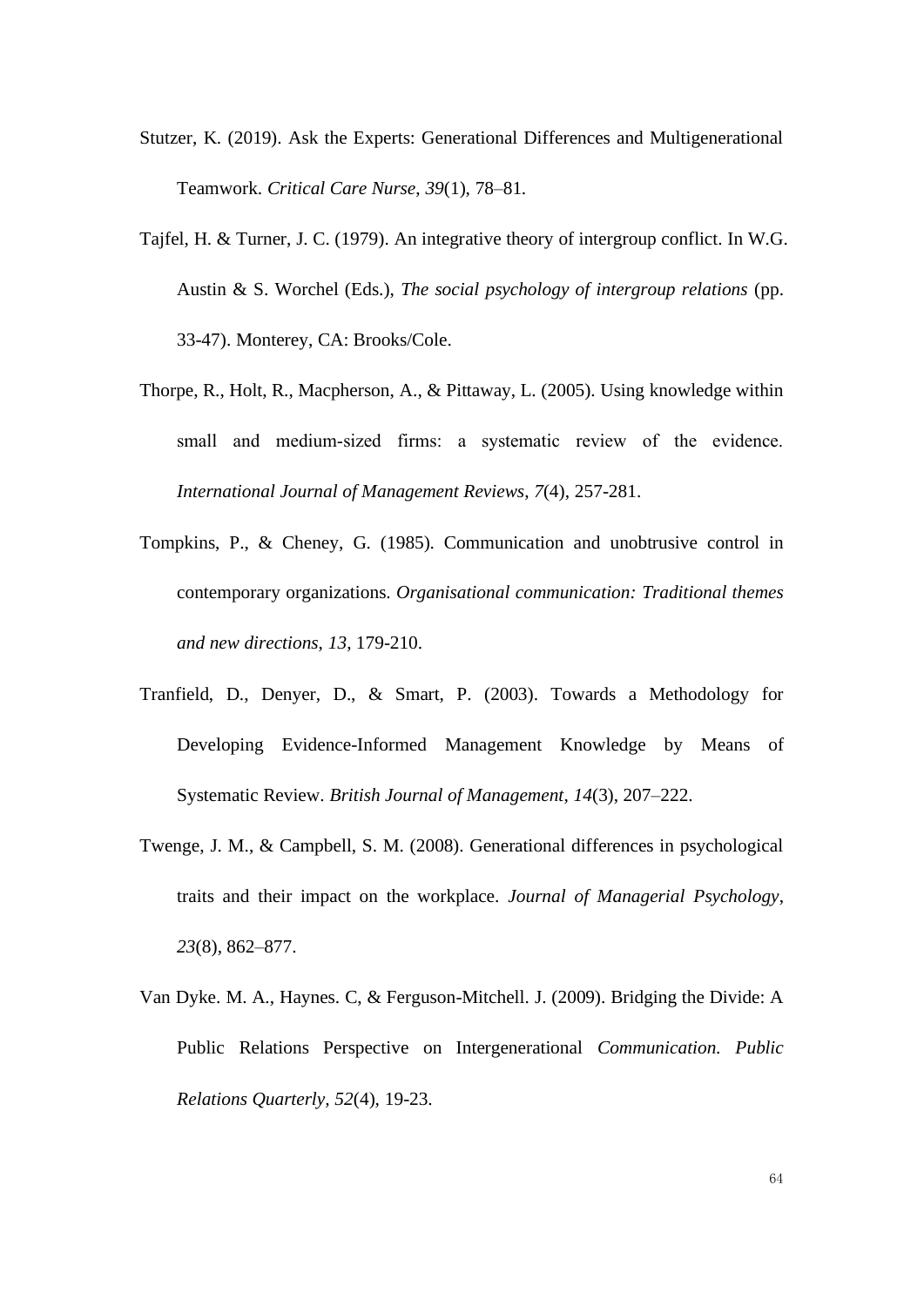Stutzer, K. (2019). Ask the Experts: Generational Differences and Multigenerational Teamwork. *Critical Care Nurse, 39*(1), 78–81.

Tajfel, H. & Turner, J. C. (1979). An integrative theory of intergroup conflict. In W.G. Austin & S. Worchel (Eds.), *The social psychology of intergroup relations* (pp. 33-47). Monterey, CA: Brooks/Cole.

Thorpe, R., Holt, R., Macpherson, A., & Pittaway, L. (2005). Using knowledge within small and medium-sized firms: a systematic review of the evidence. *International Journal of Management Reviews*, *7*(4), 257-281.

Tompkins, P., & Cheney, G. (1985). Communication and unobtrusive control in contemporary organizations. *Organisational communication: Traditional themes and new directions*, *13*, 179-210.

Tranfield, D., Denyer, D., & Smart, P. (2003). Towards a Methodology for Developing Evidence-Informed Management Knowledge by Means of Systematic Review. *British Journal of Management*, *14*(3), 207–222.

Twenge, J. M., & Campbell, S. M. (2008). Generational differences in psychological traits and their impact on the workplace. *Journal of Managerial Psychology*, *23*(8), 862–877.

Van Dyke. M. A., Haynes. C, & Ferguson-Mitchell. J. (2009). Bridging the Divide: A Public Relations Perspective on Intergenerational *Communication. Public Relations Quarterly, 52*(4), 19-23.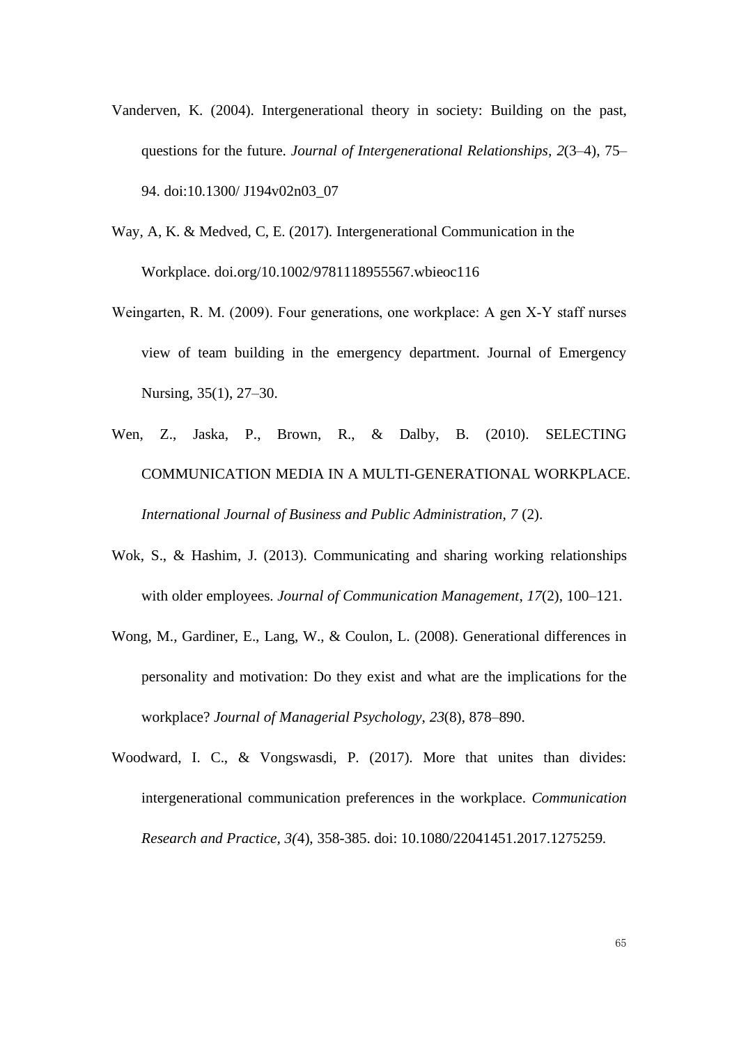Vanderven, K. (2004). Intergenerational theory in society: Building on the past, questions for the future. *Journal of Intergenerational Relationships*, *2*(3–4), 75–94. doi:10.1300/ J194v02n03_07

Way, A, K. & Medved, C, E. (2017). Intergenerational Communication in the Workplace. doi.org/10.1002/9781118955567.wbieoc116

Weingarten, R. M. (2009). Four generations, one workplace: A gen X-Y staff nurses view of team building in the emergency department. Journal of Emergency Nursing, 35(1), 27–30.

Wen, Z., Jaska, P., Brown, R., & Dalby, B. (2010). SELECTING COMMUNICATION MEDIA IN A MULTI-GENERATIONAL WORKPLACE. *International Journal of Business and Public Administration, 7* (2).

Wok, S., & Hashim, J. (2013). Communicating and sharing working relationships with older employees. *Journal of Communication Management*, *17*(2), 100–121.

Wong, M., Gardiner, E., Lang, W., & Coulon, L. (2008). Generational differences in personality and motivation: Do they exist and what are the implications for the workplace? *Journal of Managerial Psychology*, *23*(8), 878–890.

Woodward, I. C., & Vongswasdi, P. (2017). More that unites than divides: intergenerational communication preferences in the workplace. *Communication Research and Practice, 3(*4), 358-385. doi: 10.1080/22041451.2017.1275259.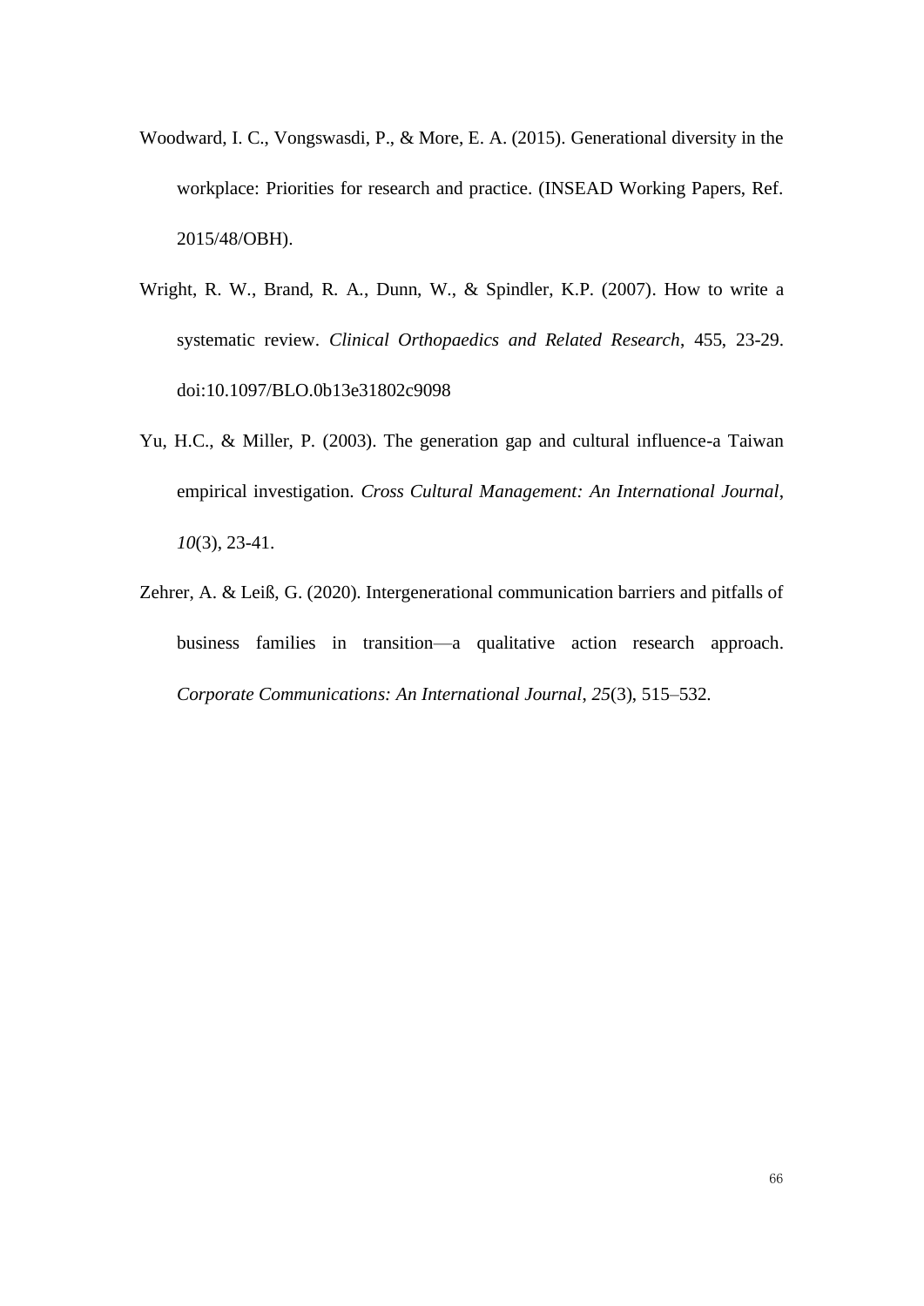Woodward, I. C., Vongswasdi, P., & More, E. A. (2015). Generational diversity in the workplace: Priorities for research and practice. (INSEAD Working Papers, Ref. 2015/48/OBH).

Wright, R. W., Brand, R. A., Dunn, W., & Spindler, K.P. (2007). How to write a systematic review. *Clinical Orthopaedics and Related Research*, 455, 23-29. doi:10.1097/BLO.0b13e31802c9098

Yu, H.C., & Miller, P. (2003). The generation gap and cultural influence-a Taiwan empirical investigation. *Cross Cultural Management: An International Journal*, *10*(3), 23-41.

Zehrer, A. & Leiß, G. (2020). Intergenerational communication barriers and pitfalls of business families in transition—a qualitative action research approach. *Corporate Communications: An International Journal*, *25*(3), 515–532.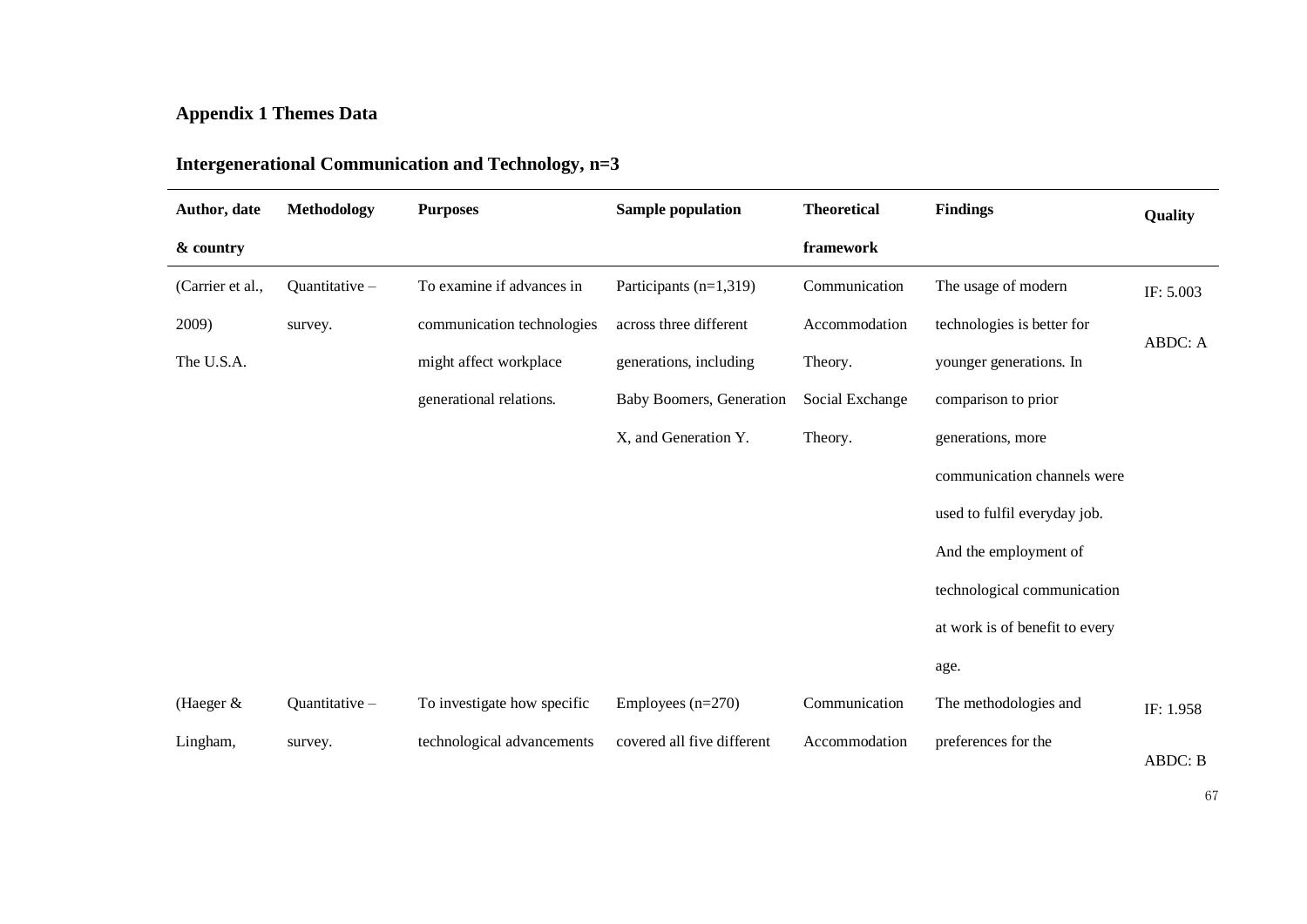## Appendix 1 Themes Data

### Intergenerational Communication and Technology, n=3

| Author, date & country | Methodology | Purposes | Sample population | Theoretical framework | Findings | Quality |
|---|---|---|---|---|---|---|
| (Carrier et al., 2009) The U.S.A. | Quantitative – survey. | To examine if advances in communication technologies might affect workplace generational relations. | Participants (n=1,319) across three different generations, including Baby Boomers, Generation X, and Generation Y. | Communication Accommodation Theory. Social Exchange Theory. | The usage of modern technologies is better for younger generations. In comparison to prior generations, more communication channels were used to fulfil everyday job. And the employment of technological communication at work is of benefit to every age. | IF: 5.003 ABDC: A |
| (Haeger & Lingham, | Quantitative – survey. | To investigate how specific technological advancements | Employees (n=270) covered all five different | Communication Accommodation | The methodologies and preferences for the | IF: 1.958 ABDC: B |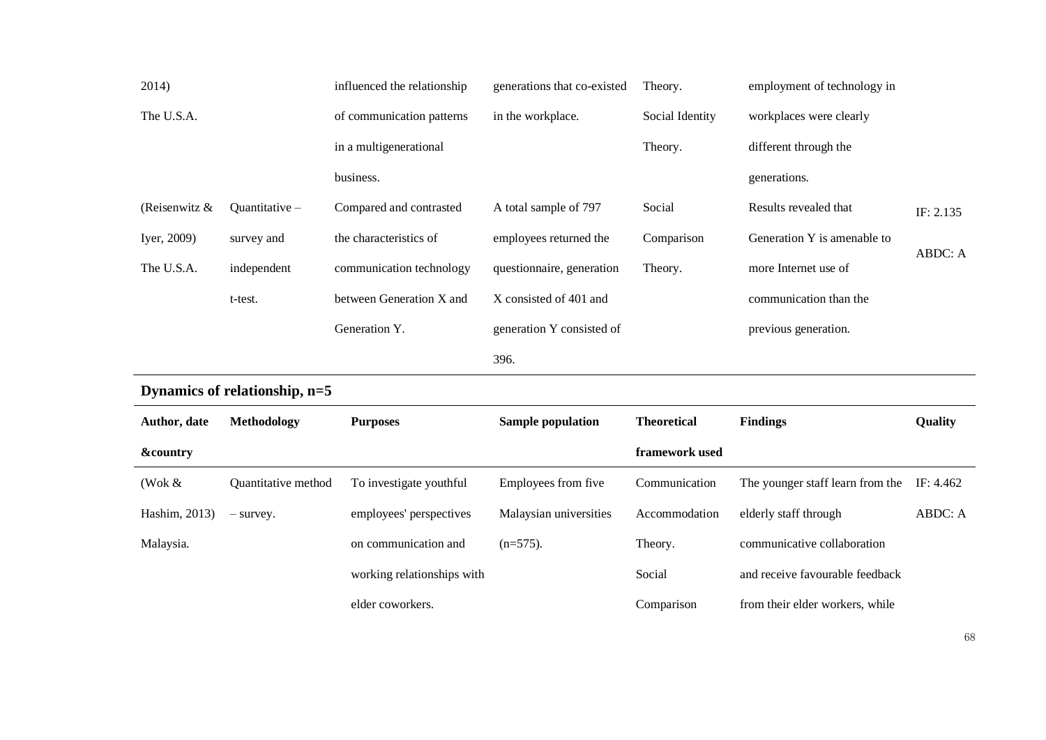| | | | | | | |
|---|---|---|---|---|---|---|
| 2014) The U.S.A. | | influenced the relationship of communication patterns in a multigenerational business. | generations that co-existed in the workplace. | Theory. Social Identity Theory. | employment of technology in workplaces were clearly different through the generations. | |
| (Reisenwitz & Iyer, 2009) The U.S.A. | Quantitative – survey and independent t-test. | Compared and contrasted the characteristics of communication technology between Generation X and Generation Y. | A total sample of 797 employees returned the questionnaire, generation X consisted of 401 and generation Y consisted of 396. | Social Comparison Theory. | Results revealed that Generation Y is amenable to more Internet use of communication than the previous generation. | IF: 2.135 ABDC: A |

**Dynamics of relationship, n=5**

| Author, date &country | Methodology | Purposes | Sample population | Theoretical framework used | Findings | Quality |
|---|---|---|---|---|---|---|
| (Wok & Hashim, 2013) Malaysia. | Quantitative method – survey. | To investigate youthful employees' perspectives on communication and working relationships with elder coworkers. | Employees from five Malaysian universities (n=575). | Communication Accommodation Theory. Social Comparison | The younger staff learn from the elderly staff through communicative collaboration and receive favourable feedback from their elder workers, while | IF: 4.462 ABDC: A |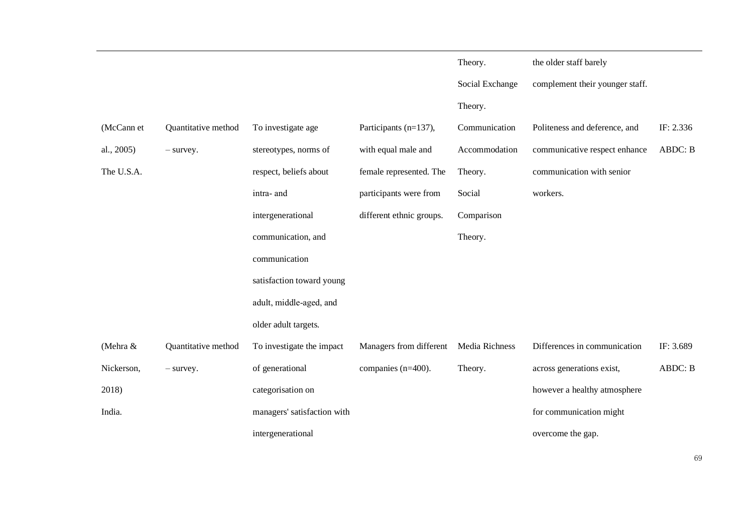| | | | | | | |
|---|---|---|---|---|---|---|
| | | | | Theory. Social Exchange Theory. | the older staff barely complement their younger staff. | |
| (McCann et al., 2005) The U.S.A. | Quantitative method – survey. | To investigate age stereotypes, norms of respect, beliefs about intra- and intergenerational communication, and communication satisfaction toward young adult, middle-aged, and older adult targets. | Participants (n=137), with equal male and female represented. The participants were from different ethnic groups. | Communication Accommodation Theory. Social Comparison Theory. | Politeness and deference, and communicative respect enhance communication with senior workers. | IF: 2.336 ABDC: B |
| (Mehra & Nickerson, 2018) India. | Quantitative method – survey. | To investigate the impact of generational categorisation on managers' satisfaction with intergenerational | Managers from different companies (n=400). | Media Richness Theory. | Differences in communication across generations exist, however a healthy atmosphere for communication might overcome the gap. | IF: 3.689 ABDC: B |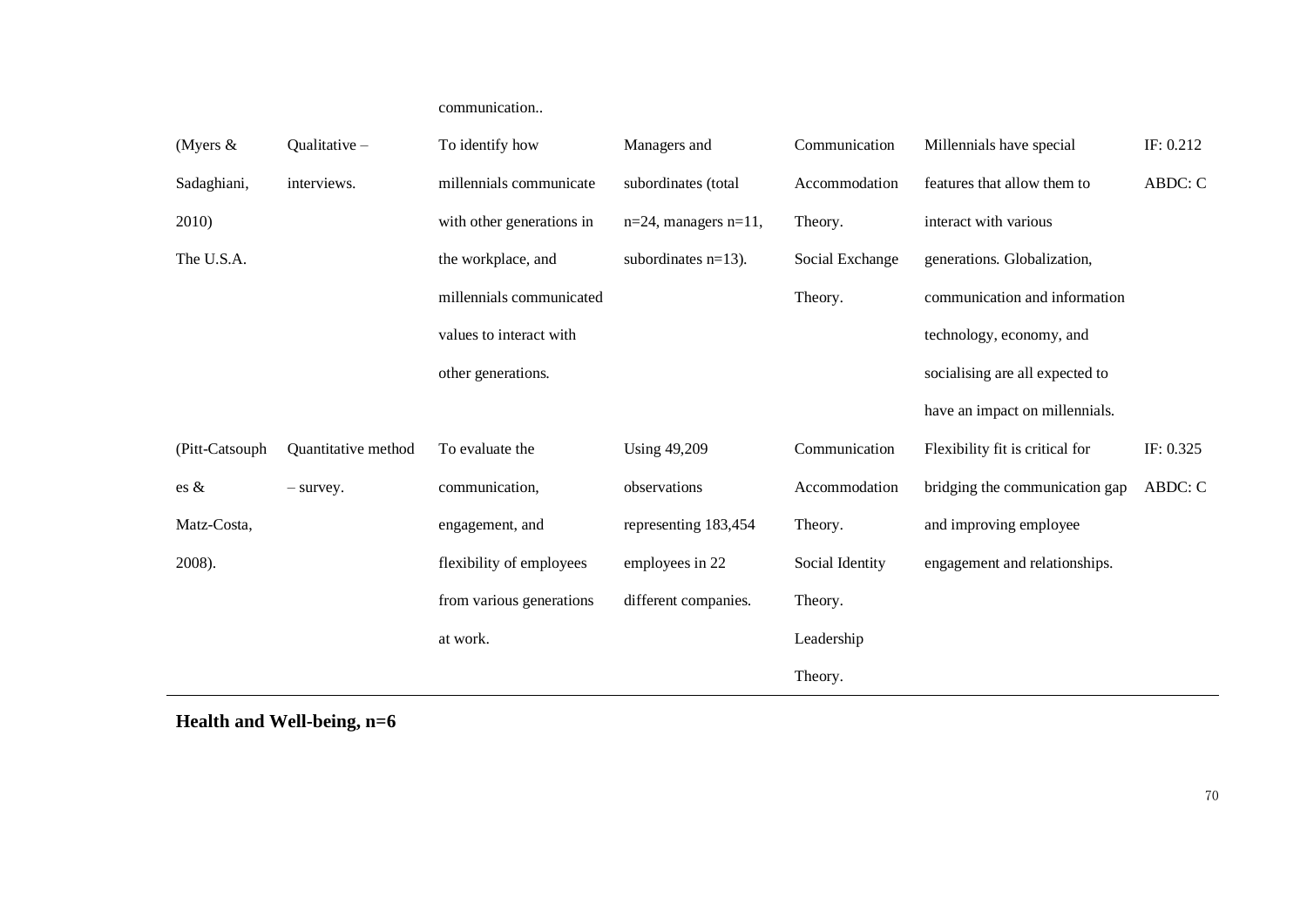| | | communication.. | | | | |
|---|---|---|---|---|---|---|
| (Myers & Sadaghiani, 2010) The U.S.A. | Qualitative – interviews. | To identify how millennials communicate with other generations in the workplace, and millennials communicated values to interact with other generations. | Managers and subordinates (total n=24, managers n=11, subordinates n=13). | Communication Accommodation Theory. Social Exchange Theory. | Millennials have special features that allow them to interact with various generations. Globalization, communication and information technology, economy, and socialising are all expected to have an impact on millennials. | IF: 0.212 ABDC: C |
| (Pitt-Catsouphes & Matz-Costa, 2008). | Quantitative method – survey. | To evaluate the communication, engagement, and flexibility of employees from various generations at work. | Using 49,209 observations representing 183,454 employees in 22 different companies. | Communication Accommodation Theory. Social Identity Theory. Leadership Theory. | Flexibility fit is critical for bridging the communication gap and improving employee engagement and relationships. | IF: 0.325 ABDC: C |

**Health and Well-being, n=6**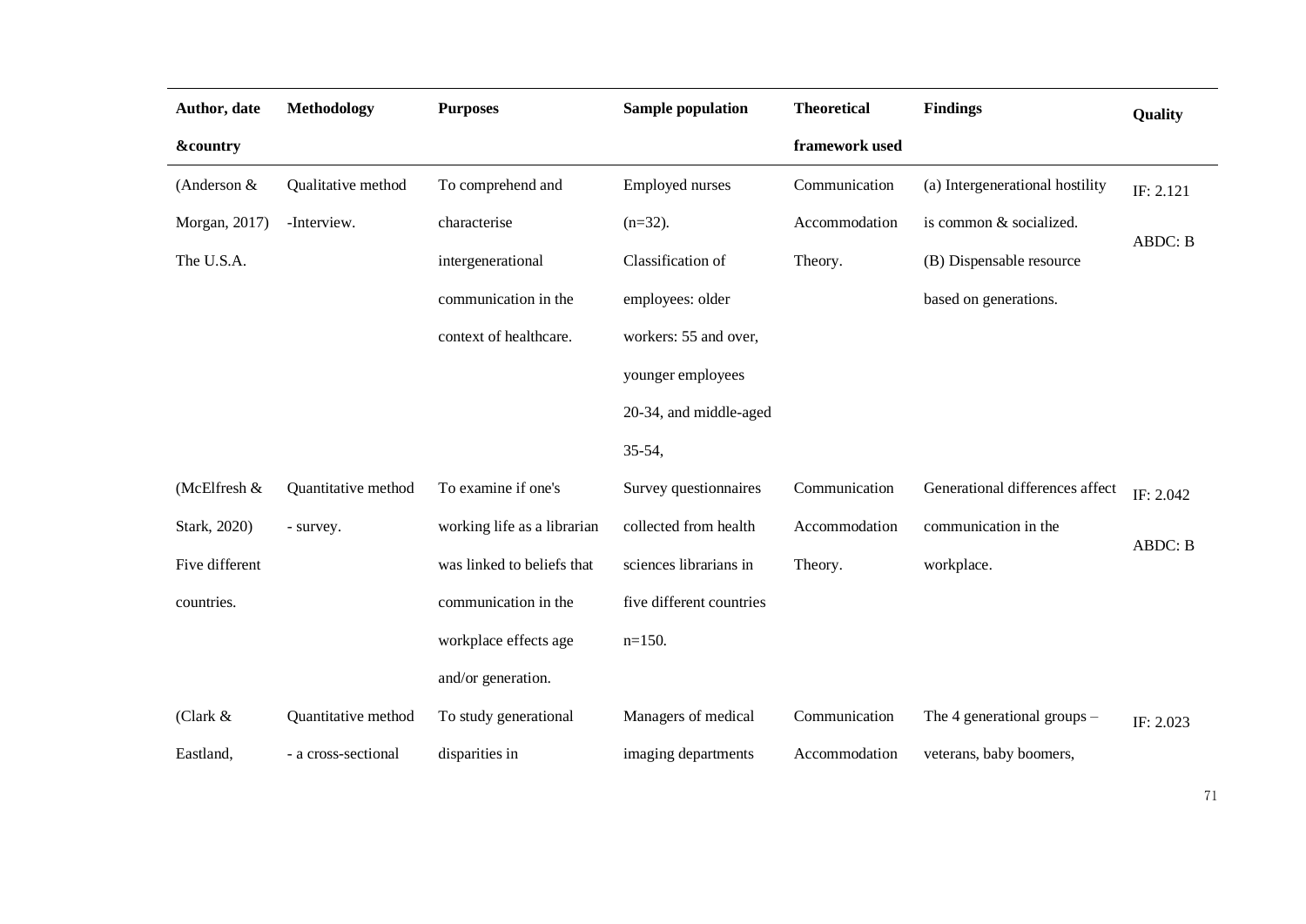| Author, date &country | Methodology | Purposes | Sample population | Theoretical framework used | Findings | Quality |
|---|---|---|---|---|---|---|
| (Anderson & Morgan, 2017) The U.S.A. | Qualitative method -Interview. | To comprehend and characterise intergenerational communication in the context of healthcare. | Employed nurses (n=32). Classification of employees: older workers: 55 and over, younger employees 20-34, and middle-aged 35-54, | Communication Accommodation Theory. | (a) Intergenerational hostility is common & socialized. (B) Dispensable resource based on generations. | IF: 2.121 ABDC: B |
| (McElfresh & Stark, 2020) Five different countries. | Quantitative method - survey. | To examine if one's working life as a librarian was linked to beliefs that communication in the workplace effects age and/or generation. | Survey questionnaires collected from health sciences librarians in five different countries n=150. | Communication Accommodation Theory. | Generational differences affect communication in the workplace. | IF: 2.042 ABDC: B |
| (Clark & Eastland, | Quantitative method - a cross-sectional | To study generational disparities in | Managers of medical imaging departments | Communication Accommodation | The 4 generational groups – veterans, baby boomers, | IF: 2.023 |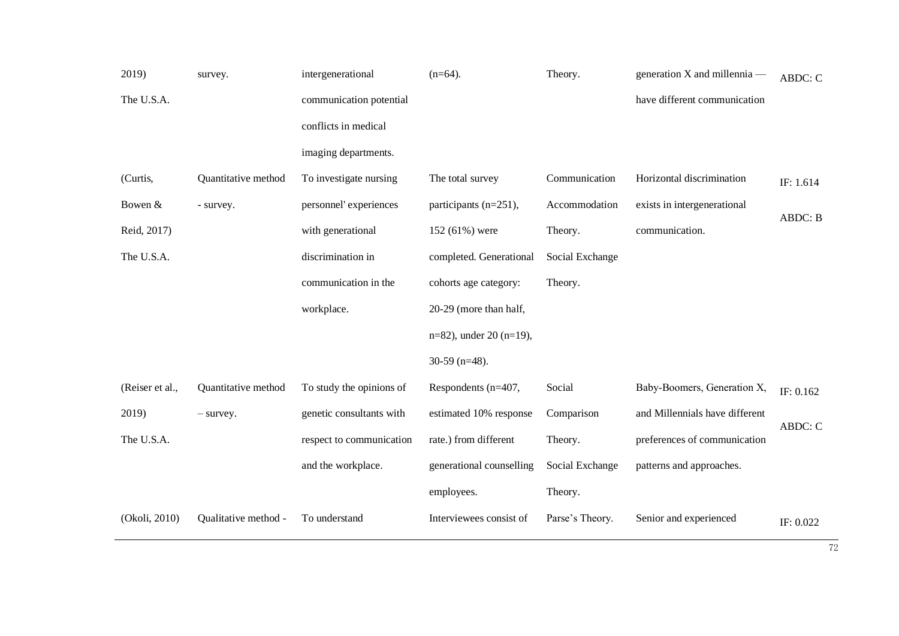| | | | | | | |
|---|---|---|---|---|---|---|
| 2019) The U.S.A. | survey. | intergenerational communication potential conflicts in medical imaging departments. | (n=64). | Theory. | generation X and millennia — have different communication | ABDC: C |
| (Curtis, Bowen & Reid, 2017) The U.S.A. | Quantitative method - survey. | To investigate nursing personnel' experiences with generational discrimination in communication in the workplace. | The total survey participants (n=251), 152 (61%) were completed. Generational cohorts age category: 20-29 (more than half, n=82), under 20 (n=19), 30-59 (n=48). | Communication Accommodation Theory. Social Exchange Theory. | Horizontal discrimination exists in intergenerational communication. | IF: 1.614 ABDC: B |
| (Reiser et al., 2019) The U.S.A. | Quantitative method – survey. | To study the opinions of genetic consultants with respect to communication and the workplace. | Respondents (n=407, estimated 10% response rate.) from different generational counselling employees. | Social Comparison Theory. Social Exchange Theory. | Baby-Boomers, Generation X, and Millennials have different preferences of communication patterns and approaches. | IF: 0.162 ABDC: C |
| (Okoli, 2010) | Qualitative method - | To understand | Interviewees consist of | Parse's Theory. | Senior and experienced | IF: 0.022 |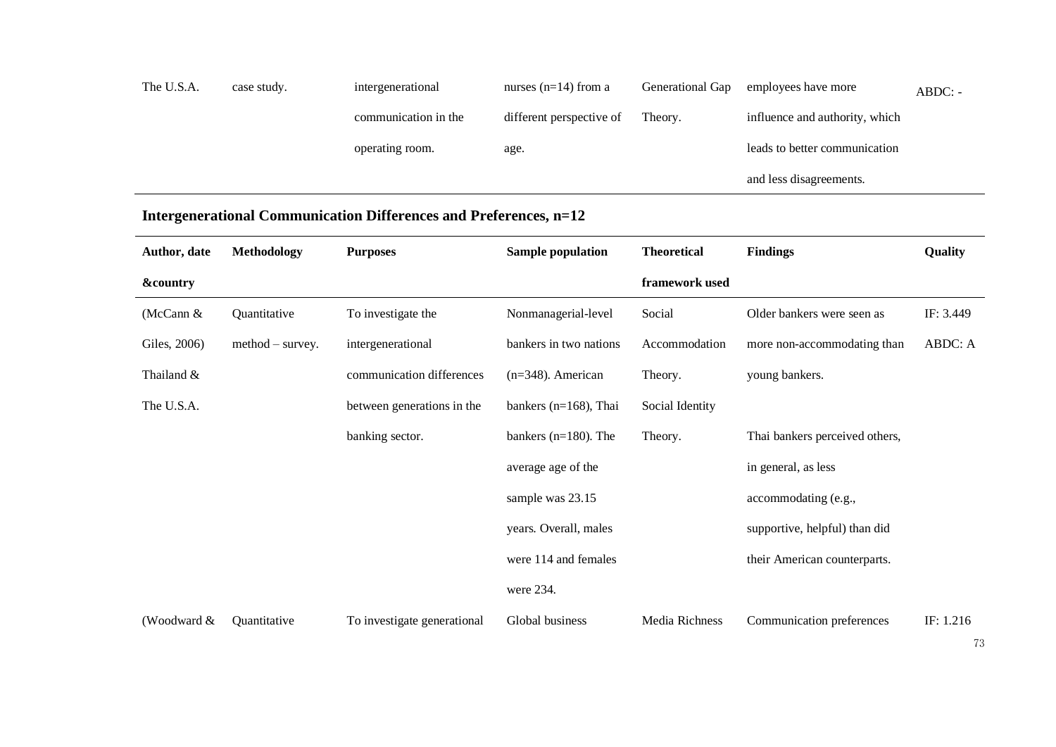| | | | | | | |
|---|---|---|---|---|---|---|
| The U.S.A. | case study. | intergenerational communication in the operating room. | nurses (n=14) from a different perspective of age. | Generational Gap Theory. | employees have more influence and authority, which leads to better communication and less disagreements. | ABDC: - |

## Intergenerational Communication Differences and Preferences, n=12

| Author, date &country | Methodology | Purposes | Sample population | Theoretical framework used | Findings | Quality |
|---|---|---|---|---|---|---|
| (McCann & Giles, 2006) Thailand & The U.S.A. | Quantitative method – survey. | To investigate the intergenerational communication differences between generations in the banking sector. | Nonmanagerial-level bankers in two nations (n=348). American bankers (n=168), Thai bankers (n=180). The average age of the sample was 23.15 years. Overall, males were 114 and females were 234. | Social Accommodation Theory. Social Identity Theory. | Older bankers were seen as more non-accommodating than young bankers. Thai bankers perceived others, in general, as less accommodating (e.g., supportive, helpful) than did their American counterparts. | IF: 3.449 ABDC: A |
| (Woodward & | Quantitative | To investigate generational | Global business | Media Richness | Communication preferences | IF: 1.216 |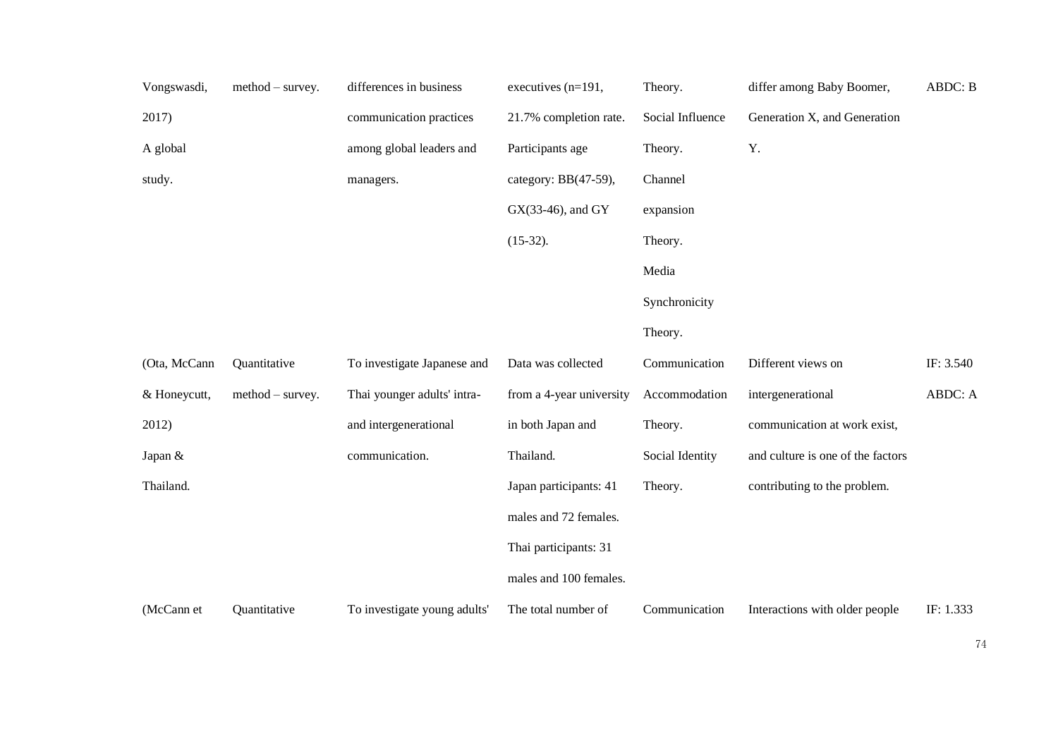| | | | | | | |
|---|---|---|---|---|---|---|
| Vongswasdi, 2017) A global study. | method – survey. | differences in business communication practices among global leaders and managers. | executives (n=191, 21.7% completion rate. Participants age category: BB(47-59), GX(33-46), and GY (15-32). | Theory. Social Influence Theory. Channel expansion Theory. Media Synchronicity Theory. | differ among Baby Boomer, Generation X, and Generation Y. | ABDC: B |
| (Ota, McCann & Honeycutt, 2012) Japan & Thailand. | Quantitative method – survey. | To investigate Japanese and Thai younger adults' intra- and intergenerational communication. | Data was collected from a 4-year university in both Japan and Thailand. Japan participants: 41 males and 72 females. Thai participants: 31 males and 100 females. | Communication Accommodation Theory. Social Identity Theory. | Different views on intergenerational communication at work exist, and culture is one of the factors contributing to the problem. | IF: 3.540 ABDC: A |
| (McCann et | Quantitative | To investigate young adults' | The total number of | Communication | Interactions with older people | IF: 1.333 |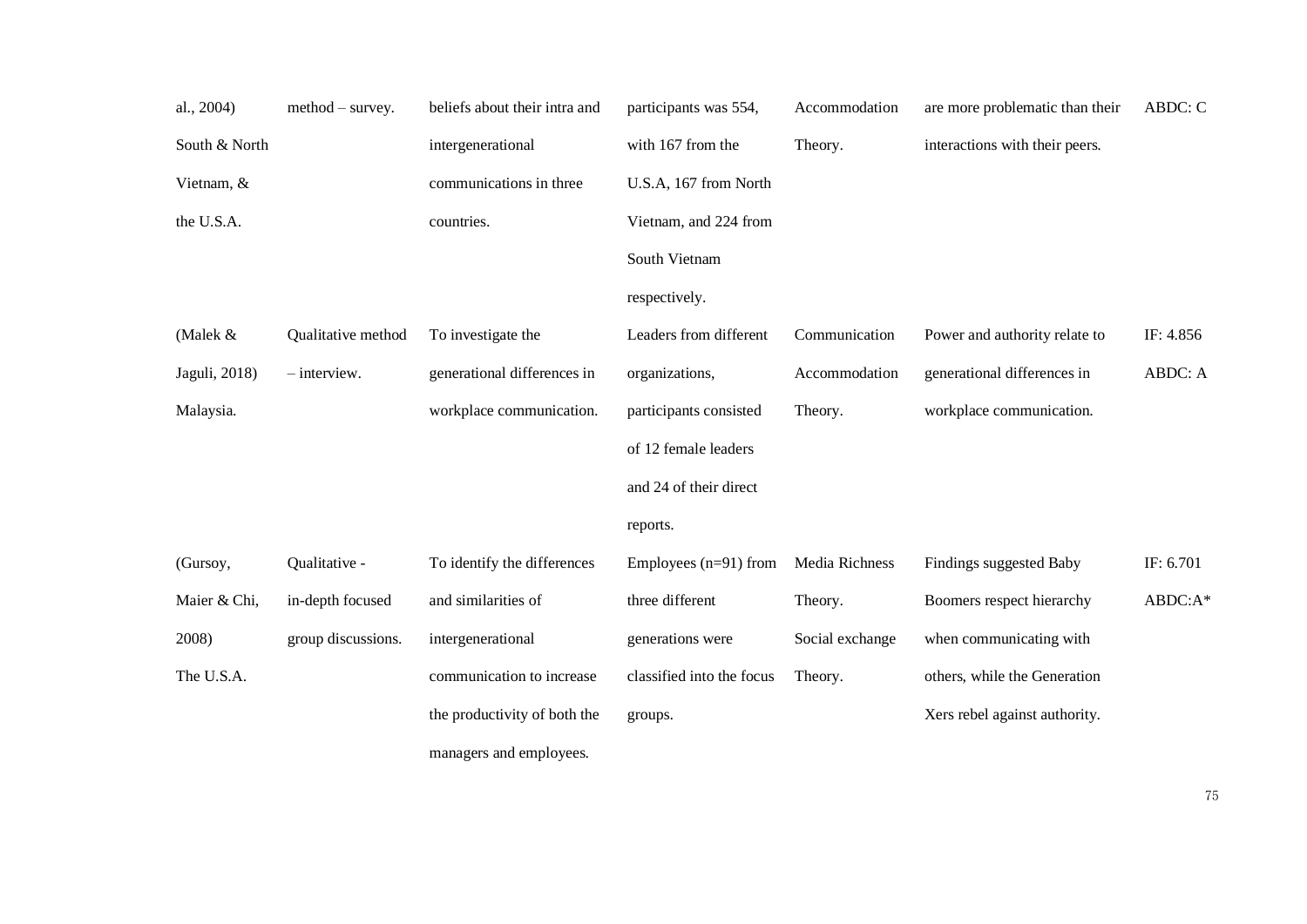| | | | | | | |
|---|---|---|---|---|---|---|
| al., 2004) South & North Vietnam, & the U.S.A. | method – survey. | beliefs about their intra and intergenerational communications in three countries. | participants was 554, with 167 from the U.S.A, 167 from North Vietnam, and 224 from South Vietnam respectively. | Accommodation Theory. | are more problematic than their interactions with their peers. | ABDC: C |
| (Malek & Jaguli, 2018) Malaysia. | Qualitative method – interview. | To investigate the generational differences in workplace communication. | Leaders from different organizations, participants consisted of 12 female leaders and 24 of their direct reports. | Communication Accommodation Theory. | Power and authority relate to generational differences in workplace communication. | IF: 4.856 ABDC: A |
| (Gursoy, Maier & Chi, 2008) The U.S.A. | Qualitative - in-depth focused group discussions. | To identify the differences and similarities of intergenerational communication to increase the productivity of both the managers and employees. | Employees (n=91) from three different generations were classified into the focus groups. | Media Richness Theory. Social exchange Theory. | Findings suggested Baby Boomers respect hierarchy when communicating with others, while the Generation Xers rebel against authority. | IF: 6.701 ABDC:A* |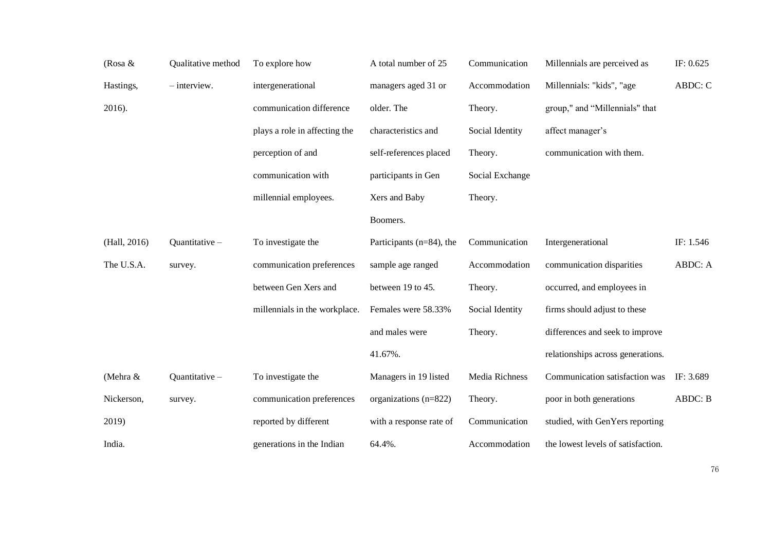| (Rosa & Hastings, 2016). | Qualitative method – interview. | To explore how intergenerational communication difference plays a role in affecting the perception of and communication with millennial employees. | A total number of 25 managers aged 31 or older. The characteristics and self-references placed participants in Gen Xers and Baby Boomers. | Communication Accommodation Theory. Social Identity Theory. Social Exchange Theory. | Millennials are perceived as Millennials: "kids", "age group," and "Millennials" that affect manager's communication with them. | IF: 0.625 ABDC: C |
|---|---|---|---|---|---|---|
| (Hall, 2016) The U.S.A. | Quantitative – survey. | To investigate the communication preferences between Gen Xers and millennials in the workplace. | Participants (n=84), the sample age ranged between 19 to 45. Females were 58.33% and males were 41.67%. | Communication Accommodation Theory. Social Identity Theory. | Intergenerational communication disparities occurred, and employees in firms should adjust to these differences and seek to improve relationships across generations. | IF: 1.546 ABDC: A |
| (Mehra & Nickerson, 2019) India. | Quantitative – survey. | To investigate the communication preferences reported by different generations in the Indian | Managers in 19 listed organizations (n=822) with a response rate of 64.4%. | Media Richness Theory. Communication Accommodation | Communication satisfaction was poor in both generations studied, with GenYers reporting the lowest levels of satisfaction. | IF: 3.689 ABDC: B |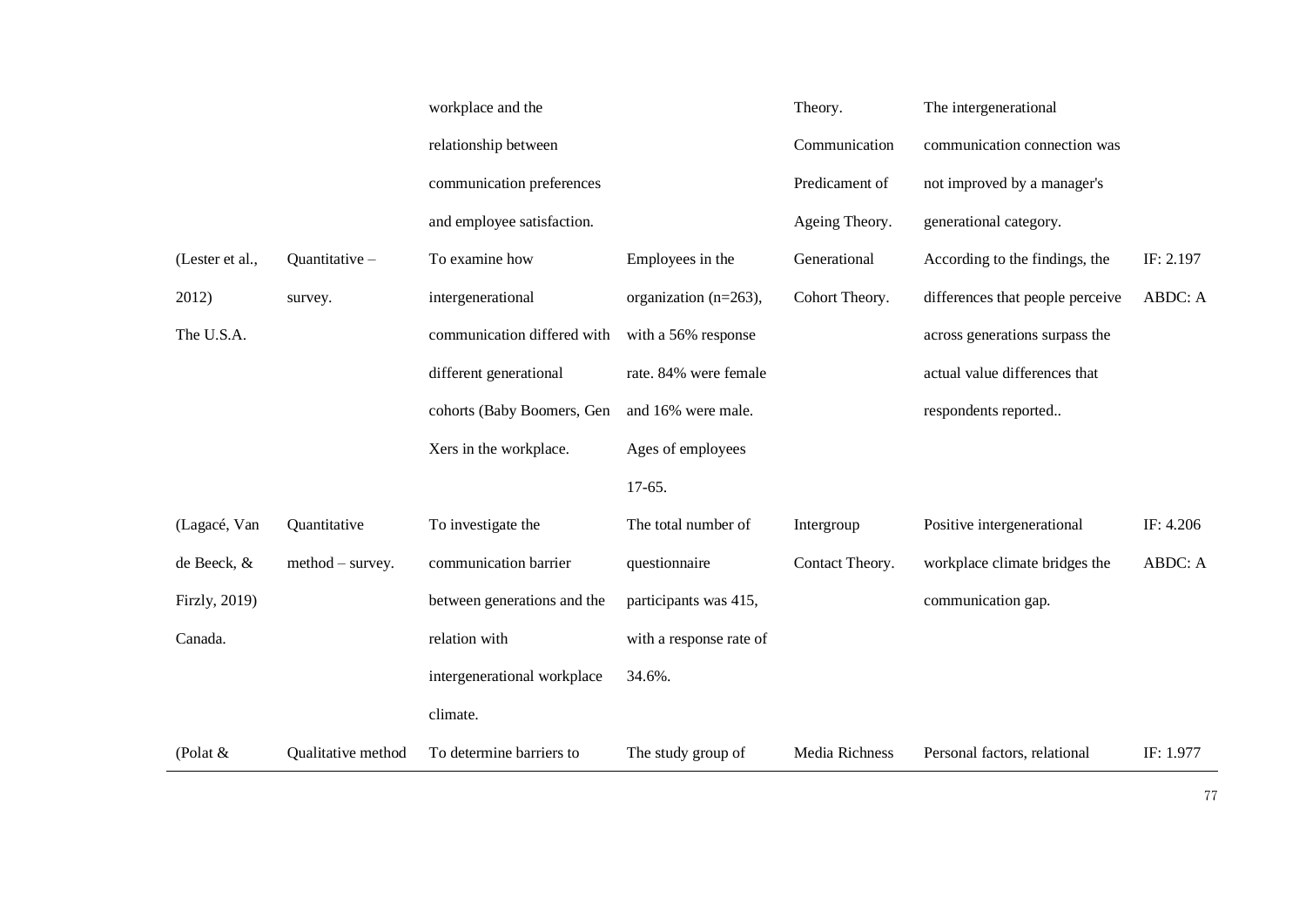| | | workplace and the relationship between communication preferences and employee satisfaction. | | Theory. Communication Predicament of Ageing Theory. | The intergenerational communication connection was not improved by a manager's generational category. | |
|---|---|---|---|---|---|---|
| (Lester et al., 2012) The U.S.A. | Quantitative – survey. | To examine how intergenerational communication differed with different generational cohorts (Baby Boomers, Gen Xers in the workplace. | Employees in the organization (n=263), with a 56% response rate. 84% were female and 16% were male. Ages of employees 17-65. | Generational Cohort Theory. | According to the findings, the differences that people perceive across generations surpass the actual value differences that respondents reported.. | IF: 2.197 ABDC: A |
| (Lagacé, Van de Beeck, & Firzly, 2019) Canada. | Quantitative method – survey. | To investigate the communication barrier between generations and the relation with intergenerational workplace climate. | The total number of questionnaire participants was 415, with a response rate of 34.6%. | Intergroup Contact Theory. | Positive intergenerational workplace climate bridges the communication gap. | IF: 4.206 ABDC: A |
| (Polat & | Qualitative method | To determine barriers to | The study group of | Media Richness | Personal factors, relational | IF: 1.977 |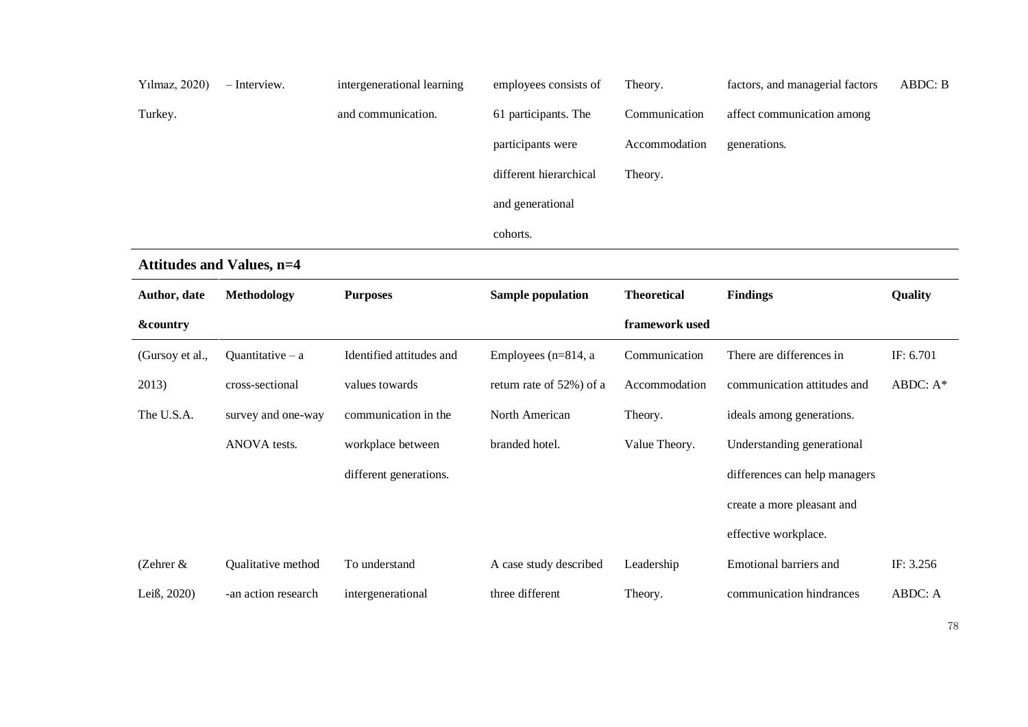| | | | | | | |
|---|---|---|---|---|---|---|
| Yılmaz, 2020) Turkey. | – Interview. | intergenerational learning and communication. | employees consists of 61 participants. The participants were different hierarchical and generational cohorts. | Theory. Communication Accommodation Theory. | factors, and managerial factors affect communication among generations. | ABDC: B |

**Attitudes and Values, n=4**

| Author, date &country | Methodology | Purposes | Sample population | Theoretical framework used | Findings | Quality |
|---|---|---|---|---|---|---|
| (Gursoy et al., 2013) The U.S.A. | Quantitative – a cross-sectional survey and one-way ANOVA tests. | Identified attitudes and values towards communication in the workplace between different generations. | Employees (n=814, a return rate of 52%) of a North American branded hotel. | Communication Accommodation Theory. Value Theory. | There are differences in communication attitudes and ideals among generations. Understanding generational differences can help managers create a more pleasant and effective workplace. | IF: 6.701 ABDC: A* |
| (Zehrer & Leiß, 2020) | Qualitative method -an action research | To understand intergenerational | A case study described three different | Leadership Theory. | Emotional barriers and communication hindrances | IF: 3.256 ABDC: A |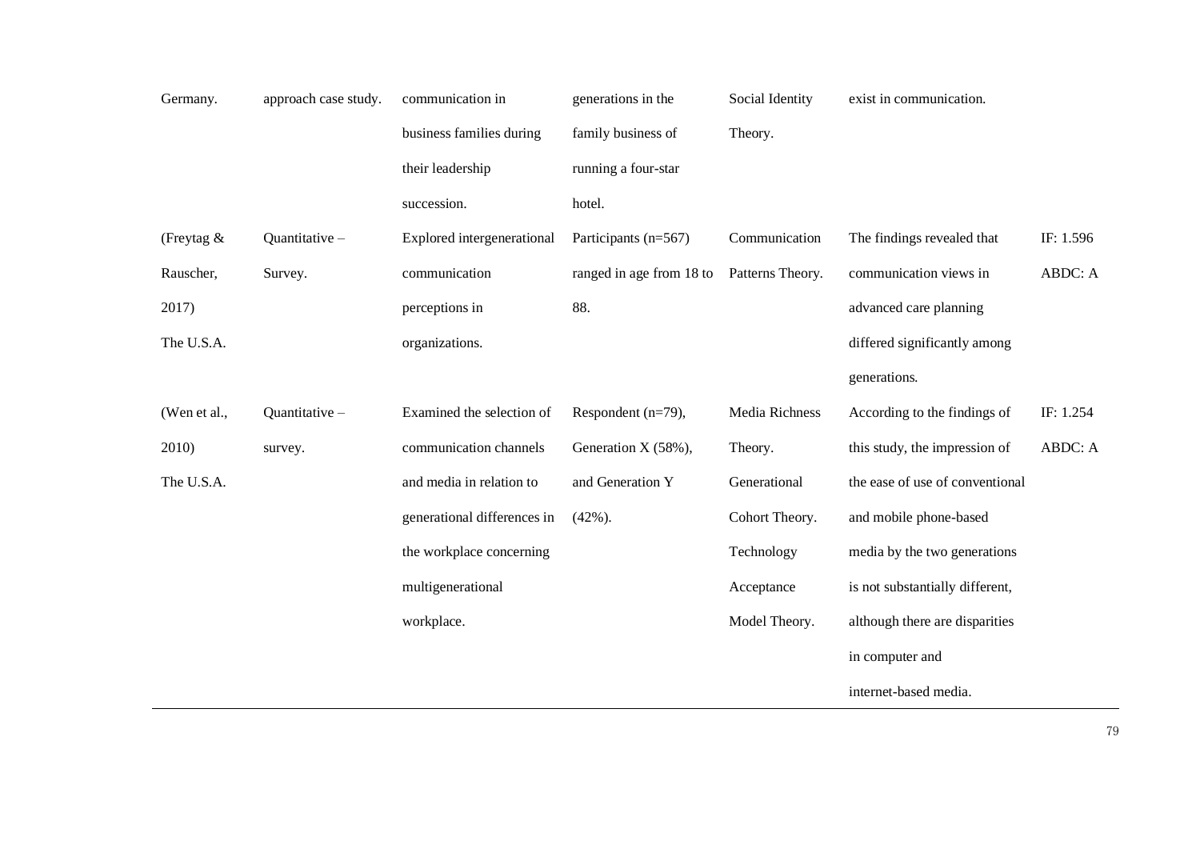| | | | | | | |
|---|---|---|---|---|---|---|
| Germany. | approach case study. | communication in business families during their leadership succession. | generations in the family business of running a four-star hotel. | Social Identity Theory. | exist in communication. | |
| (Freytag & Rauscher, 2017) The U.S.A. | Quantitative – Survey. | Explored intergenerational communication perceptions in organizations. | Participants (n=567) ranged in age from 18 to 88. | Communication Patterns Theory. | The findings revealed that communication views in advanced care planning differed significantly among generations. | IF: 1.596 ABDC: A |
| (Wen et al., 2010) The U.S.A. | Quantitative – survey. | Examined the selection of communication channels and media in relation to generational differences in the workplace concerning multigenerational workplace. | Respondent (n=79), Generation X (58%), and Generation Y (42%). | Media Richness Theory. Generational Cohort Theory. Technology Acceptance Model Theory. | According to the findings of this study, the impression of the ease of use of conventional and mobile phone-based media by the two generations is not substantially different, although there are disparities in computer and internet-based media. | IF: 1.254 ABDC: A |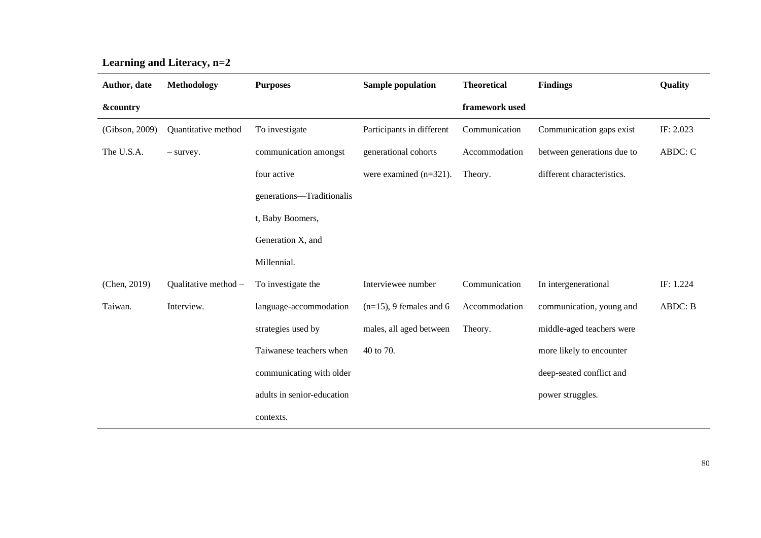**Learning and Literacy, n=2**

| Author, date &country | Methodology | Purposes | Sample population | Theoretical framework used | Findings | Quality |
|---|---|---|---|---|---|---|
| (Gibson, 2009) The U.S.A. | Quantitative method – survey. | To investigate communication amongst four active generations—Traditionalist, Baby Boomers, Generation X, and Millennial. | Participants in different generational cohorts were examined (n=321). | Communication Accommodation Theory. | Communication gaps exist between generations due to different characteristics. | IF: 2.023 ABDC: C |
| (Chen, 2019) Taiwan. | Qualitative method – Interview. | To investigate the language-accommodation strategies used by Taiwanese teachers when communicating with older adults in senior-education contexts. | Interviewee number (n=15), 9 females and 6 males, all aged between 40 to 70. | Communication Accommodation Theory. | In intergenerational communication, young and middle-aged teachers were more likely to encounter deep-seated conflict and power struggles. | IF: 1.224 ABDC: B |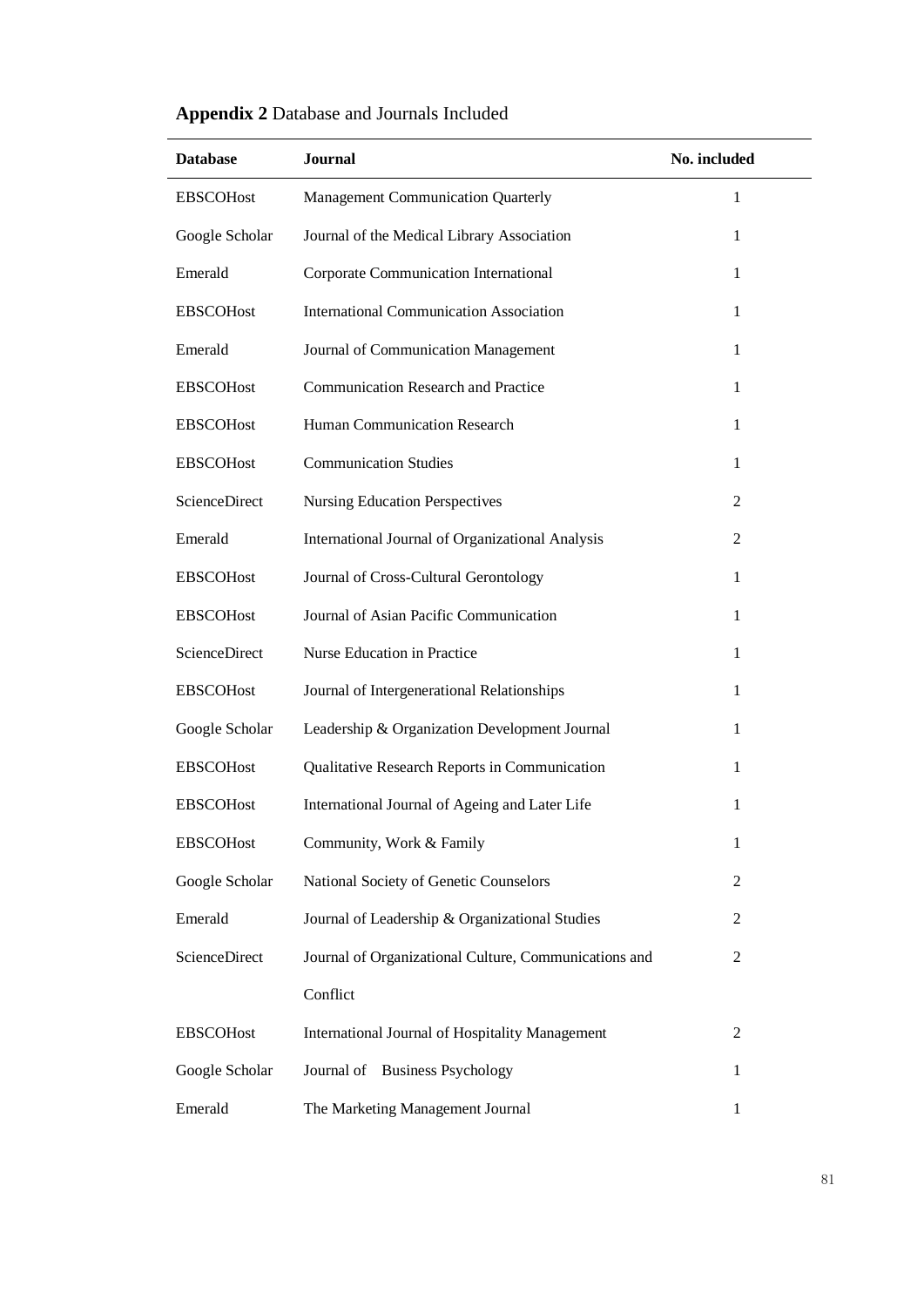**Appendix 2** Database and Journals Included

| **Database** | **Journal** | **No. included** |
|---|---|---|
| EBSCOHost | Management Communication Quarterly | 1 |
| Google Scholar | Journal of the Medical Library Association | 1 |
| Emerald | Corporate Communication International | 1 |
| EBSCOHost | International Communication Association | 1 |
| Emerald | Journal of Communication Management | 1 |
| EBSCOHost | Communication Research and Practice | 1 |
| EBSCOHost | Human Communication Research | 1 |
| EBSCOHost | Communication Studies | 1 |
| ScienceDirect | Nursing Education Perspectives | 2 |
| Emerald | International Journal of Organizational Analysis | 2 |
| EBSCOHost | Journal of Cross-Cultural Gerontology | 1 |
| EBSCOHost | Journal of Asian Pacific Communication | 1 |
| ScienceDirect | Nurse Education in Practice | 1 |
| EBSCOHost | Journal of Intergenerational Relationships | 1 |
| Google Scholar | Leadership & Organization Development Journal | 1 |
| EBSCOHost | Qualitative Research Reports in Communication | 1 |
| EBSCOHost | International Journal of Ageing and Later Life | 1 |
| EBSCOHost | Community, Work & Family | 1 |
| Google Scholar | National Society of Genetic Counselors | 2 |
| Emerald | Journal of Leadership & Organizational Studies | 2 |
| ScienceDirect | Journal of Organizational Culture, Communications and Conflict | 2 |
| EBSCOHost | International Journal of Hospitality Management | 2 |
| Google Scholar | Journal of Business Psychology | 1 |
| Emerald | The Marketing Management Journal | 1 |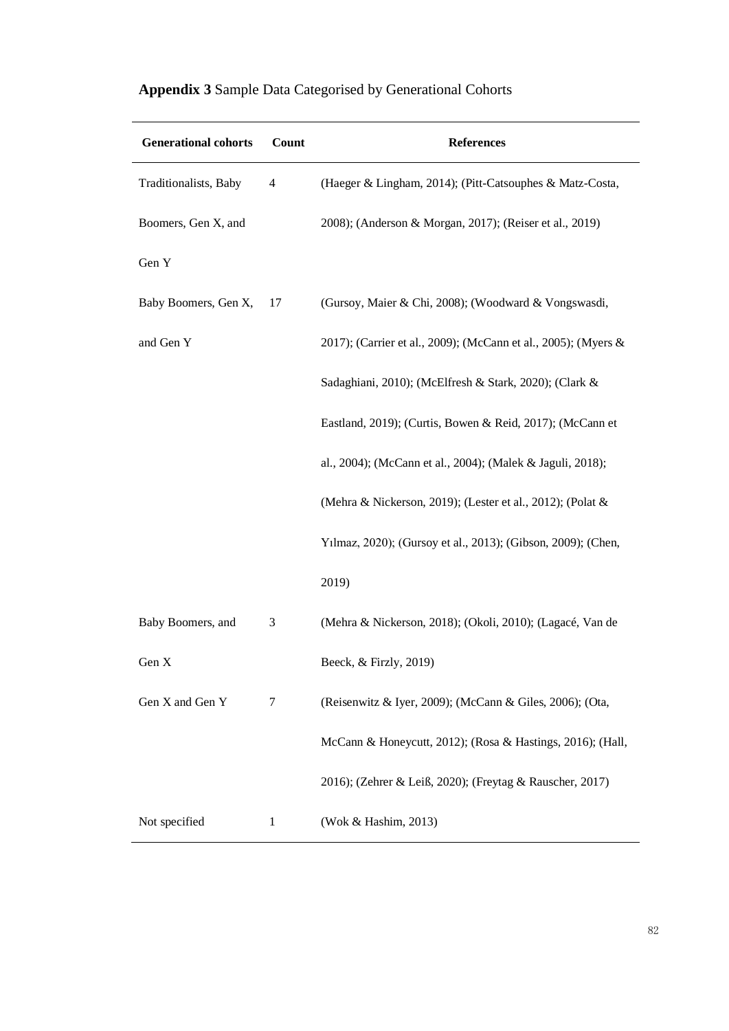**Appendix 3** Sample Data Categorised by Generational Cohorts

| Generational cohorts | Count | References |
|---|---|---|
| Traditionalists, Baby Boomers, Gen X, and Gen Y | 4 | (Haeger & Lingham, 2014); (Pitt-Catsouphes & Matz-Costa, 2008); (Anderson & Morgan, 2017); (Reiser et al., 2019) |
| Baby Boomers, Gen X, and Gen Y | 17 | (Gursoy, Maier & Chi, 2008); (Woodward & Vongswasdi, 2017); (Carrier et al., 2009); (McCann et al., 2005); (Myers & Sadaghiani, 2010); (McElfresh & Stark, 2020); (Clark & Eastland, 2019); (Curtis, Bowen & Reid, 2017); (McCann et al., 2004); (McCann et al., 2004); (Malek & Jaguli, 2018); (Mehra & Nickerson, 2019); (Lester et al., 2012); (Polat & Yılmaz, 2020); (Gursoy et al., 2013); (Gibson, 2009); (Chen, 2019) |
| Baby Boomers, and Gen X | 3 | (Mehra & Nickerson, 2018); (Okoli, 2010); (Lagacé, Van de Beeck, & Firzly, 2019) |
| Gen X and Gen Y | 7 | (Reisenwitz & Iyer, 2009); (McCann & Giles, 2006); (Ota, McCann & Honeycutt, 2012); (Rosa & Hastings, 2016); (Hall, 2016); (Zehrer & Leiß, 2020); (Freytag & Rauscher, 2017) |
| Not specified | 1 | (Wok & Hashim, 2013) |